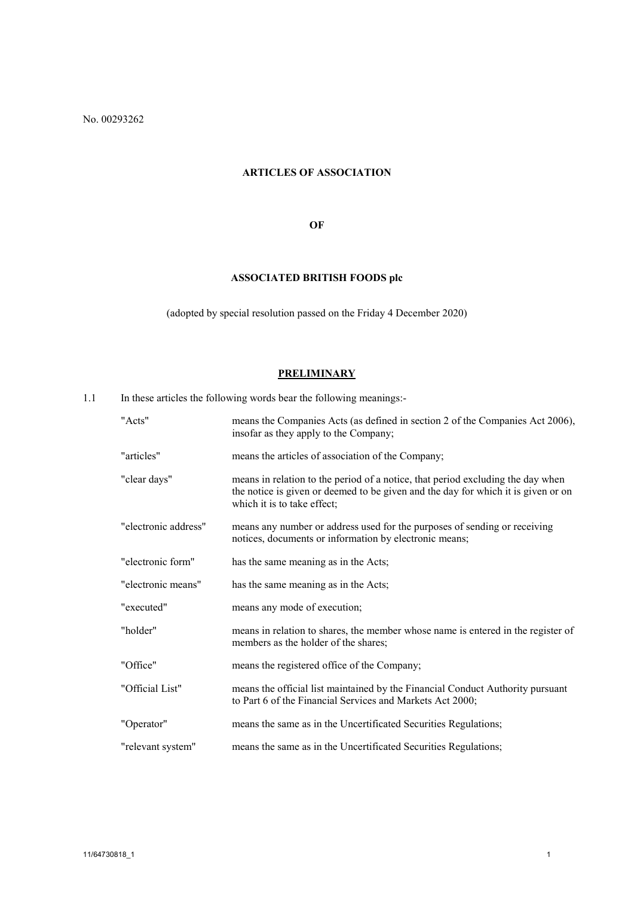No. 00293262

# ARTICLES OF ASSOCIATION

# OF

# ASSOCIATED BRITISH FOODS plc

(adopted by special resolution passed on the Friday 4 December 2020)

## PRELIMINARY

1.1 In these articles the following words bear the following meanings:-

| | |
|---|---|
| "Acts" | means the Companies Acts (as defined in section 2 of the Companies Act 2006), insofar as they apply to the Company; |
| "articles" | means the articles of association of the Company; |
| "clear days" | means in relation to the period of a notice, that period excluding the day when the notice is given or deemed to be given and the day for which it is given or on which it is to take effect; |
| "electronic address" | means any number or address used for the purposes of sending or receiving notices, documents or information by electronic means; |
| "electronic form" | has the same meaning as in the Acts; |
| "electronic means" | has the same meaning as in the Acts; |
| "executed" | means any mode of execution; |
| "holder" | means in relation to shares, the member whose name is entered in the register of members as the holder of the shares; |
| "Office" | means the registered office of the Company; |
| "Official List" | means the official list maintained by the Financial Conduct Authority pursuant to Part 6 of the Financial Services and Markets Act 2000; |
| "Operator" | means the same as in the Uncertificated Securities Regulations; |
| "relevant system" | means the same as in the Uncertificated Securities Regulations; |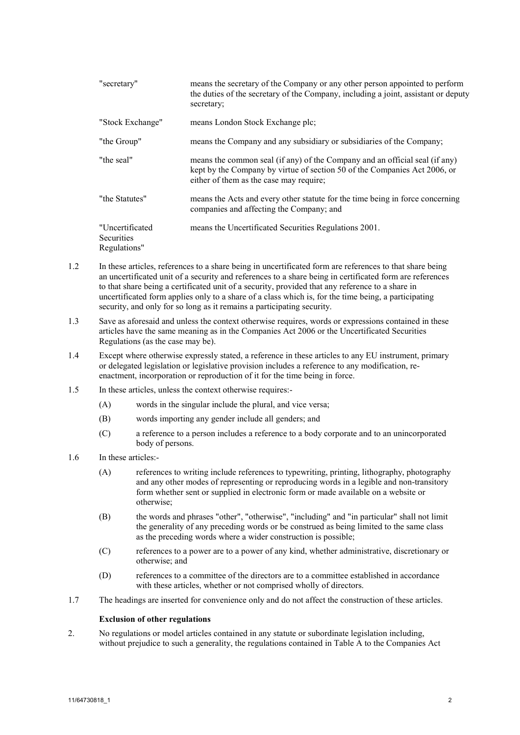| | |
|---|---|
| "secretary" | means the secretary of the Company or any other person appointed to perform the duties of the secretary of the Company, including a joint, assistant or deputy secretary; |
| "Stock Exchange" | means London Stock Exchange plc; |
| "the Group" | means the Company and any subsidiary or subsidiaries of the Company; |
| "the seal" | means the common seal (if any) of the Company and an official seal (if any) kept by the Company by virtue of section 50 of the Companies Act 2006, or either of them as the case may require; |
| "the Statutes" | means the Acts and every other statute for the time being in force concerning companies and affecting the Company; and |
| "Uncertificated Securities Regulations" | means the Uncertificated Securities Regulations 2001. |

1.2 In these articles, references to a share being in uncertificated form are references to that share being an uncertificated unit of a security and references to a share being in certificated form are references to that share being a certificated unit of a security, provided that any reference to a share in uncertificated form applies only to a share of a class which is, for the time being, a participating security, and only for so long as it remains a participating security.

1.3 Save as aforesaid and unless the context otherwise requires, words or expressions contained in these articles have the same meaning as in the Companies Act 2006 or the Uncertificated Securities Regulations (as the case may be).

1.4 Except where otherwise expressly stated, a reference in these articles to any EU instrument, primary or delegated legislation or legislative provision includes a reference to any modification, re-enactment, incorporation or reproduction of it for the time being in force.

1.5 In these articles, unless the context otherwise requires:-

(A) words in the singular include the plural, and vice versa;

(B) words importing any gender include all genders; and

(C) a reference to a person includes a reference to a body corporate and to an unincorporated body of persons.

1.6 In these articles:-

(A) references to writing include references to typewriting, printing, lithography, photography and any other modes of representing or reproducing words in a legible and non-transitory form whether sent or supplied in electronic form or made available on a website or otherwise;

(B) the words and phrases "other", "otherwise", "including" and "in particular" shall not limit the generality of any preceding words or be construed as being limited to the same class as the preceding words where a wider construction is possible;

(C) references to a power are to a power of any kind, whether administrative, discretionary or otherwise; and

(D) references to a committee of the directors are to a committee established in accordance with these articles, whether or not comprised wholly of directors.

1.7 The headings are inserted for convenience only and do not affect the construction of these articles.

**Exclusion of other regulations**

2. No regulations or model articles contained in any statute or subordinate legislation including, without prejudice to such a generality, the regulations contained in Table A to the Companies Act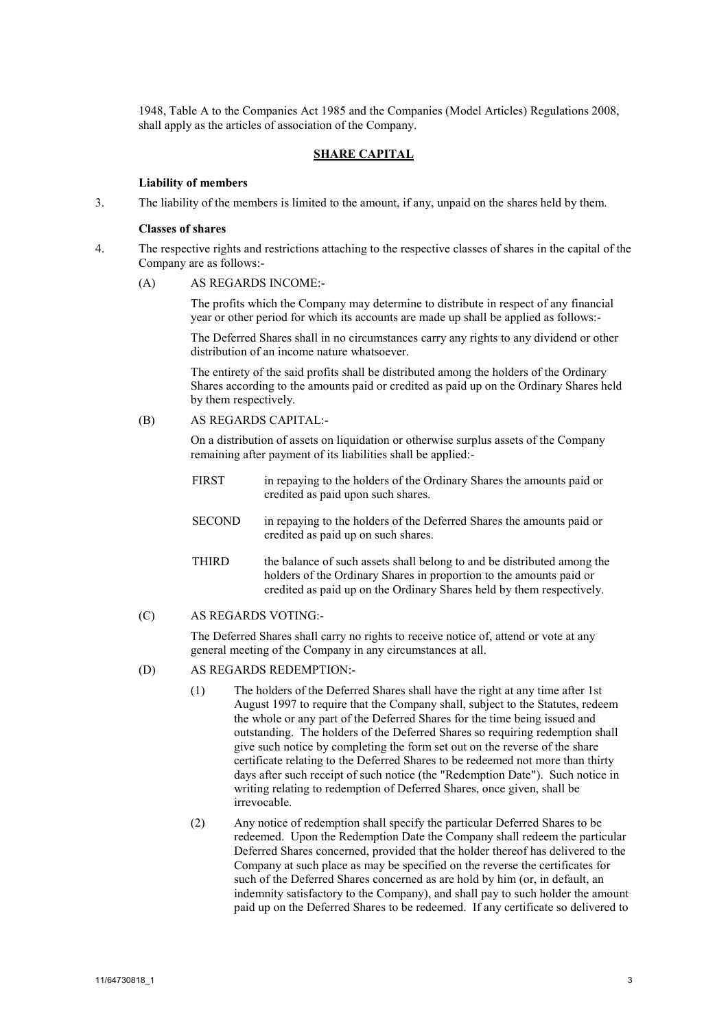1948, Table A to the Companies Act 1985 and the Companies (Model Articles) Regulations 2008, shall apply as the articles of association of the Company.

## SHARE CAPITAL

**Liability of members**

3. The liability of the members is limited to the amount, if any, unpaid on the shares held by them.

**Classes of shares**

4. The respective rights and restrictions attaching to the respective classes of shares in the capital of the Company are as follows:-

   (A) AS REGARDS INCOME:-

   The profits which the Company may determine to distribute in respect of any financial year or other period for which its accounts are made up shall be applied as follows:-

   The Deferred Shares shall in no circumstances carry any rights to any dividend or other distribution of an income nature whatsoever.

   The entirety of the said profits shall be distributed among the holders of the Ordinary Shares according to the amounts paid or credited as paid up on the Ordinary Shares held by them respectively.

   (B) AS REGARDS CAPITAL:-

   On a distribution of assets on liquidation or otherwise surplus assets of the Company remaining after payment of its liabilities shall be applied:-

   FIRST in repaying to the holders of the Ordinary Shares the amounts paid or credited as paid upon such shares.

   SECOND in repaying to the holders of the Deferred Shares the amounts paid or credited as paid up on such shares.

   THIRD the balance of such assets shall belong to and be distributed among the holders of the Ordinary Shares in proportion to the amounts paid or credited as paid up on the Ordinary Shares held by them respectively.

   (C) AS REGARDS VOTING:-

   The Deferred Shares shall carry no rights to receive notice of, attend or vote at any general meeting of the Company in any circumstances at all.

   (D) AS REGARDS REDEMPTION:-

   (1) The holders of the Deferred Shares shall have the right at any time after 1st August 1997 to require that the Company shall, subject to the Statutes, redeem the whole or any part of the Deferred Shares for the time being issued and outstanding. The holders of the Deferred Shares so requiring redemption shall give such notice by completing the form set out on the reverse of the share certificate relating to the Deferred Shares to be redeemed not more than thirty days after such receipt of such notice (the "Redemption Date"). Such notice in writing relating to redemption of Deferred Shares, once given, shall be irrevocable.

   (2) Any notice of redemption shall specify the particular Deferred Shares to be redeemed. Upon the Redemption Date the Company shall redeem the particular Deferred Shares concerned, provided that the holder thereof has delivered to the Company at such place as may be specified on the reverse the certificates for such of the Deferred Shares concerned as are hold by him (or, in default, an indemnity satisfactory to the Company), and shall pay to such holder the amount paid up on the Deferred Shares to be redeemed. If any certificate so delivered to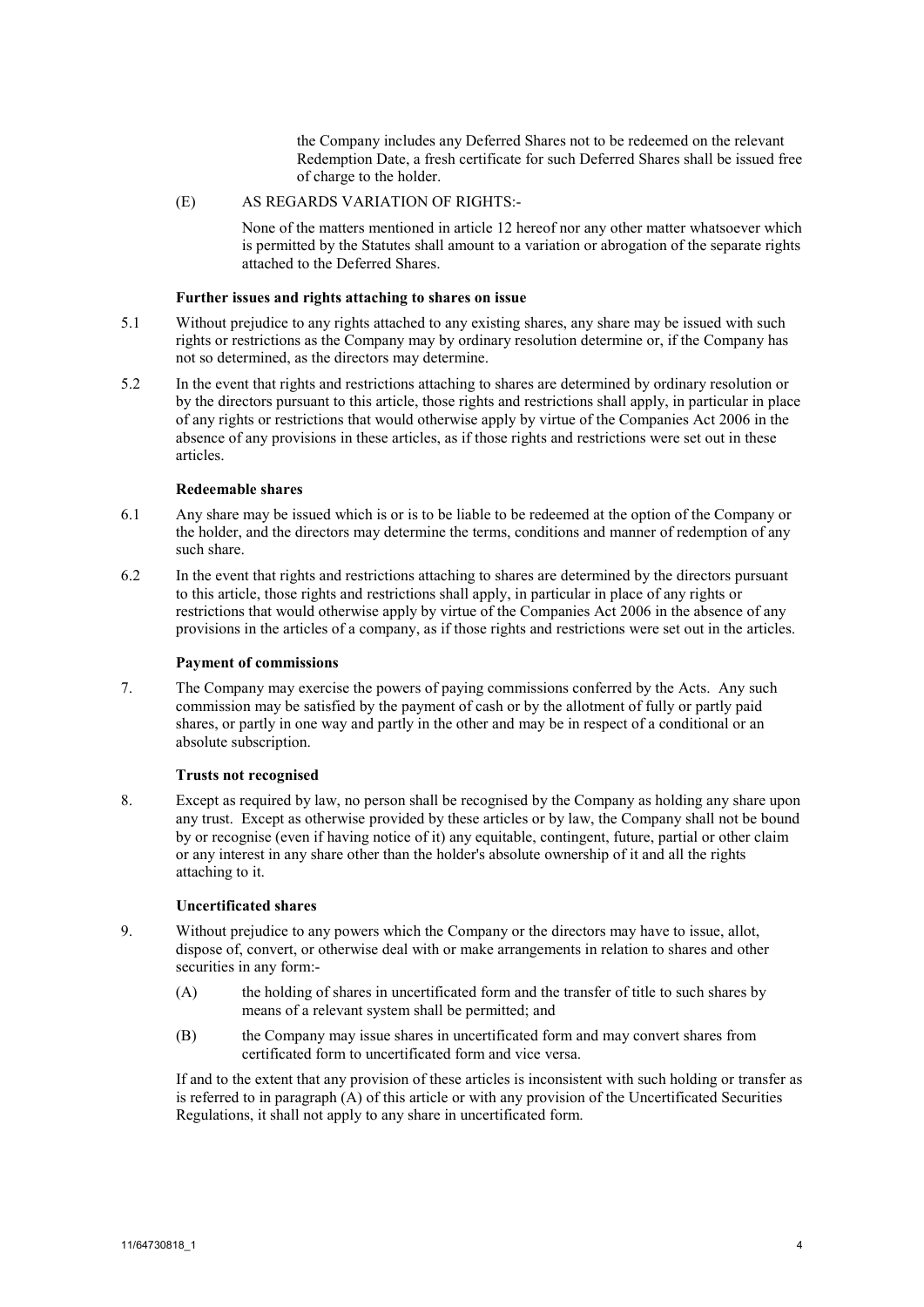the Company includes any Deferred Shares not to be redeemed on the relevant Redemption Date, a fresh certificate for such Deferred Shares shall be issued free of charge to the holder.

(E) AS REGARDS VARIATION OF RIGHTS:-

None of the matters mentioned in article 12 hereof nor any other matter whatsoever which is permitted by the Statutes shall amount to a variation or abrogation of the separate rights attached to the Deferred Shares.

**Further issues and rights attaching to shares on issue**

5.1 Without prejudice to any rights attached to any existing shares, any share may be issued with such rights or restrictions as the Company may by ordinary resolution determine or, if the Company has not so determined, as the directors may determine.

5.2 In the event that rights and restrictions attaching to shares are determined by ordinary resolution or by the directors pursuant to this article, those rights and restrictions shall apply, in particular in place of any rights or restrictions that would otherwise apply by virtue of the Companies Act 2006 in the absence of any provisions in these articles, as if those rights and restrictions were set out in these articles.

**Redeemable shares**

6.1 Any share may be issued which is or is to be liable to be redeemed at the option of the Company or the holder, and the directors may determine the terms, conditions and manner of redemption of any such share.

6.2 In the event that rights and restrictions attaching to shares are determined by the directors pursuant to this article, those rights and restrictions shall apply, in particular in place of any rights or restrictions that would otherwise apply by virtue of the Companies Act 2006 in the absence of any provisions in the articles of a company, as if those rights and restrictions were set out in the articles.

**Payment of commissions**

7. The Company may exercise the powers of paying commissions conferred by the Acts. Any such commission may be satisfied by the payment of cash or by the allotment of fully or partly paid shares, or partly in one way and partly in the other and may be in respect of a conditional or an absolute subscription.

**Trusts not recognised**

8. Except as required by law, no person shall be recognised by the Company as holding any share upon any trust. Except as otherwise provided by these articles or by law, the Company shall not be bound by or recognise (even if having notice of it) any equitable, contingent, future, partial or other claim or any interest in any share other than the holder's absolute ownership of it and all the rights attaching to it.

**Uncertificated shares**

9. Without prejudice to any powers which the Company or the directors may have to issue, allot, dispose of, convert, or otherwise deal with or make arrangements in relation to shares and other securities in any form:-

(A) the holding of shares in uncertificated form and the transfer of title to such shares by means of a relevant system shall be permitted; and

(B) the Company may issue shares in uncertificated form and may convert shares from certificated form to uncertificated form and vice versa.

If and to the extent that any provision of these articles is inconsistent with such holding or transfer as is referred to in paragraph (A) of this article or with any provision of the Uncertificated Securities Regulations, it shall not apply to any share in uncertificated form.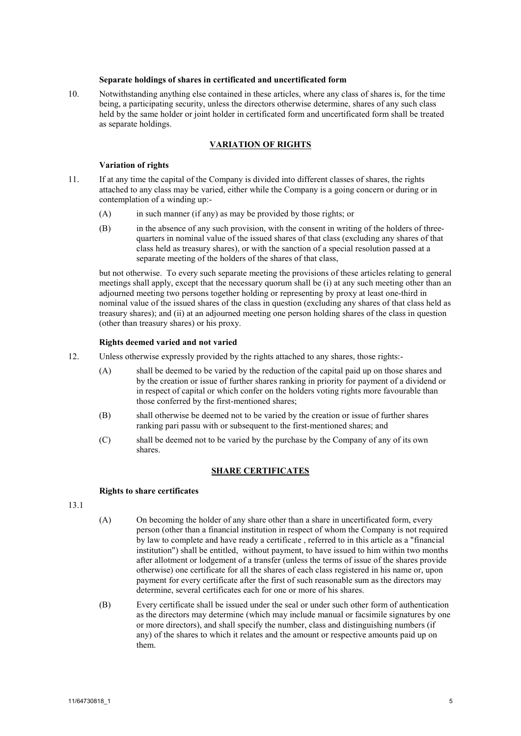**Separate holdings of shares in certificated and uncertificated form**

10. Notwithstanding anything else contained in these articles, where any class of shares is, for the time being, a participating security, unless the directors otherwise determine, shares of any such class held by the same holder or joint holder in certificated form and uncertificated form shall be treated as separate holdings.

## VARIATION OF RIGHTS

**Variation of rights**

11. If at any time the capital of the Company is divided into different classes of shares, the rights attached to any class may be varied, either while the Company is a going concern or during or in contemplation of a winding up:-

    (A) in such manner (if any) as may be provided by those rights; or

    (B) in the absence of any such provision, with the consent in writing of the holders of three-quarters in nominal value of the issued shares of that class (excluding any shares of that class held as treasury shares), or with the sanction of a special resolution passed at a separate meeting of the holders of the shares of that class,

    but not otherwise. To every such separate meeting the provisions of these articles relating to general meetings shall apply, except that the necessary quorum shall be (i) at any such meeting other than an adjourned meeting two persons together holding or representing by proxy at least one-third in nominal value of the issued shares of the class in question (excluding any shares of that class held as treasury shares); and (ii) at an adjourned meeting one person holding shares of the class in question (other than treasury shares) or his proxy.

**Rights deemed varied and not varied**

12. Unless otherwise expressly provided by the rights attached to any shares, those rights:-

    (A) shall be deemed to be varied by the reduction of the capital paid up on those shares and by the creation or issue of further shares ranking in priority for payment of a dividend or in respect of capital or which confer on the holders voting rights more favourable than those conferred by the first-mentioned shares;

    (B) shall otherwise be deemed not to be varied by the creation or issue of further shares ranking pari passu with or subsequent to the first-mentioned shares; and

    (C) shall be deemed not to be varied by the purchase by the Company of any of its own shares.

## SHARE CERTIFICATES

**Rights to share certificates**

13.1

(A) On becoming the holder of any share other than a share in uncertificated form, every person (other than a financial institution in respect of whom the Company is not required by law to complete and have ready a certificate , referred to in this article as a "financial institution") shall be entitled, without payment, to have issued to him within two months after allotment or lodgement of a transfer (unless the terms of issue of the shares provide otherwise) one certificate for all the shares of each class registered in his name or, upon payment for every certificate after the first of such reasonable sum as the directors may determine, several certificates each for one or more of his shares.

(B) Every certificate shall be issued under the seal or under such other form of authentication as the directors may determine (which may include manual or facsimile signatures by one or more directors), and shall specify the number, class and distinguishing numbers (if any) of the shares to which it relates and the amount or respective amounts paid up on them.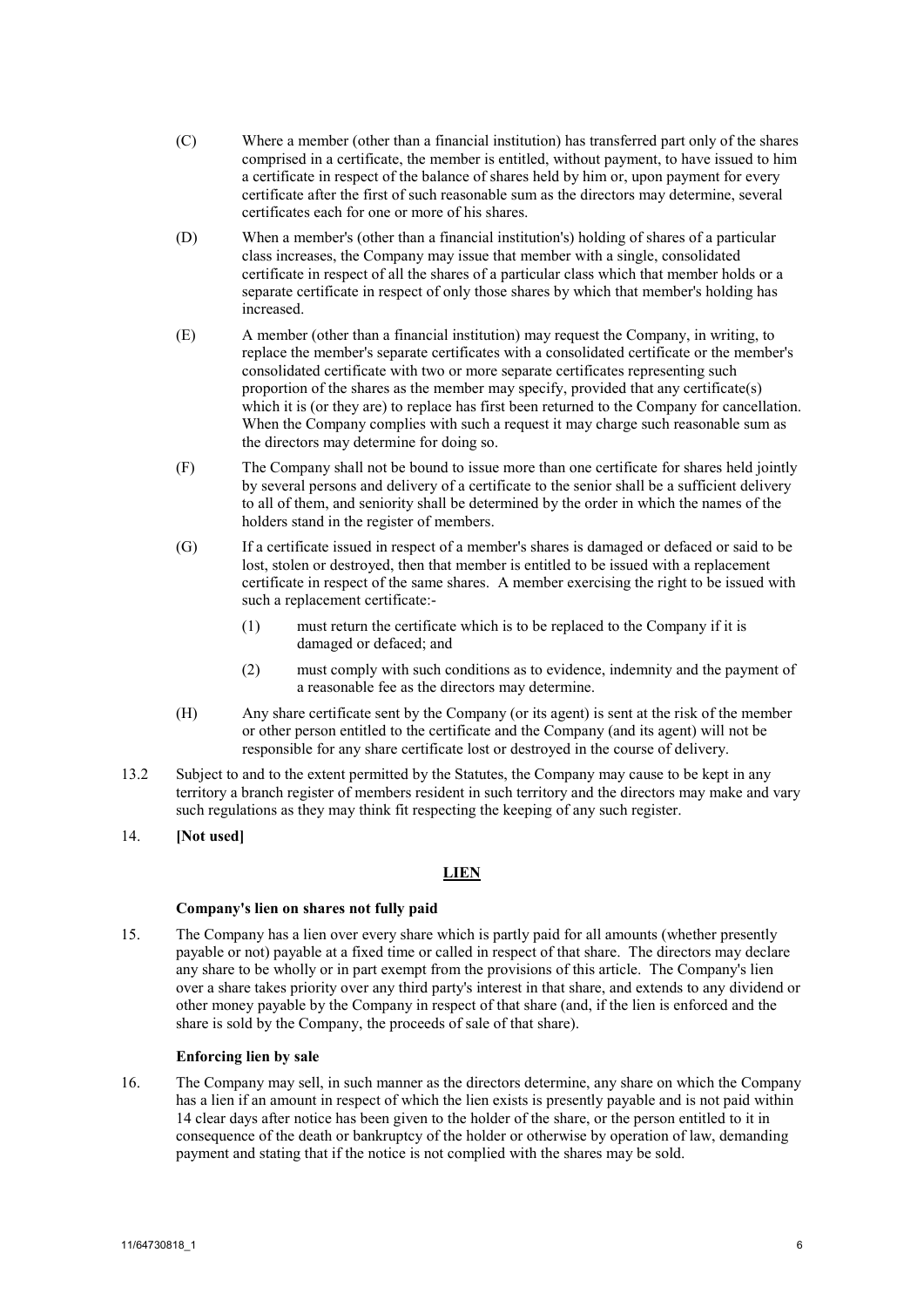(C) Where a member (other than a financial institution) has transferred part only of the shares comprised in a certificate, the member is entitled, without payment, to have issued to him a certificate in respect of the balance of shares held by him or, upon payment for every certificate after the first of such reasonable sum as the directors may determine, several certificates each for one or more of his shares.

(D) When a member's (other than a financial institution's) holding of shares of a particular class increases, the Company may issue that member with a single, consolidated certificate in respect of all the shares of a particular class which that member holds or a separate certificate in respect of only those shares by which that member's holding has increased.

(E) A member (other than a financial institution) may request the Company, in writing, to replace the member's separate certificates with a consolidated certificate or the member's consolidated certificate with two or more separate certificates representing such proportion of the shares as the member may specify, provided that any certificate(s) which it is (or they are) to replace has first been returned to the Company for cancellation. When the Company complies with such a request it may charge such reasonable sum as the directors may determine for doing so.

(F) The Company shall not be bound to issue more than one certificate for shares held jointly by several persons and delivery of a certificate to the senior shall be a sufficient delivery to all of them, and seniority shall be determined by the order in which the names of the holders stand in the register of members.

(G) If a certificate issued in respect of a member's shares is damaged or defaced or said to be lost, stolen or destroyed, then that member is entitled to be issued with a replacement certificate in respect of the same shares. A member exercising the right to be issued with such a replacement certificate:-

(1) must return the certificate which is to be replaced to the Company if it is damaged or defaced; and

(2) must comply with such conditions as to evidence, indemnity and the payment of a reasonable fee as the directors may determine.

(H) Any share certificate sent by the Company (or its agent) is sent at the risk of the member or other person entitled to the certificate and the Company (and its agent) will not be responsible for any share certificate lost or destroyed in the course of delivery.

13.2 Subject to and to the extent permitted by the Statutes, the Company may cause to be kept in any territory a branch register of members resident in such territory and the directors may make and vary such regulations as they may think fit respecting the keeping of any such register.

14. **[Not used]**

## LIEN

**Company's lien on shares not fully paid**

15. The Company has a lien over every share which is partly paid for all amounts (whether presently payable or not) payable at a fixed time or called in respect of that share. The directors may declare any share to be wholly or in part exempt from the provisions of this article. The Company's lien over a share takes priority over any third party's interest in that share, and extends to any dividend or other money payable by the Company in respect of that share (and, if the lien is enforced and the share is sold by the Company, the proceeds of sale of that share).

**Enforcing lien by sale**

16. The Company may sell, in such manner as the directors determine, any share on which the Company has a lien if an amount in respect of which the lien exists is presently payable and is not paid within 14 clear days after notice has been given to the holder of the share, or the person entitled to it in consequence of the death or bankruptcy of the holder or otherwise by operation of law, demanding payment and stating that if the notice is not complied with the shares may be sold.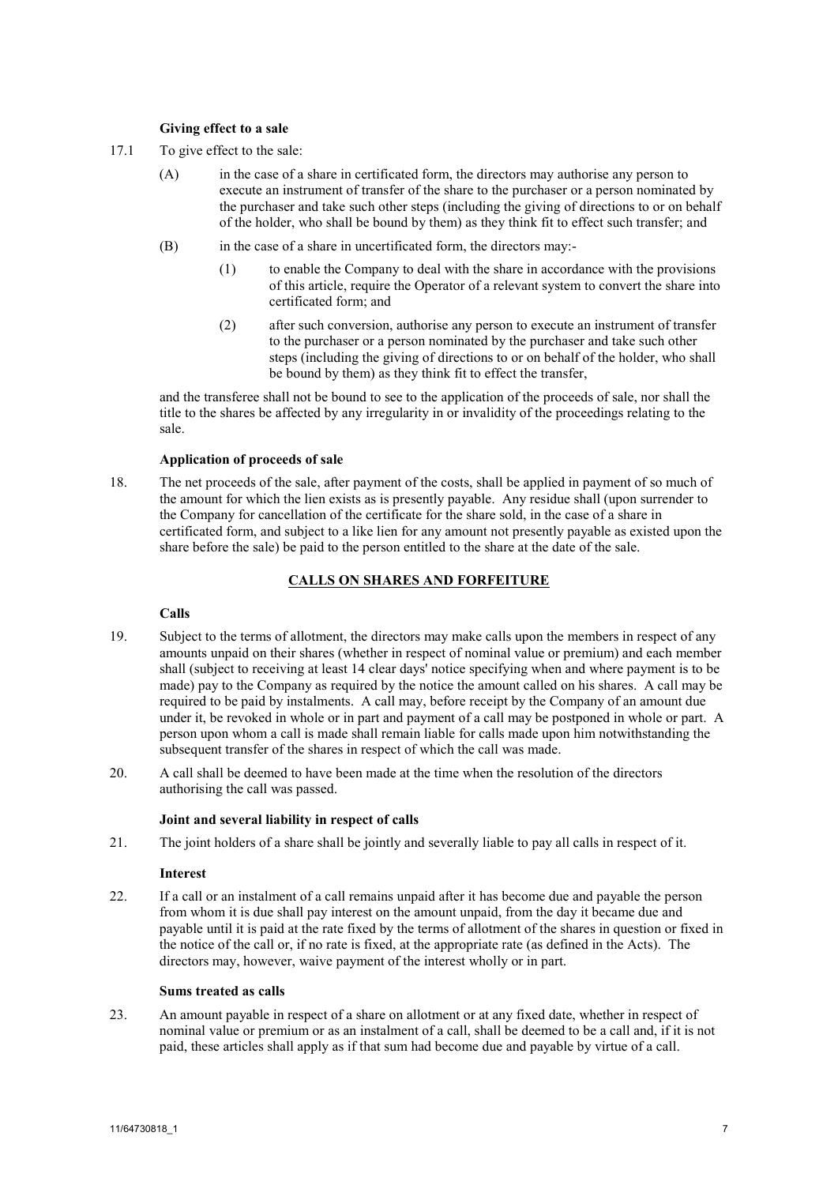**Giving effect to a sale**

17.1 To give effect to the sale:

(A) in the case of a share in certificated form, the directors may authorise any person to execute an instrument of transfer of the share to the purchaser or a person nominated by the purchaser and take such other steps (including the giving of directions to or on behalf of the holder, who shall be bound by them) as they think fit to effect such transfer; and

(B) in the case of a share in uncertificated form, the directors may:-

(1) to enable the Company to deal with the share in accordance with the provisions of this article, require the Operator of a relevant system to convert the share into certificated form; and

(2) after such conversion, authorise any person to execute an instrument of transfer to the purchaser or a person nominated by the purchaser and take such other steps (including the giving of directions to or on behalf of the holder, who shall be bound by them) as they think fit to effect the transfer,

and the transferee shall not be bound to see to the application of the proceeds of sale, nor shall the title to the shares be affected by any irregularity in or invalidity of the proceedings relating to the sale.

**Application of proceeds of sale**

18. The net proceeds of the sale, after payment of the costs, shall be applied in payment of so much of the amount for which the lien exists as is presently payable. Any residue shall (upon surrender to the Company for cancellation of the certificate for the share sold, in the case of a share in certificated form, and subject to a like lien for any amount not presently payable as existed upon the share before the sale) be paid to the person entitled to the share at the date of the sale.

## CALLS ON SHARES AND FORFEITURE

**Calls**

19. Subject to the terms of allotment, the directors may make calls upon the members in respect of any amounts unpaid on their shares (whether in respect of nominal value or premium) and each member shall (subject to receiving at least 14 clear days' notice specifying when and where payment is to be made) pay to the Company as required by the notice the amount called on his shares. A call may be required to be paid by instalments. A call may, before receipt by the Company of an amount due under it, be revoked in whole or in part and payment of a call may be postponed in whole or part. A person upon whom a call is made shall remain liable for calls made upon him notwithstanding the subsequent transfer of the shares in respect of which the call was made.

20. A call shall be deemed to have been made at the time when the resolution of the directors authorising the call was passed.

**Joint and several liability in respect of calls**

21. The joint holders of a share shall be jointly and severally liable to pay all calls in respect of it.

**Interest**

22. If a call or an instalment of a call remains unpaid after it has become due and payable the person from whom it is due shall pay interest on the amount unpaid, from the day it became due and payable until it is paid at the rate fixed by the terms of allotment of the shares in question or fixed in the notice of the call or, if no rate is fixed, at the appropriate rate (as defined in the Acts). The directors may, however, waive payment of the interest wholly or in part.

**Sums treated as calls**

23. An amount payable in respect of a share on allotment or at any fixed date, whether in respect of nominal value or premium or as an instalment of a call, shall be deemed to be a call and, if it is not paid, these articles shall apply as if that sum had become due and payable by virtue of a call.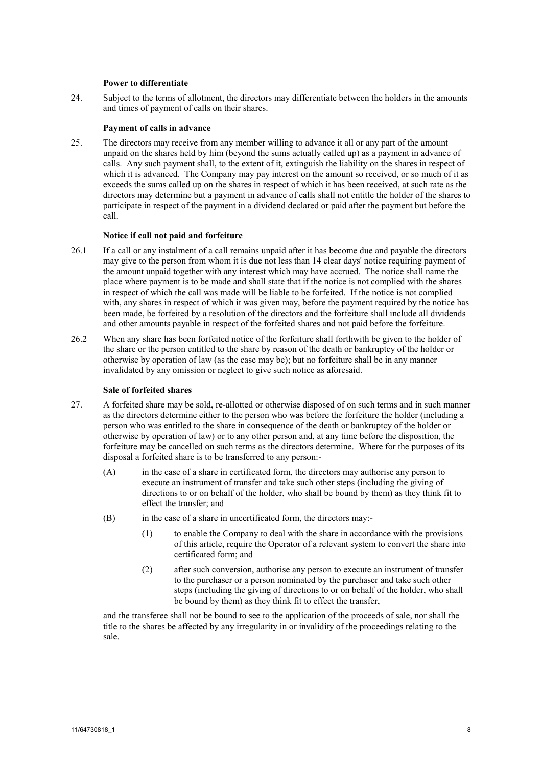**Power to differentiate**

24. Subject to the terms of allotment, the directors may differentiate between the holders in the amounts and times of payment of calls on their shares.

**Payment of calls in advance**

25. The directors may receive from any member willing to advance it all or any part of the amount unpaid on the shares held by him (beyond the sums actually called up) as a payment in advance of calls. Any such payment shall, to the extent of it, extinguish the liability on the shares in respect of which it is advanced. The Company may pay interest on the amount so received, or so much of it as exceeds the sums called up on the shares in respect of which it has been received, at such rate as the directors may determine but a payment in advance of calls shall not entitle the holder of the shares to participate in respect of the payment in a dividend declared or paid after the payment but before the call.

**Notice if call not paid and forfeiture**

26.1 If a call or any instalment of a call remains unpaid after it has become due and payable the directors may give to the person from whom it is due not less than 14 clear days' notice requiring payment of the amount unpaid together with any interest which may have accrued. The notice shall name the place where payment is to be made and shall state that if the notice is not complied with the shares in respect of which the call was made will be liable to be forfeited. If the notice is not complied with, any shares in respect of which it was given may, before the payment required by the notice has been made, be forfeited by a resolution of the directors and the forfeiture shall include all dividends and other amounts payable in respect of the forfeited shares and not paid before the forfeiture.

26.2 When any share has been forfeited notice of the forfeiture shall forthwith be given to the holder of the share or the person entitled to the share by reason of the death or bankruptcy of the holder or otherwise by operation of law (as the case may be); but no forfeiture shall be in any manner invalidated by any omission or neglect to give such notice as aforesaid.

**Sale of forfeited shares**

27. A forfeited share may be sold, re-allotted or otherwise disposed of on such terms and in such manner as the directors determine either to the person who was before the forfeiture the holder (including a person who was entitled to the share in consequence of the death or bankruptcy of the holder or otherwise by operation of law) or to any other person and, at any time before the disposition, the forfeiture may be cancelled on such terms as the directors determine. Where for the purposes of its disposal a forfeited share is to be transferred to any person:-

(A) in the case of a share in certificated form, the directors may authorise any person to execute an instrument of transfer and take such other steps (including the giving of directions to or on behalf of the holder, who shall be bound by them) as they think fit to effect the transfer; and

(B) in the case of a share in uncertificated form, the directors may:-

    (1) to enable the Company to deal with the share in accordance with the provisions of this article, require the Operator of a relevant system to convert the share into certificated form; and

    (2) after such conversion, authorise any person to execute an instrument of transfer to the purchaser or a person nominated by the purchaser and take such other steps (including the giving of directions to or on behalf of the holder, who shall be bound by them) as they think fit to effect the transfer,

and the transferee shall not be bound to see to the application of the proceeds of sale, nor shall the title to the shares be affected by any irregularity in or invalidity of the proceedings relating to the sale.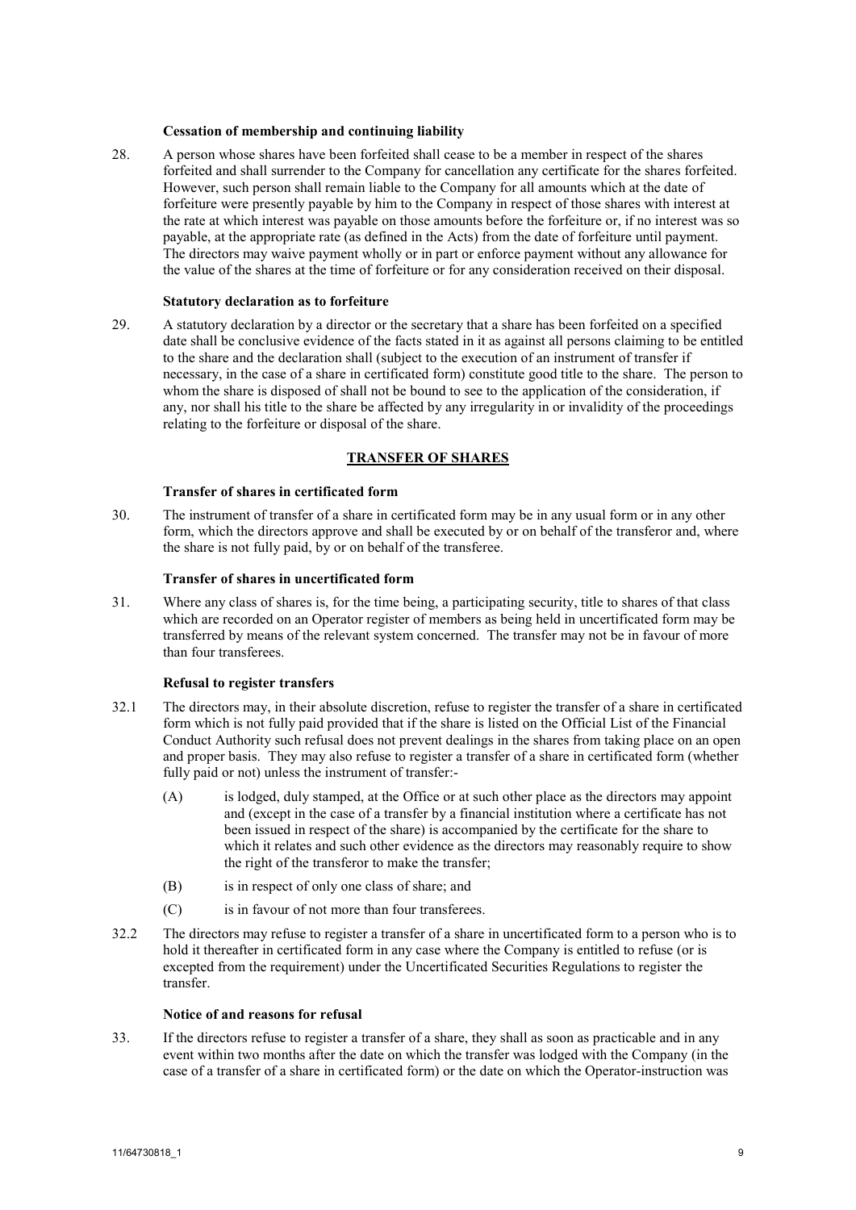**Cessation of membership and continuing liability**

28. A person whose shares have been forfeited shall cease to be a member in respect of the shares forfeited and shall surrender to the Company for cancellation any certificate for the shares forfeited. However, such person shall remain liable to the Company for all amounts which at the date of forfeiture were presently payable by him to the Company in respect of those shares with interest at the rate at which interest was payable on those amounts before the forfeiture or, if no interest was so payable, at the appropriate rate (as defined in the Acts) from the date of forfeiture until payment. The directors may waive payment wholly or in part or enforce payment without any allowance for the value of the shares at the time of forfeiture or for any consideration received on their disposal.

**Statutory declaration as to forfeiture**

29. A statutory declaration by a director or the secretary that a share has been forfeited on a specified date shall be conclusive evidence of the facts stated in it as against all persons claiming to be entitled to the share and the declaration shall (subject to the execution of an instrument of transfer if necessary, in the case of a share in certificated form) constitute good title to the share. The person to whom the share is disposed of shall not be bound to see to the application of the consideration, if any, nor shall his title to the share be affected by any irregularity in or invalidity of the proceedings relating to the forfeiture or disposal of the share.

## TRANSFER OF SHARES

**Transfer of shares in certificated form**

30. The instrument of transfer of a share in certificated form may be in any usual form or in any other form, which the directors approve and shall be executed by or on behalf of the transferor and, where the share is not fully paid, by or on behalf of the transferee.

**Transfer of shares in uncertificated form**

31. Where any class of shares is, for the time being, a participating security, title to shares of that class which are recorded on an Operator register of members as being held in uncertificated form may be transferred by means of the relevant system concerned. The transfer may not be in favour of more than four transferees.

**Refusal to register transfers**

32.1 The directors may, in their absolute discretion, refuse to register the transfer of a share in certificated form which is not fully paid provided that if the share is listed on the Official List of the Financial Conduct Authority such refusal does not prevent dealings in the shares from taking place on an open and proper basis. They may also refuse to register a transfer of a share in certificated form (whether fully paid or not) unless the instrument of transfer:-

(A) is lodged, duly stamped, at the Office or at such other place as the directors may appoint and (except in the case of a transfer by a financial institution where a certificate has not been issued in respect of the share) is accompanied by the certificate for the share to which it relates and such other evidence as the directors may reasonably require to show the right of the transferor to make the transfer;

(B) is in respect of only one class of share; and

(C) is in favour of not more than four transferees.

32.2 The directors may refuse to register a transfer of a share in uncertificated form to a person who is to hold it thereafter in certificated form in any case where the Company is entitled to refuse (or is excepted from the requirement) under the Uncertificated Securities Regulations to register the transfer.

**Notice of and reasons for refusal**

33. If the directors refuse to register a transfer of a share, they shall as soon as practicable and in any event within two months after the date on which the transfer was lodged with the Company (in the case of a transfer of a share in certificated form) or the date on which the Operator-instruction was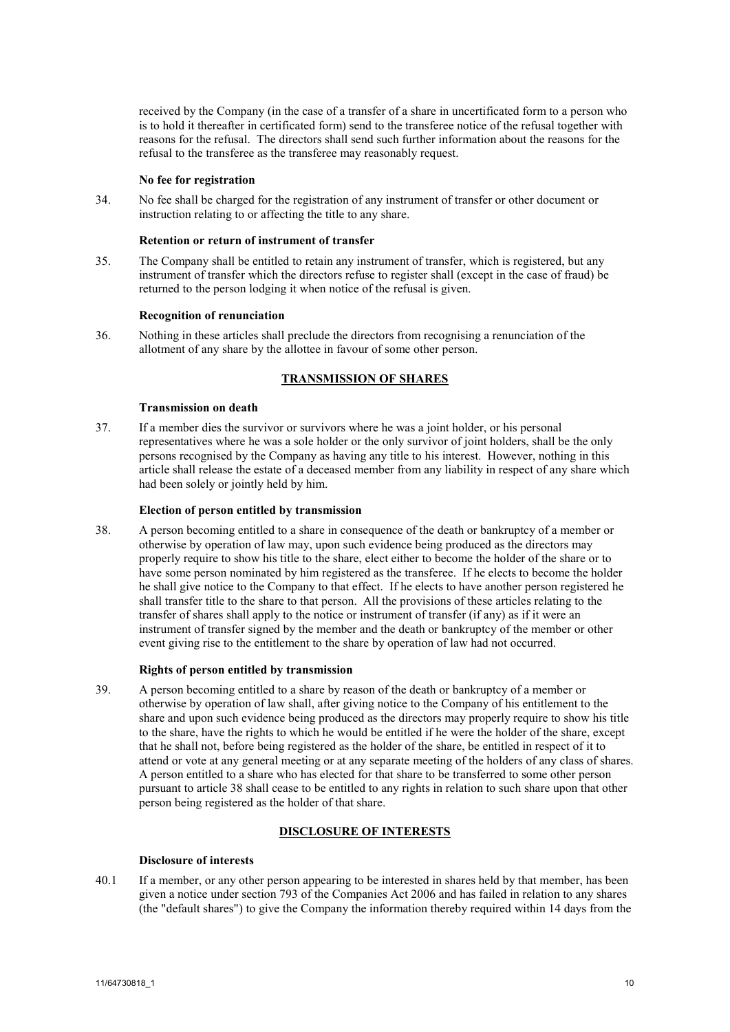received by the Company (in the case of a transfer of a share in uncertificated form to a person who is to hold it thereafter in certificated form) send to the transferee notice of the refusal together with reasons for the refusal. The directors shall send such further information about the reasons for the refusal to the transferee as the transferee may reasonably request.

**No fee for registration**

34. No fee shall be charged for the registration of any instrument of transfer or other document or instruction relating to or affecting the title to any share.

**Retention or return of instrument of transfer**

35. The Company shall be entitled to retain any instrument of transfer, which is registered, but any instrument of transfer which the directors refuse to register shall (except in the case of fraud) be returned to the person lodging it when notice of the refusal is given.

**Recognition of renunciation**

36. Nothing in these articles shall preclude the directors from recognising a renunciation of the allotment of any share by the allottee in favour of some other person.

## TRANSMISSION OF SHARES

**Transmission on death**

37. If a member dies the survivor or survivors where he was a joint holder, or his personal representatives where he was a sole holder or the only survivor of joint holders, shall be the only persons recognised by the Company as having any title to his interest. However, nothing in this article shall release the estate of a deceased member from any liability in respect of any share which had been solely or jointly held by him.

**Election of person entitled by transmission**

38. A person becoming entitled to a share in consequence of the death or bankruptcy of a member or otherwise by operation of law may, upon such evidence being produced as the directors may properly require to show his title to the share, elect either to become the holder of the share or to have some person nominated by him registered as the transferee. If he elects to become the holder he shall give notice to the Company to that effect. If he elects to have another person registered he shall transfer title to the share to that person. All the provisions of these articles relating to the transfer of shares shall apply to the notice or instrument of transfer (if any) as if it were an instrument of transfer signed by the member and the death or bankruptcy of the member or other event giving rise to the entitlement to the share by operation of law had not occurred.

**Rights of person entitled by transmission**

39. A person becoming entitled to a share by reason of the death or bankruptcy of a member or otherwise by operation of law shall, after giving notice to the Company of his entitlement to the share and upon such evidence being produced as the directors may properly require to show his title to the share, have the rights to which he would be entitled if he were the holder of the share, except that he shall not, before being registered as the holder of the share, be entitled in respect of it to attend or vote at any general meeting or at any separate meeting of the holders of any class of shares. A person entitled to a share who has elected for that share to be transferred to some other person pursuant to article 38 shall cease to be entitled to any rights in relation to such share upon that other person being registered as the holder of that share.

## DISCLOSURE OF INTERESTS

**Disclosure of interests**

40.1 If a member, or any other person appearing to be interested in shares held by that member, has been given a notice under section 793 of the Companies Act 2006 and has failed in relation to any shares (the "default shares") to give the Company the information thereby required within 14 days from the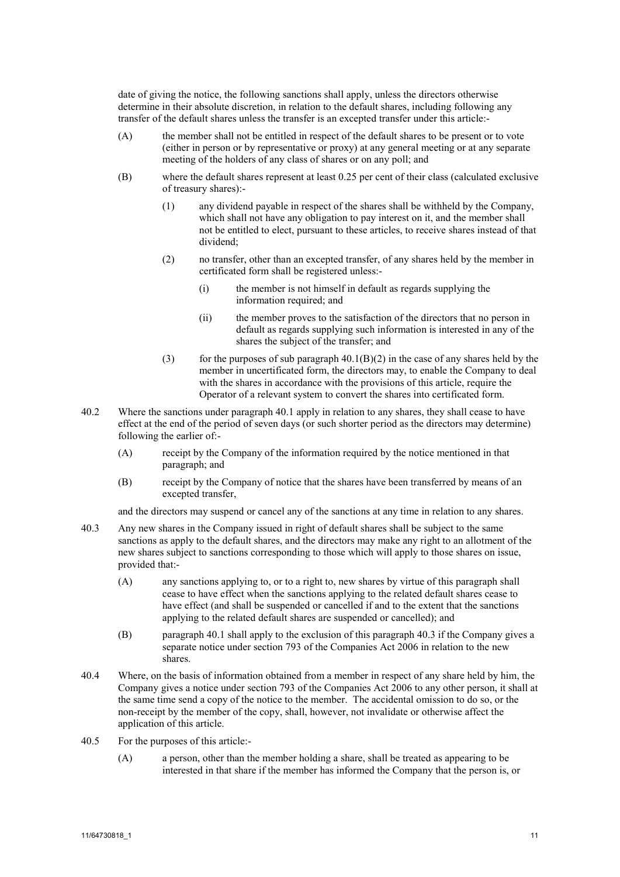date of giving the notice, the following sanctions shall apply, unless the directors otherwise determine in their absolute discretion, in relation to the default shares, including following any transfer of the default shares unless the transfer is an excepted transfer under this article:-

(A) the member shall not be entitled in respect of the default shares to be present or to vote (either in person or by representative or proxy) at any general meeting or at any separate meeting of the holders of any class of shares or on any poll; and

(B) where the default shares represent at least 0.25 per cent of their class (calculated exclusive of treasury shares):-

(1) any dividend payable in respect of the shares shall be withheld by the Company, which shall not have any obligation to pay interest on it, and the member shall not be entitled to elect, pursuant to these articles, to receive shares instead of that dividend;

(2) no transfer, other than an excepted transfer, of any shares held by the member in certificated form shall be registered unless:-

(i) the member is not himself in default as regards supplying the information required; and

(ii) the member proves to the satisfaction of the directors that no person in default as regards supplying such information is interested in any of the shares the subject of the transfer; and

(3) for the purposes of sub paragraph 40.1(B)(2) in the case of any shares held by the member in uncertificated form, the directors may, to enable the Company to deal with the shares in accordance with the provisions of this article, require the Operator of a relevant system to convert the shares into certificated form.

40.2 Where the sanctions under paragraph 40.1 apply in relation to any shares, they shall cease to have effect at the end of the period of seven days (or such shorter period as the directors may determine) following the earlier of:-

(A) receipt by the Company of the information required by the notice mentioned in that paragraph; and

(B) receipt by the Company of notice that the shares have been transferred by means of an excepted transfer,

and the directors may suspend or cancel any of the sanctions at any time in relation to any shares.

40.3 Any new shares in the Company issued in right of default shares shall be subject to the same sanctions as apply to the default shares, and the directors may make any right to an allotment of the new shares subject to sanctions corresponding to those which will apply to those shares on issue, provided that:-

(A) any sanctions applying to, or to a right to, new shares by virtue of this paragraph shall cease to have effect when the sanctions applying to the related default shares cease to have effect (and shall be suspended or cancelled if and to the extent that the sanctions applying to the related default shares are suspended or cancelled); and

(B) paragraph 40.1 shall apply to the exclusion of this paragraph 40.3 if the Company gives a separate notice under section 793 of the Companies Act 2006 in relation to the new shares.

40.4 Where, on the basis of information obtained from a member in respect of any share held by him, the Company gives a notice under section 793 of the Companies Act 2006 to any other person, it shall at the same time send a copy of the notice to the member. The accidental omission to do so, or the non-receipt by the member of the copy, shall, however, not invalidate or otherwise affect the application of this article.

40.5 For the purposes of this article:-

(A) a person, other than the member holding a share, shall be treated as appearing to be interested in that share if the member has informed the Company that the person is, or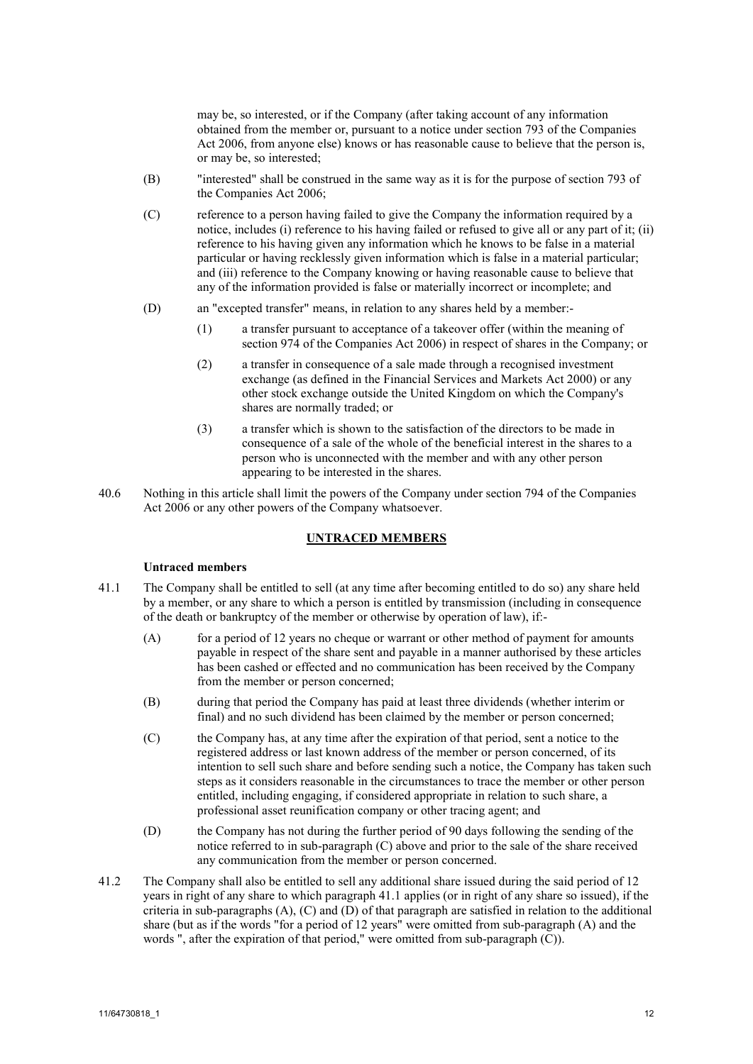may be, so interested, or if the Company (after taking account of any information obtained from the member or, pursuant to a notice under section 793 of the Companies Act 2006, from anyone else) knows or has reasonable cause to believe that the person is, or may be, so interested;

(B) "interested" shall be construed in the same way as it is for the purpose of section 793 of the Companies Act 2006;

(C) reference to a person having failed to give the Company the information required by a notice, includes (i) reference to his having failed or refused to give all or any part of it; (ii) reference to his having given any information which he knows to be false in a material particular or having recklessly given information which is false in a material particular; and (iii) reference to the Company knowing or having reasonable cause to believe that any of the information provided is false or materially incorrect or incomplete; and

(D) an "excepted transfer" means, in relation to any shares held by a member:-

(1) a transfer pursuant to acceptance of a takeover offer (within the meaning of section 974 of the Companies Act 2006) in respect of shares in the Company; or

(2) a transfer in consequence of a sale made through a recognised investment exchange (as defined in the Financial Services and Markets Act 2000) or any other stock exchange outside the United Kingdom on which the Company's shares are normally traded; or

(3) a transfer which is shown to the satisfaction of the directors to be made in consequence of a sale of the whole of the beneficial interest in the shares to a person who is unconnected with the member and with any other person appearing to be interested in the shares.

40.6 Nothing in this article shall limit the powers of the Company under section 794 of the Companies Act 2006 or any other powers of the Company whatsoever.

## UNTRACED MEMBERS

**Untraced members**

41.1 The Company shall be entitled to sell (at any time after becoming entitled to do so) any share held by a member, or any share to which a person is entitled by transmission (including in consequence of the death or bankruptcy of the member or otherwise by operation of law), if:-

(A) for a period of 12 years no cheque or warrant or other method of payment for amounts payable in respect of the share sent and payable in a manner authorised by these articles has been cashed or effected and no communication has been received by the Company from the member or person concerned;

(B) during that period the Company has paid at least three dividends (whether interim or final) and no such dividend has been claimed by the member or person concerned;

(C) the Company has, at any time after the expiration of that period, sent a notice to the registered address or last known address of the member or person concerned, of its intention to sell such share and before sending such a notice, the Company has taken such steps as it considers reasonable in the circumstances to trace the member or other person entitled, including engaging, if considered appropriate in relation to such share, a professional asset reunification company or other tracing agent; and

(D) the Company has not during the further period of 90 days following the sending of the notice referred to in sub-paragraph (C) above and prior to the sale of the share received any communication from the member or person concerned.

41.2 The Company shall also be entitled to sell any additional share issued during the said period of 12 years in right of any share to which paragraph 41.1 applies (or in right of any share so issued), if the criteria in sub-paragraphs (A), (C) and (D) of that paragraph are satisfied in relation to the additional share (but as if the words "for a period of 12 years" were omitted from sub-paragraph (A) and the words ", after the expiration of that period," were omitted from sub-paragraph (C)).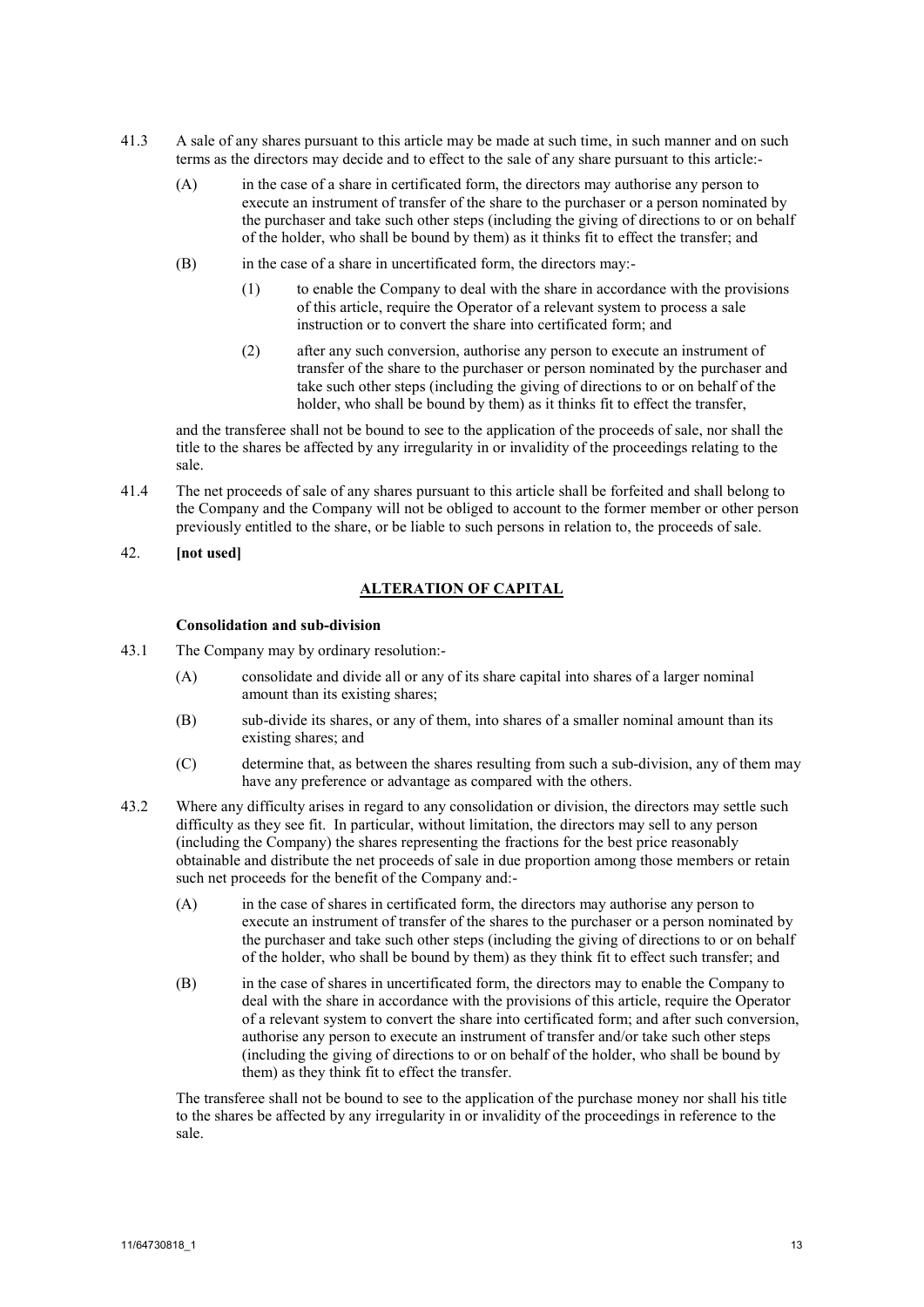41.3 A sale of any shares pursuant to this article may be made at such time, in such manner and on such terms as the directors may decide and to effect to the sale of any share pursuant to this article:-

(A) in the case of a share in certificated form, the directors may authorise any person to execute an instrument of transfer of the share to the purchaser or a person nominated by the purchaser and take such other steps (including the giving of directions to or on behalf of the holder, who shall be bound by them) as it thinks fit to effect the transfer; and

(B) in the case of a share in uncertificated form, the directors may:-

(1) to enable the Company to deal with the share in accordance with the provisions of this article, require the Operator of a relevant system to process a sale instruction or to convert the share into certificated form; and

(2) after any such conversion, authorise any person to execute an instrument of transfer of the share to the purchaser or person nominated by the purchaser and take such other steps (including the giving of directions to or on behalf of the holder, who shall be bound by them) as it thinks fit to effect the transfer,

and the transferee shall not be bound to see to the application of the proceeds of sale, nor shall the title to the shares be affected by any irregularity in or invalidity of the proceedings relating to the sale.

41.4 The net proceeds of sale of any shares pursuant to this article shall be forfeited and shall belong to the Company and the Company will not be obliged to account to the former member or other person previously entitled to the share, or be liable to such persons in relation to, the proceeds of sale.

42. **[not used]**

## ALTERATION OF CAPITAL

**Consolidation and sub-division**

43.1 The Company may by ordinary resolution:-

(A) consolidate and divide all or any of its share capital into shares of a larger nominal amount than its existing shares;

(B) sub-divide its shares, or any of them, into shares of a smaller nominal amount than its existing shares; and

(C) determine that, as between the shares resulting from such a sub-division, any of them may have any preference or advantage as compared with the others.

43.2 Where any difficulty arises in regard to any consolidation or division, the directors may settle such difficulty as they see fit. In particular, without limitation, the directors may sell to any person (including the Company) the shares representing the fractions for the best price reasonably obtainable and distribute the net proceeds of sale in due proportion among those members or retain such net proceeds for the benefit of the Company and:-

(A) in the case of shares in certificated form, the directors may authorise any person to execute an instrument of transfer of the shares to the purchaser or a person nominated by the purchaser and take such other steps (including the giving of directions to or on behalf of the holder, who shall be bound by them) as they think fit to effect such transfer; and

(B) in the case of shares in uncertificated form, the directors may to enable the Company to deal with the share in accordance with the provisions of this article, require the Operator of a relevant system to convert the share into certificated form; and after such conversion, authorise any person to execute an instrument of transfer and/or take such other steps (including the giving of directions to or on behalf of the holder, who shall be bound by them) as they think fit to effect the transfer.

The transferee shall not be bound to see to the application of the purchase money nor shall his title to the shares be affected by any irregularity in or invalidity of the proceedings in reference to the sale.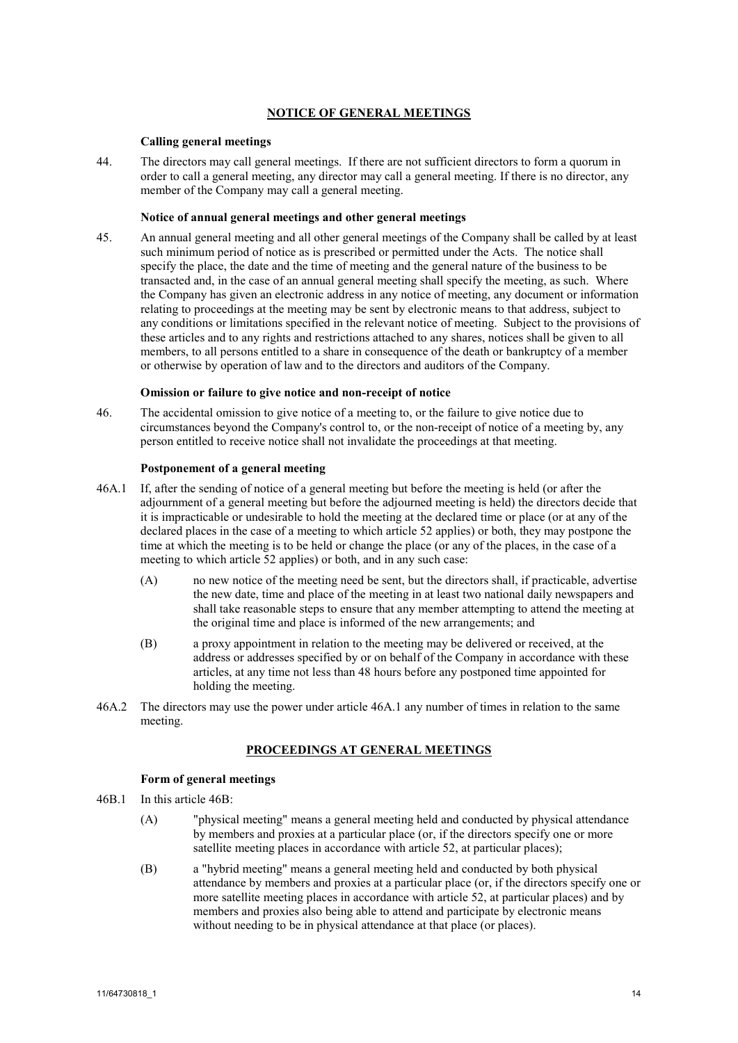## NOTICE OF GENERAL MEETINGS

**Calling general meetings**

44. The directors may call general meetings. If there are not sufficient directors to form a quorum in order to call a general meeting, any director may call a general meeting. If there is no director, any member of the Company may call a general meeting.

**Notice of annual general meetings and other general meetings**

45. An annual general meeting and all other general meetings of the Company shall be called by at least such minimum period of notice as is prescribed or permitted under the Acts. The notice shall specify the place, the date and the time of meeting and the general nature of the business to be transacted and, in the case of an annual general meeting shall specify the meeting, as such. Where the Company has given an electronic address in any notice of meeting, any document or information relating to proceedings at the meeting may be sent by electronic means to that address, subject to any conditions or limitations specified in the relevant notice of meeting. Subject to the provisions of these articles and to any rights and restrictions attached to any shares, notices shall be given to all members, to all persons entitled to a share in consequence of the death or bankruptcy of a member or otherwise by operation of law and to the directors and auditors of the Company.

**Omission or failure to give notice and non-receipt of notice**

46. The accidental omission to give notice of a meeting to, or the failure to give notice due to circumstances beyond the Company's control to, or the non-receipt of notice of a meeting by, any person entitled to receive notice shall not invalidate the proceedings at that meeting.

**Postponement of a general meeting**

46A.1 If, after the sending of notice of a general meeting but before the meeting is held (or after the adjournment of a general meeting but before the adjourned meeting is held) the directors decide that it is impracticable or undesirable to hold the meeting at the declared time or place (or at any of the declared places in the case of a meeting to which article 52 applies) or both, they may postpone the time at which the meeting is to be held or change the place (or any of the places, in the case of a meeting to which article 52 applies) or both, and in any such case:

(A) no new notice of the meeting need be sent, but the directors shall, if practicable, advertise the new date, time and place of the meeting in at least two national daily newspapers and shall take reasonable steps to ensure that any member attempting to attend the meeting at the original time and place is informed of the new arrangements; and

(B) a proxy appointment in relation to the meeting may be delivered or received, at the address or addresses specified by or on behalf of the Company in accordance with these articles, at any time not less than 48 hours before any postponed time appointed for holding the meeting.

46A.2 The directors may use the power under article 46A.1 any number of times in relation to the same meeting.

## PROCEEDINGS AT GENERAL MEETINGS

**Form of general meetings**

46B.1 In this article 46B:

(A) "physical meeting" means a general meeting held and conducted by physical attendance by members and proxies at a particular place (or, if the directors specify one or more satellite meeting places in accordance with article 52, at particular places);

(B) a "hybrid meeting" means a general meeting held and conducted by both physical attendance by members and proxies at a particular place (or, if the directors specify one or more satellite meeting places in accordance with article 52, at particular places) and by members and proxies also being able to attend and participate by electronic means without needing to be in physical attendance at that place (or places).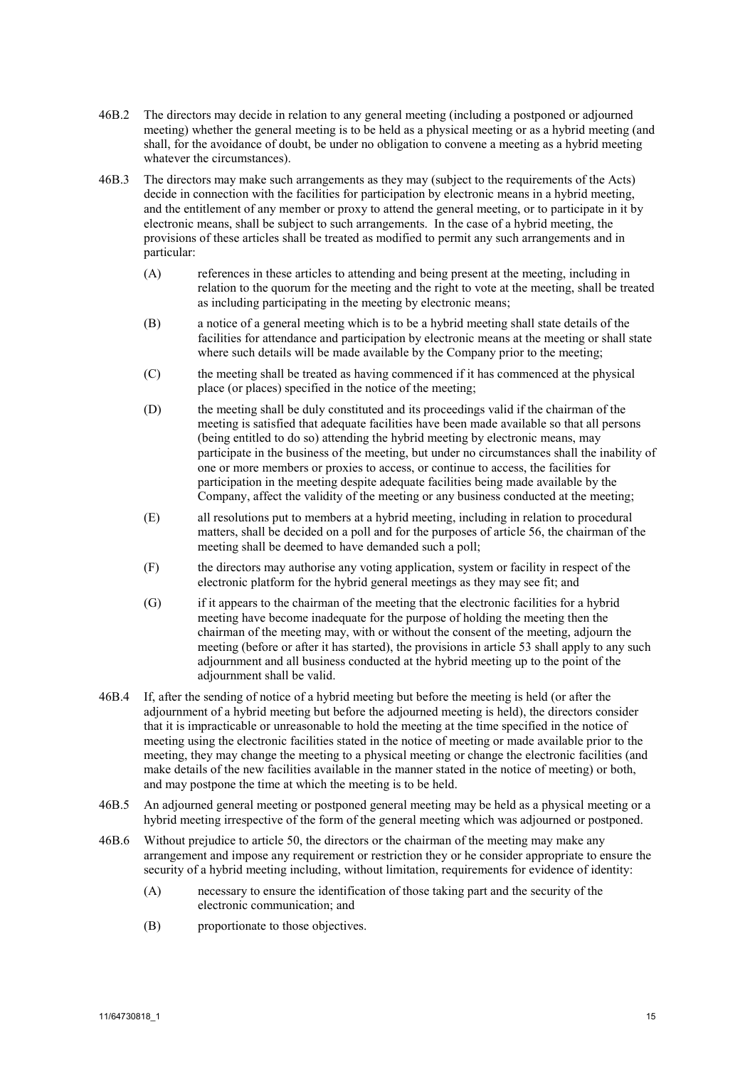46B.2 The directors may decide in relation to any general meeting (including a postponed or adjourned meeting) whether the general meeting is to be held as a physical meeting or as a hybrid meeting (and shall, for the avoidance of doubt, be under no obligation to convene a meeting as a hybrid meeting whatever the circumstances).

46B.3 The directors may make such arrangements as they may (subject to the requirements of the Acts) decide in connection with the facilities for participation by electronic means in a hybrid meeting, and the entitlement of any member or proxy to attend the general meeting, or to participate in it by electronic means, shall be subject to such arrangements. In the case of a hybrid meeting, the provisions of these articles shall be treated as modified to permit any such arrangements and in particular:

(A) references in these articles to attending and being present at the meeting, including in relation to the quorum for the meeting and the right to vote at the meeting, shall be treated as including participating in the meeting by electronic means;

(B) a notice of a general meeting which is to be a hybrid meeting shall state details of the facilities for attendance and participation by electronic means at the meeting or shall state where such details will be made available by the Company prior to the meeting;

(C) the meeting shall be treated as having commenced if it has commenced at the physical place (or places) specified in the notice of the meeting;

(D) the meeting shall be duly constituted and its proceedings valid if the chairman of the meeting is satisfied that adequate facilities have been made available so that all persons (being entitled to do so) attending the hybrid meeting by electronic means, may participate in the business of the meeting, but under no circumstances shall the inability of one or more members or proxies to access, or continue to access, the facilities for participation in the meeting despite adequate facilities being made available by the Company, affect the validity of the meeting or any business conducted at the meeting;

(E) all resolutions put to members at a hybrid meeting, including in relation to procedural matters, shall be decided on a poll and for the purposes of article 56, the chairman of the meeting shall be deemed to have demanded such a poll;

(F) the directors may authorise any voting application, system or facility in respect of the electronic platform for the hybrid general meetings as they may see fit; and

(G) if it appears to the chairman of the meeting that the electronic facilities for a hybrid meeting have become inadequate for the purpose of holding the meeting then the chairman of the meeting may, with or without the consent of the meeting, adjourn the meeting (before or after it has started), the provisions in article 53 shall apply to any such adjournment and all business conducted at the hybrid meeting up to the point of the adjournment shall be valid.

46B.4 If, after the sending of notice of a hybrid meeting but before the meeting is held (or after the adjournment of a hybrid meeting but before the adjourned meeting is held), the directors consider that it is impracticable or unreasonable to hold the meeting at the time specified in the notice of meeting using the electronic facilities stated in the notice of meeting or made available prior to the meeting, they may change the meeting to a physical meeting or change the electronic facilities (and make details of the new facilities available in the manner stated in the notice of meeting) or both, and may postpone the time at which the meeting is to be held.

46B.5 An adjourned general meeting or postponed general meeting may be held as a physical meeting or a hybrid meeting irrespective of the form of the general meeting which was adjourned or postponed.

46B.6 Without prejudice to article 50, the directors or the chairman of the meeting may make any arrangement and impose any requirement or restriction they or he consider appropriate to ensure the security of a hybrid meeting including, without limitation, requirements for evidence of identity:

(A) necessary to ensure the identification of those taking part and the security of the electronic communication; and

(B) proportionate to those objectives.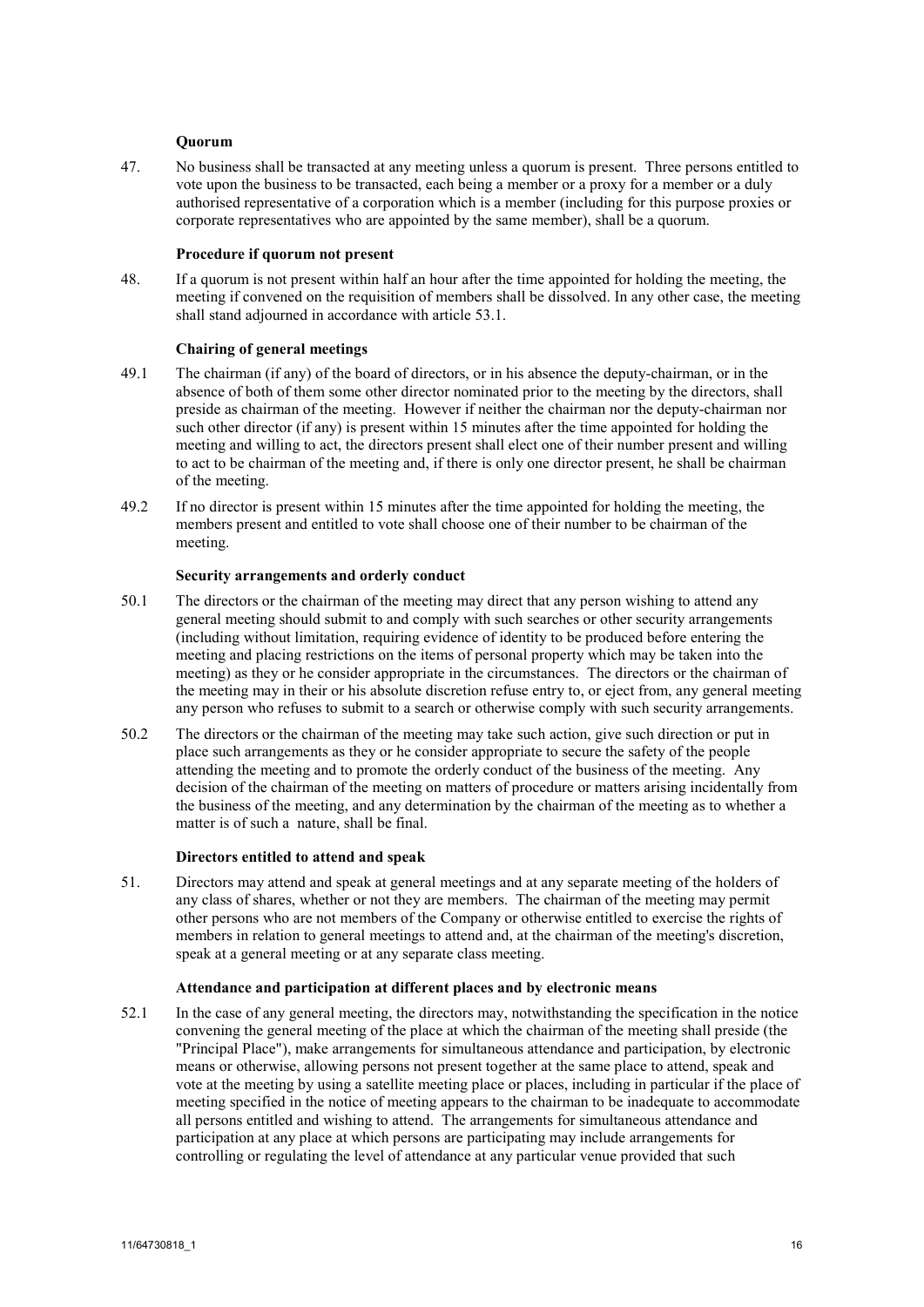**Quorum**

47. No business shall be transacted at any meeting unless a quorum is present. Three persons entitled to vote upon the business to be transacted, each being a member or a proxy for a member or a duly authorised representative of a corporation which is a member (including for this purpose proxies or corporate representatives who are appointed by the same member), shall be a quorum.

**Procedure if quorum not present**

48. If a quorum is not present within half an hour after the time appointed for holding the meeting, the meeting if convened on the requisition of members shall be dissolved. In any other case, the meeting shall stand adjourned in accordance with article 53.1.

**Chairing of general meetings**

49.1 The chairman (if any) of the board of directors, or in his absence the deputy-chairman, or in the absence of both of them some other director nominated prior to the meeting by the directors, shall preside as chairman of the meeting. However if neither the chairman nor the deputy-chairman nor such other director (if any) is present within 15 minutes after the time appointed for holding the meeting and willing to act, the directors present shall elect one of their number present and willing to act to be chairman of the meeting and, if there is only one director present, he shall be chairman of the meeting.

49.2 If no director is present within 15 minutes after the time appointed for holding the meeting, the members present and entitled to vote shall choose one of their number to be chairman of the meeting.

**Security arrangements and orderly conduct**

50.1 The directors or the chairman of the meeting may direct that any person wishing to attend any general meeting should submit to and comply with such searches or other security arrangements (including without limitation, requiring evidence of identity to be produced before entering the meeting and placing restrictions on the items of personal property which may be taken into the meeting) as they or he consider appropriate in the circumstances. The directors or the chairman of the meeting may in their or his absolute discretion refuse entry to, or eject from, any general meeting any person who refuses to submit to a search or otherwise comply with such security arrangements.

50.2 The directors or the chairman of the meeting may take such action, give such direction or put in place such arrangements as they or he consider appropriate to secure the safety of the people attending the meeting and to promote the orderly conduct of the business of the meeting. Any decision of the chairman of the meeting on matters of procedure or matters arising incidentally from the business of the meeting, and any determination by the chairman of the meeting as to whether a matter is of such a nature, shall be final.

**Directors entitled to attend and speak**

51. Directors may attend and speak at general meetings and at any separate meeting of the holders of any class of shares, whether or not they are members. The chairman of the meeting may permit other persons who are not members of the Company or otherwise entitled to exercise the rights of members in relation to general meetings to attend and, at the chairman of the meeting's discretion, speak at a general meeting or at any separate class meeting.

**Attendance and participation at different places and by electronic means**

52.1 In the case of any general meeting, the directors may, notwithstanding the specification in the notice convening the general meeting of the place at which the chairman of the meeting shall preside (the "Principal Place"), make arrangements for simultaneous attendance and participation, by electronic means or otherwise, allowing persons not present together at the same place to attend, speak and vote at the meeting by using a satellite meeting place or places, including in particular if the place of meeting specified in the notice of meeting appears to the chairman to be inadequate to accommodate all persons entitled and wishing to attend. The arrangements for simultaneous attendance and participation at any place at which persons are participating may include arrangements for controlling or regulating the level of attendance at any particular venue provided that such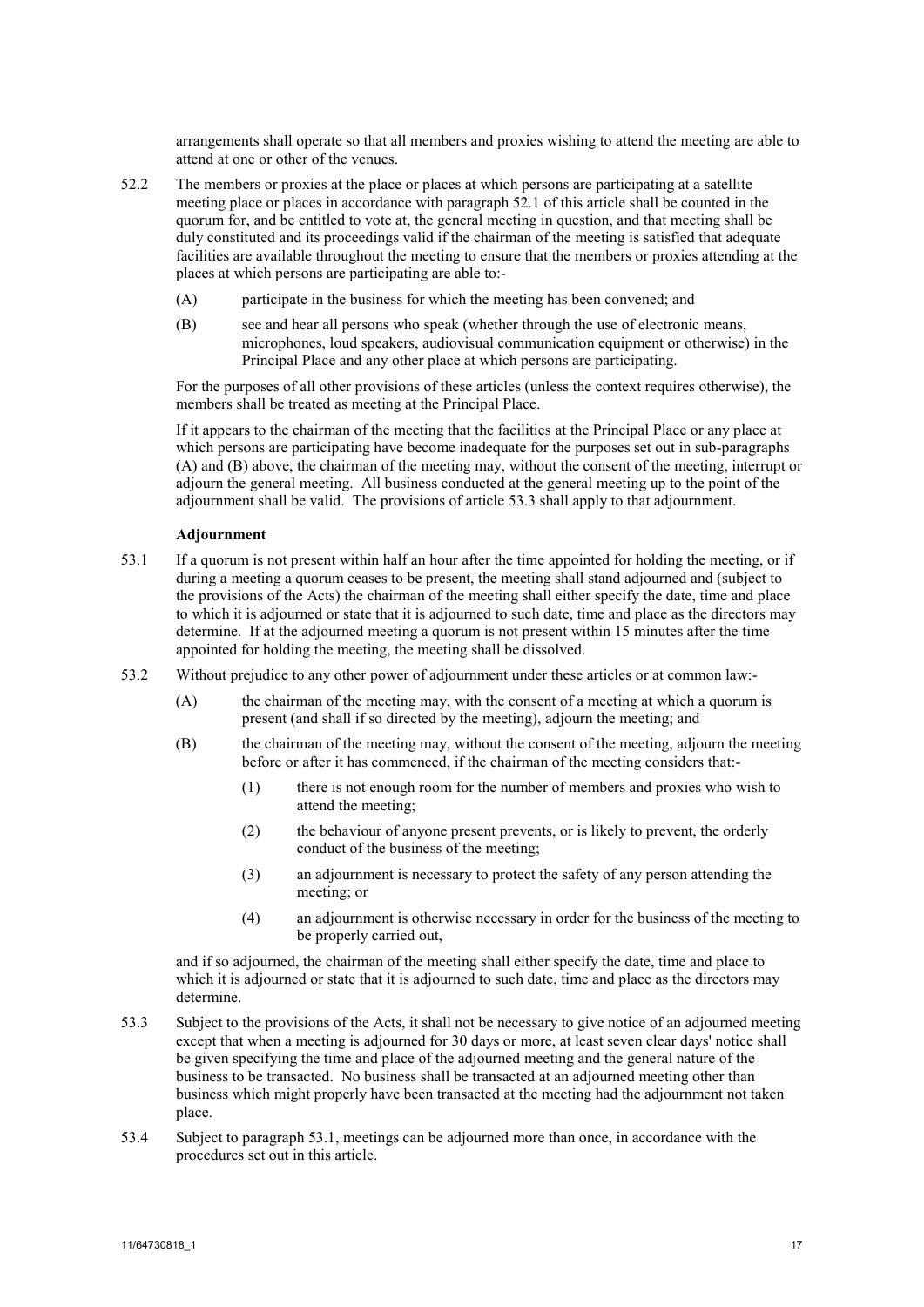arrangements shall operate so that all members and proxies wishing to attend the meeting are able to attend at one or other of the venues.

52.2 The members or proxies at the place or places at which persons are participating at a satellite meeting place or places in accordance with paragraph 52.1 of this article shall be counted in the quorum for, and be entitled to vote at, the general meeting in question, and that meeting shall be duly constituted and its proceedings valid if the chairman of the meeting is satisfied that adequate facilities are available throughout the meeting to ensure that the members or proxies attending at the places at which persons are participating are able to:-

(A) participate in the business for which the meeting has been convened; and

(B) see and hear all persons who speak (whether through the use of electronic means, microphones, loud speakers, audiovisual communication equipment or otherwise) in the Principal Place and any other place at which persons are participating.

For the purposes of all other provisions of these articles (unless the context requires otherwise), the members shall be treated as meeting at the Principal Place.

If it appears to the chairman of the meeting that the facilities at the Principal Place or any place at which persons are participating have become inadequate for the purposes set out in sub-paragraphs (A) and (B) above, the chairman of the meeting may, without the consent of the meeting, interrupt or adjourn the general meeting. All business conducted at the general meeting up to the point of the adjournment shall be valid. The provisions of article 53.3 shall apply to that adjournment.

**Adjournment**

53.1 If a quorum is not present within half an hour after the time appointed for holding the meeting, or if during a meeting a quorum ceases to be present, the meeting shall stand adjourned and (subject to the provisions of the Acts) the chairman of the meeting shall either specify the date, time and place to which it is adjourned or state that it is adjourned to such date, time and place as the directors may determine. If at the adjourned meeting a quorum is not present within 15 minutes after the time appointed for holding the meeting, the meeting shall be dissolved.

53.2 Without prejudice to any other power of adjournment under these articles or at common law:-

(A) the chairman of the meeting may, with the consent of a meeting at which a quorum is present (and shall if so directed by the meeting), adjourn the meeting; and

(B) the chairman of the meeting may, without the consent of the meeting, adjourn the meeting before or after it has commenced, if the chairman of the meeting considers that:-

(1) there is not enough room for the number of members and proxies who wish to attend the meeting;

(2) the behaviour of anyone present prevents, or is likely to prevent, the orderly conduct of the business of the meeting;

(3) an adjournment is necessary to protect the safety of any person attending the meeting; or

(4) an adjournment is otherwise necessary in order for the business of the meeting to be properly carried out,

and if so adjourned, the chairman of the meeting shall either specify the date, time and place to which it is adjourned or state that it is adjourned to such date, time and place as the directors may determine.

53.3 Subject to the provisions of the Acts, it shall not be necessary to give notice of an adjourned meeting except that when a meeting is adjourned for 30 days or more, at least seven clear days' notice shall be given specifying the time and place of the adjourned meeting and the general nature of the business to be transacted. No business shall be transacted at an adjourned meeting other than business which might properly have been transacted at the meeting had the adjournment not taken place.

53.4 Subject to paragraph 53.1, meetings can be adjourned more than once, in accordance with the procedures set out in this article.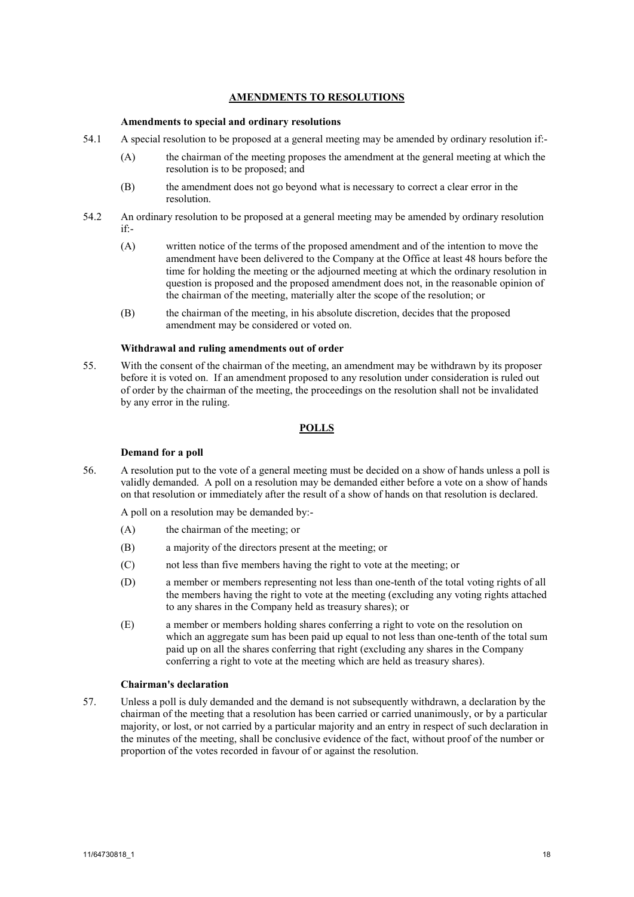## AMENDMENTS TO RESOLUTIONS

### Amendments to special and ordinary resolutions

54.1 A special resolution to be proposed at a general meeting may be amended by ordinary resolution if:-

(A) the chairman of the meeting proposes the amendment at the general meeting at which the resolution is to be proposed; and

(B) the amendment does not go beyond what is necessary to correct a clear error in the resolution.

54.2 An ordinary resolution to be proposed at a general meeting may be amended by ordinary resolution if:-

(A) written notice of the terms of the proposed amendment and of the intention to move the amendment have been delivered to the Company at the Office at least 48 hours before the time for holding the meeting or the adjourned meeting at which the ordinary resolution in question is proposed and the proposed amendment does not, in the reasonable opinion of the chairman of the meeting, materially alter the scope of the resolution; or

(B) the chairman of the meeting, in his absolute discretion, decides that the proposed amendment may be considered or voted on.

### Withdrawal and ruling amendments out of order

55. With the consent of the chairman of the meeting, an amendment may be withdrawn by its proposer before it is voted on. If an amendment proposed to any resolution under consideration is ruled out of order by the chairman of the meeting, the proceedings on the resolution shall not be invalidated by any error in the ruling.

## POLLS

### Demand for a poll

56. A resolution put to the vote of a general meeting must be decided on a show of hands unless a poll is validly demanded. A poll on a resolution may be demanded either before a vote on a show of hands on that resolution or immediately after the result of a show of hands on that resolution is declared.

A poll on a resolution may be demanded by:-

(A) the chairman of the meeting; or

(B) a majority of the directors present at the meeting; or

(C) not less than five members having the right to vote at the meeting; or

(D) a member or members representing not less than one-tenth of the total voting rights of all the members having the right to vote at the meeting (excluding any voting rights attached to any shares in the Company held as treasury shares); or

(E) a member or members holding shares conferring a right to vote on the resolution on which an aggregate sum has been paid up equal to not less than one-tenth of the total sum paid up on all the shares conferring that right (excluding any shares in the Company conferring a right to vote at the meeting which are held as treasury shares).

### Chairman's declaration

57. Unless a poll is duly demanded and the demand is not subsequently withdrawn, a declaration by the chairman of the meeting that a resolution has been carried or carried unanimously, or by a particular majority, or lost, or not carried by a particular majority and an entry in respect of such declaration in the minutes of the meeting, shall be conclusive evidence of the fact, without proof of the number or proportion of the votes recorded in favour of or against the resolution.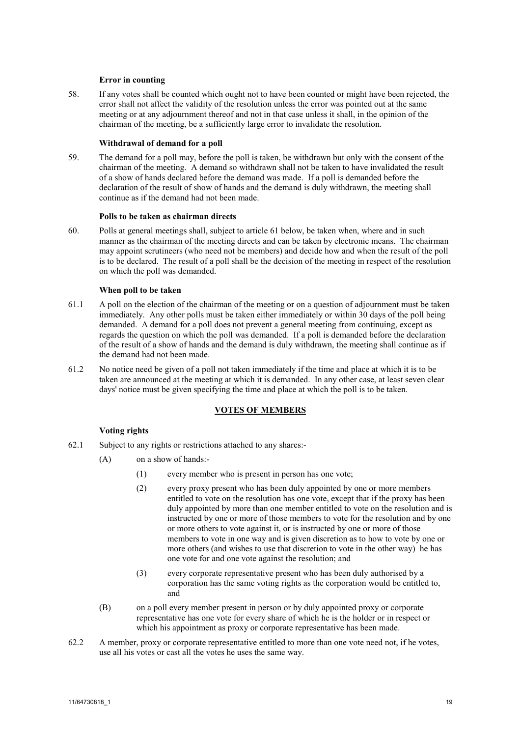**Error in counting**

58. If any votes shall be counted which ought not to have been counted or might have been rejected, the error shall not affect the validity of the resolution unless the error was pointed out at the same meeting or at any adjournment thereof and not in that case unless it shall, in the opinion of the chairman of the meeting, be a sufficiently large error to invalidate the resolution.

**Withdrawal of demand for a poll**

59. The demand for a poll may, before the poll is taken, be withdrawn but only with the consent of the chairman of the meeting. A demand so withdrawn shall not be taken to have invalidated the result of a show of hands declared before the demand was made. If a poll is demanded before the declaration of the result of show of hands and the demand is duly withdrawn, the meeting shall continue as if the demand had not been made.

**Polls to be taken as chairman directs**

60. Polls at general meetings shall, subject to article 61 below, be taken when, where and in such manner as the chairman of the meeting directs and can be taken by electronic means. The chairman may appoint scrutineers (who need not be members) and decide how and when the result of the poll is to be declared. The result of a poll shall be the decision of the meeting in respect of the resolution on which the poll was demanded.

**When poll to be taken**

61.1 A poll on the election of the chairman of the meeting or on a question of adjournment must be taken immediately. Any other polls must be taken either immediately or within 30 days of the poll being demanded. A demand for a poll does not prevent a general meeting from continuing, except as regards the question on which the poll was demanded. If a poll is demanded before the declaration of the result of a show of hands and the demand is duly withdrawn, the meeting shall continue as if the demand had not been made.

61.2 No notice need be given of a poll not taken immediately if the time and place at which it is to be taken are announced at the meeting at which it is demanded. In any other case, at least seven clear days' notice must be given specifying the time and place at which the poll is to be taken.

## VOTES OF MEMBERS

**Voting rights**

62.1 Subject to any rights or restrictions attached to any shares:-

(A) on a show of hands:-

(1) every member who is present in person has one vote;

(2) every proxy present who has been duly appointed by one or more members entitled to vote on the resolution has one vote, except that if the proxy has been duly appointed by more than one member entitled to vote on the resolution and is instructed by one or more of those members to vote for the resolution and by one or more others to vote against it, or is instructed by one or more of those members to vote in one way and is given discretion as to how to vote by one or more others (and wishes to use that discretion to vote in the other way) he has one vote for and one vote against the resolution; and

(3) every corporate representative present who has been duly authorised by a corporation has the same voting rights as the corporation would be entitled to, and

(B) on a poll every member present in person or by duly appointed proxy or corporate representative has one vote for every share of which he is the holder or in respect or which his appointment as proxy or corporate representative has been made.

62.2 A member, proxy or corporate representative entitled to more than one vote need not, if he votes, use all his votes or cast all the votes he uses the same way.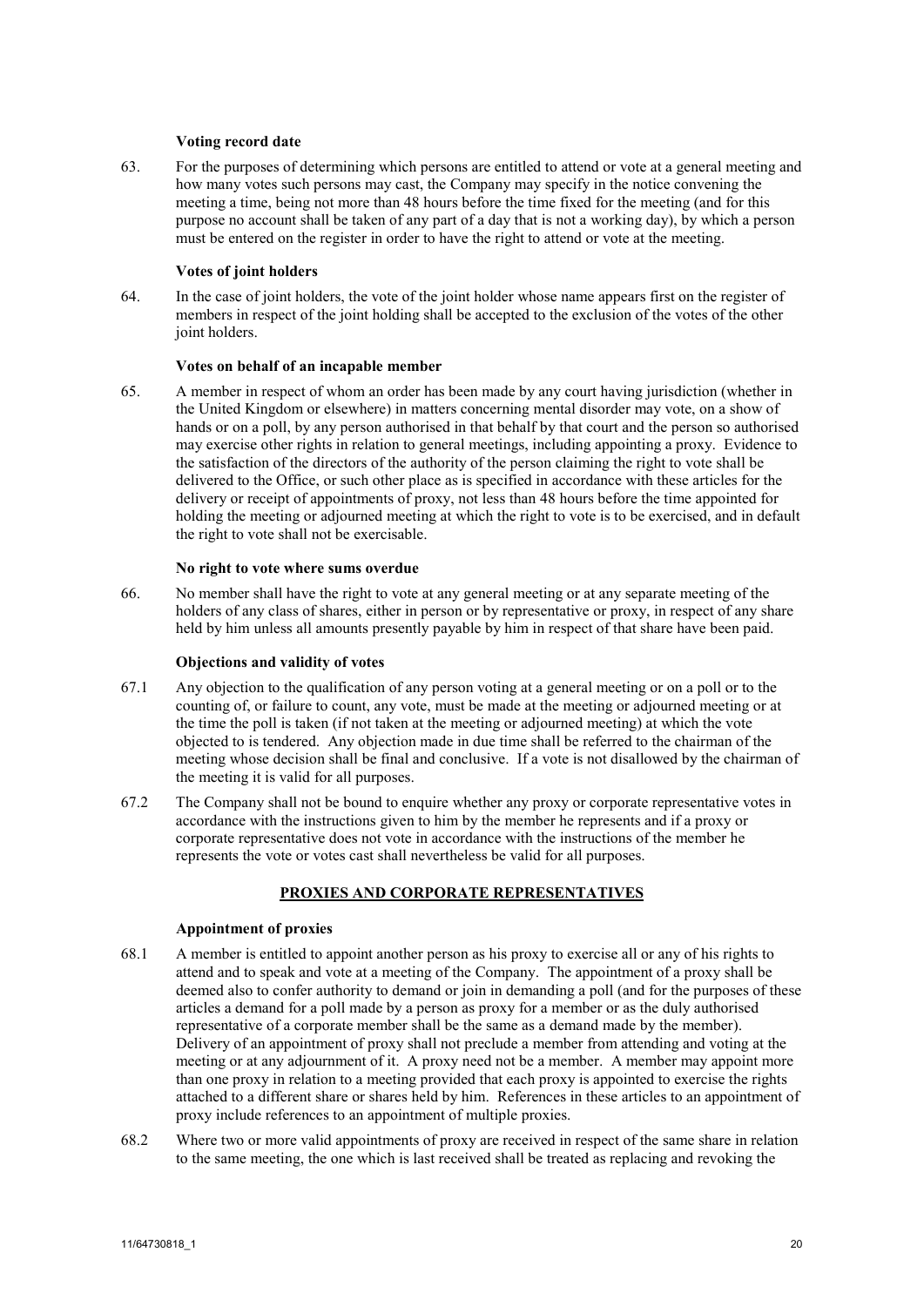**Voting record date**

63. For the purposes of determining which persons are entitled to attend or vote at a general meeting and how many votes such persons may cast, the Company may specify in the notice convening the meeting a time, being not more than 48 hours before the time fixed for the meeting (and for this purpose no account shall be taken of any part of a day that is not a working day), by which a person must be entered on the register in order to have the right to attend or vote at the meeting.

**Votes of joint holders**

64. In the case of joint holders, the vote of the joint holder whose name appears first on the register of members in respect of the joint holding shall be accepted to the exclusion of the votes of the other joint holders.

**Votes on behalf of an incapable member**

65. A member in respect of whom an order has been made by any court having jurisdiction (whether in the United Kingdom or elsewhere) in matters concerning mental disorder may vote, on a show of hands or on a poll, by any person authorised in that behalf by that court and the person so authorised may exercise other rights in relation to general meetings, including appointing a proxy. Evidence to the satisfaction of the directors of the authority of the person claiming the right to vote shall be delivered to the Office, or such other place as is specified in accordance with these articles for the delivery or receipt of appointments of proxy, not less than 48 hours before the time appointed for holding the meeting or adjourned meeting at which the right to vote is to be exercised, and in default the right to vote shall not be exercisable.

**No right to vote where sums overdue**

66. No member shall have the right to vote at any general meeting or at any separate meeting of the holders of any class of shares, either in person or by representative or proxy, in respect of any share held by him unless all amounts presently payable by him in respect of that share have been paid.

**Objections and validity of votes**

67.1 Any objection to the qualification of any person voting at a general meeting or on a poll or to the counting of, or failure to count, any vote, must be made at the meeting or adjourned meeting or at the time the poll is taken (if not taken at the meeting or adjourned meeting) at which the vote objected to is tendered. Any objection made in due time shall be referred to the chairman of the meeting whose decision shall be final and conclusive. If a vote is not disallowed by the chairman of the meeting it is valid for all purposes.

67.2 The Company shall not be bound to enquire whether any proxy or corporate representative votes in accordance with the instructions given to him by the member he represents and if a proxy or corporate representative does not vote in accordance with the instructions of the member he represents the vote or votes cast shall nevertheless be valid for all purposes.

## PROXIES AND CORPORATE REPRESENTATIVES

**Appointment of proxies**

68.1 A member is entitled to appoint another person as his proxy to exercise all or any of his rights to attend and to speak and vote at a meeting of the Company. The appointment of a proxy shall be deemed also to confer authority to demand or join in demanding a poll (and for the purposes of these articles a demand for a poll made by a person as proxy for a member or as the duly authorised representative of a corporate member shall be the same as a demand made by the member). Delivery of an appointment of proxy shall not preclude a member from attending and voting at the meeting or at any adjournment of it. A proxy need not be a member. A member may appoint more than one proxy in relation to a meeting provided that each proxy is appointed to exercise the rights attached to a different share or shares held by him. References in these articles to an appointment of proxy include references to an appointment of multiple proxies.

68.2 Where two or more valid appointments of proxy are received in respect of the same share in relation to the same meeting, the one which is last received shall be treated as replacing and revoking the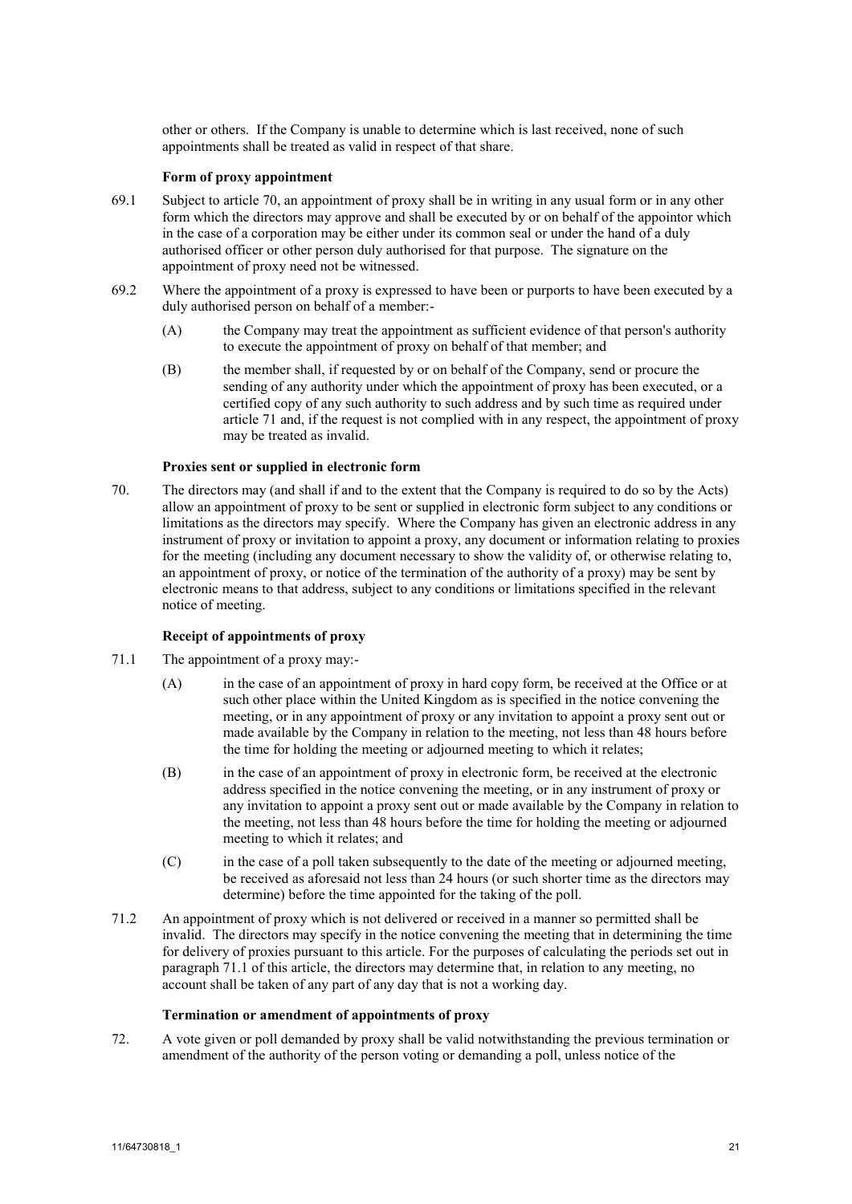other or others. If the Company is unable to determine which is last received, none of such appointments shall be treated as valid in respect of that share.

**Form of proxy appointment**

69.1 Subject to article 70, an appointment of proxy shall be in writing in any usual form or in any other form which the directors may approve and shall be executed by or on behalf of the appointor which in the case of a corporation may be either under its common seal or under the hand of a duly authorised officer or other person duly authorised for that purpose. The signature on the appointment of proxy need not be witnessed.

69.2 Where the appointment of a proxy is expressed to have been or purports to have been executed by a duly authorised person on behalf of a member:-

(A) the Company may treat the appointment as sufficient evidence of that person's authority to execute the appointment of proxy on behalf of that member; and

(B) the member shall, if requested by or on behalf of the Company, send or procure the sending of any authority under which the appointment of proxy has been executed, or a certified copy of any such authority to such address and by such time as required under article 71 and, if the request is not complied with in any respect, the appointment of proxy may be treated as invalid.

**Proxies sent or supplied in electronic form**

70. The directors may (and shall if and to the extent that the Company is required to do so by the Acts) allow an appointment of proxy to be sent or supplied in electronic form subject to any conditions or limitations as the directors may specify. Where the Company has given an electronic address in any instrument of proxy or invitation to appoint a proxy, any document or information relating to proxies for the meeting (including any document necessary to show the validity of, or otherwise relating to, an appointment of proxy, or notice of the termination of the authority of a proxy) may be sent by electronic means to that address, subject to any conditions or limitations specified in the relevant notice of meeting.

**Receipt of appointments of proxy**

71.1 The appointment of a proxy may:-

(A) in the case of an appointment of proxy in hard copy form, be received at the Office or at such other place within the United Kingdom as is specified in the notice convening the meeting, or in any appointment of proxy or any invitation to appoint a proxy sent out or made available by the Company in relation to the meeting, not less than 48 hours before the time for holding the meeting or adjourned meeting to which it relates;

(B) in the case of an appointment of proxy in electronic form, be received at the electronic address specified in the notice convening the meeting, or in any instrument of proxy or any invitation to appoint a proxy sent out or made available by the Company in relation to the meeting, not less than 48 hours before the time for holding the meeting or adjourned meeting to which it relates; and

(C) in the case of a poll taken subsequently to the date of the meeting or adjourned meeting, be received as aforesaid not less than 24 hours (or such shorter time as the directors may determine) before the time appointed for the taking of the poll.

71.2 An appointment of proxy which is not delivered or received in a manner so permitted shall be invalid. The directors may specify in the notice convening the meeting that in determining the time for delivery of proxies pursuant to this article. For the purposes of calculating the periods set out in paragraph 71.1 of this article, the directors may determine that, in relation to any meeting, no account shall be taken of any part of any day that is not a working day.

**Termination or amendment of appointments of proxy**

72. A vote given or poll demanded by proxy shall be valid notwithstanding the previous termination or amendment of the authority of the person voting or demanding a poll, unless notice of the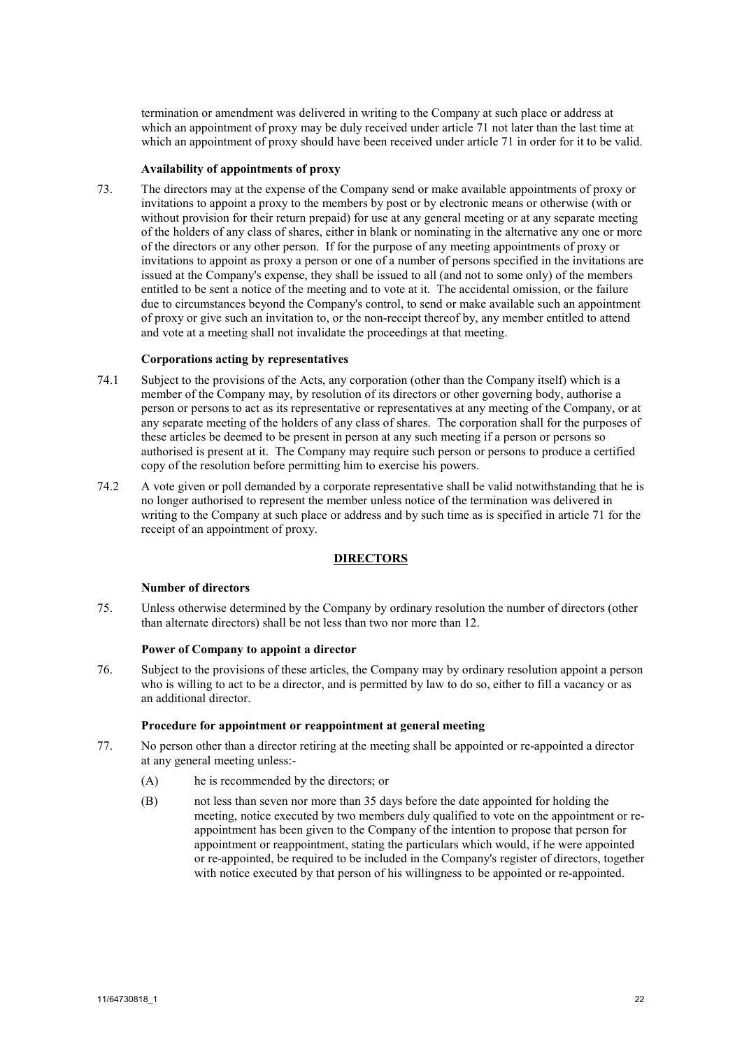termination or amendment was delivered in writing to the Company at such place or address at which an appointment of proxy may be duly received under article 71 not later than the last time at which an appointment of proxy should have been received under article 71 in order for it to be valid.

**Availability of appointments of proxy**

73. The directors may at the expense of the Company send or make available appointments of proxy or invitations to appoint a proxy to the members by post or by electronic means or otherwise (with or without provision for their return prepaid) for use at any general meeting or at any separate meeting of the holders of any class of shares, either in blank or nominating in the alternative any one or more of the directors or any other person. If for the purpose of any meeting appointments of proxy or invitations to appoint as proxy a person or one of a number of persons specified in the invitations are issued at the Company's expense, they shall be issued to all (and not to some only) of the members entitled to be sent a notice of the meeting and to vote at it. The accidental omission, or the failure due to circumstances beyond the Company's control, to send or make available such an appointment of proxy or give such an invitation to, or the non-receipt thereof by, any member entitled to attend and vote at a meeting shall not invalidate the proceedings at that meeting.

**Corporations acting by representatives**

74.1 Subject to the provisions of the Acts, any corporation (other than the Company itself) which is a member of the Company may, by resolution of its directors or other governing body, authorise a person or persons to act as its representative or representatives at any meeting of the Company, or at any separate meeting of the holders of any class of shares. The corporation shall for the purposes of these articles be deemed to be present in person at any such meeting if a person or persons so authorised is present at it. The Company may require such person or persons to produce a certified copy of the resolution before permitting him to exercise his powers.

74.2 A vote given or poll demanded by a corporate representative shall be valid notwithstanding that he is no longer authorised to represent the member unless notice of the termination was delivered in writing to the Company at such place or address and by such time as is specified in article 71 for the receipt of an appointment of proxy.

## DIRECTORS

**Number of directors**

75. Unless otherwise determined by the Company by ordinary resolution the number of directors (other than alternate directors) shall be not less than two nor more than 12.

**Power of Company to appoint a director**

76. Subject to the provisions of these articles, the Company may by ordinary resolution appoint a person who is willing to act to be a director, and is permitted by law to do so, either to fill a vacancy or as an additional director.

**Procedure for appointment or reappointment at general meeting**

77. No person other than a director retiring at the meeting shall be appointed or re-appointed a director at any general meeting unless:-

    (A) he is recommended by the directors; or

    (B) not less than seven nor more than 35 days before the date appointed for holding the meeting, notice executed by two members duly qualified to vote on the appointment or re-appointment has been given to the Company of the intention to propose that person for appointment or reappointment, stating the particulars which would, if he were appointed or re-appointed, be required to be included in the Company's register of directors, together with notice executed by that person of his willingness to be appointed or re-appointed.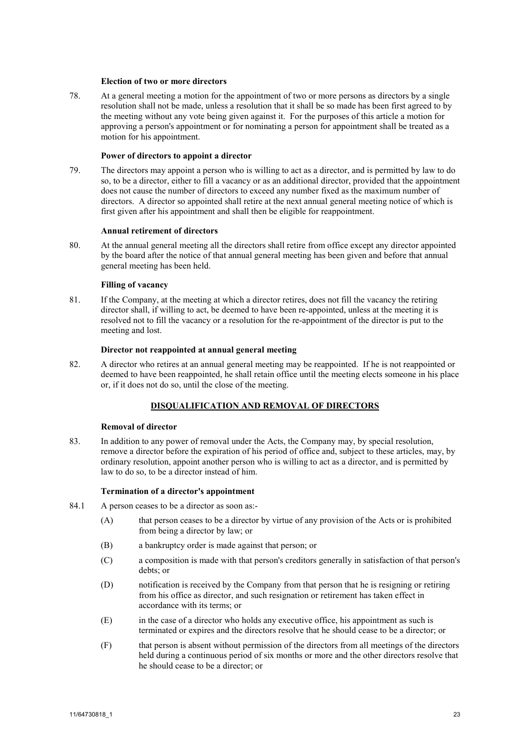**Election of two or more directors**

78. At a general meeting a motion for the appointment of two or more persons as directors by a single resolution shall not be made, unless a resolution that it shall be so made has been first agreed to by the meeting without any vote being given against it. For the purposes of this article a motion for approving a person's appointment or for nominating a person for appointment shall be treated as a motion for his appointment.

**Power of directors to appoint a director**

79. The directors may appoint a person who is willing to act as a director, and is permitted by law to do so, to be a director, either to fill a vacancy or as an additional director, provided that the appointment does not cause the number of directors to exceed any number fixed as the maximum number of directors. A director so appointed shall retire at the next annual general meeting notice of which is first given after his appointment and shall then be eligible for reappointment.

**Annual retirement of directors**

80. At the annual general meeting all the directors shall retire from office except any director appointed by the board after the notice of that annual general meeting has been given and before that annual general meeting has been held.

**Filling of vacancy**

81. If the Company, at the meeting at which a director retires, does not fill the vacancy the retiring director shall, if willing to act, be deemed to have been re-appointed, unless at the meeting it is resolved not to fill the vacancy or a resolution for the re-appointment of the director is put to the meeting and lost.

**Director not reappointed at annual general meeting**

82. A director who retires at an annual general meeting may be reappointed. If he is not reappointed or deemed to have been reappointed, he shall retain office until the meeting elects someone in his place or, if it does not do so, until the close of the meeting.

## DISQUALIFICATION AND REMOVAL OF DIRECTORS

**Removal of director**

83. In addition to any power of removal under the Acts, the Company may, by special resolution, remove a director before the expiration of his period of office and, subject to these articles, may, by ordinary resolution, appoint another person who is willing to act as a director, and is permitted by law to do so, to be a director instead of him.

**Termination of a director's appointment**

84.1 A person ceases to be a director as soon as:-

(A) that person ceases to be a director by virtue of any provision of the Acts or is prohibited from being a director by law; or

(B) a bankruptcy order is made against that person; or

(C) a composition is made with that person's creditors generally in satisfaction of that person's debts; or

(D) notification is received by the Company from that person that he is resigning or retiring from his office as director, and such resignation or retirement has taken effect in accordance with its terms; or

(E) in the case of a director who holds any executive office, his appointment as such is terminated or expires and the directors resolve that he should cease to be a director; or

(F) that person is absent without permission of the directors from all meetings of the directors held during a continuous period of six months or more and the other directors resolve that he should cease to be a director; or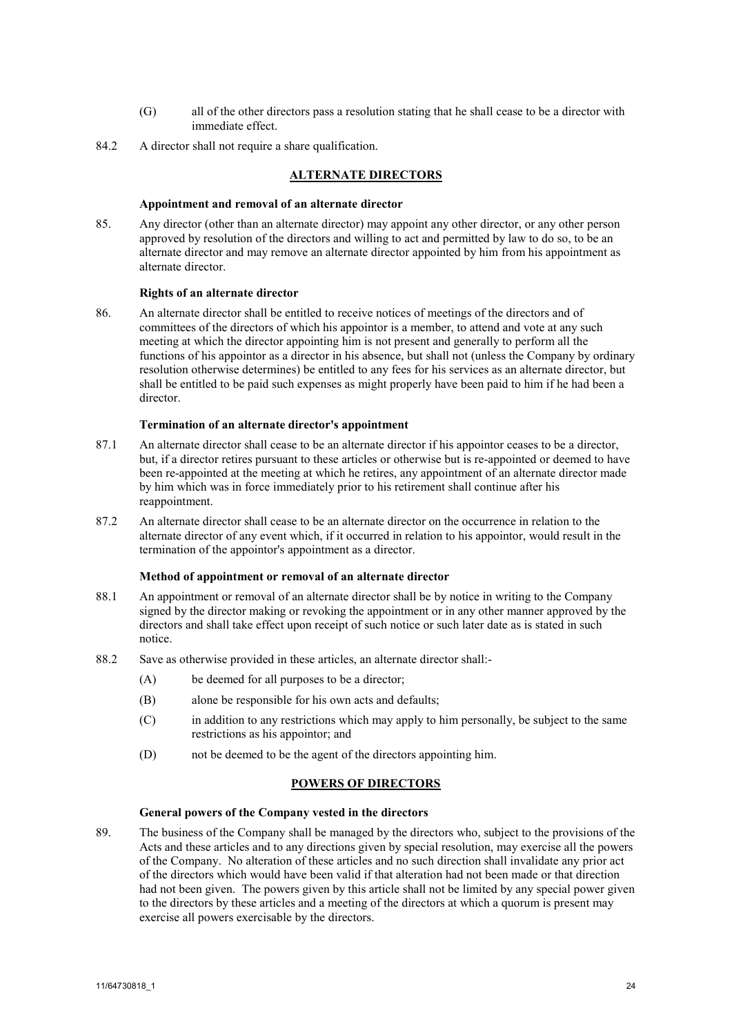(G) all of the other directors pass a resolution stating that he shall cease to be a director with immediate effect.

84.2 A director shall not require a share qualification.

## ALTERNATE DIRECTORS

### Appointment and removal of an alternate director

85. Any director (other than an alternate director) may appoint any other director, or any other person approved by resolution of the directors and willing to act and permitted by law to do so, to be an alternate director and may remove an alternate director appointed by him from his appointment as alternate director.

### Rights of an alternate director

86. An alternate director shall be entitled to receive notices of meetings of the directors and of committees of the directors of which his appointor is a member, to attend and vote at any such meeting at which the director appointing him is not present and generally to perform all the functions of his appointor as a director in his absence, but shall not (unless the Company by ordinary resolution otherwise determines) be entitled to any fees for his services as an alternate director, but shall be entitled to be paid such expenses as might properly have been paid to him if he had been a director.

### Termination of an alternate director's appointment

87.1 An alternate director shall cease to be an alternate director if his appointor ceases to be a director, but, if a director retires pursuant to these articles or otherwise but is re-appointed or deemed to have been re-appointed at the meeting at which he retires, any appointment of an alternate director made by him which was in force immediately prior to his retirement shall continue after his reappointment.

87.2 An alternate director shall cease to be an alternate director on the occurrence in relation to the alternate director of any event which, if it occurred in relation to his appointor, would result in the termination of the appointor's appointment as a director.

### Method of appointment or removal of an alternate director

88.1 An appointment or removal of an alternate director shall be by notice in writing to the Company signed by the director making or revoking the appointment or in any other manner approved by the directors and shall take effect upon receipt of such notice or such later date as is stated in such notice.

88.2 Save as otherwise provided in these articles, an alternate director shall:-

(A) be deemed for all purposes to be a director;

(B) alone be responsible for his own acts and defaults;

(C) in addition to any restrictions which may apply to him personally, be subject to the same restrictions as his appointor; and

(D) not be deemed to be the agent of the directors appointing him.

## POWERS OF DIRECTORS

### General powers of the Company vested in the directors

89. The business of the Company shall be managed by the directors who, subject to the provisions of the Acts and these articles and to any directions given by special resolution, may exercise all the powers of the Company. No alteration of these articles and no such direction shall invalidate any prior act of the directors which would have been valid if that alteration had not been made or that direction had not been given. The powers given by this article shall not be limited by any special power given to the directors by these articles and a meeting of the directors at which a quorum is present may exercise all powers exercisable by the directors.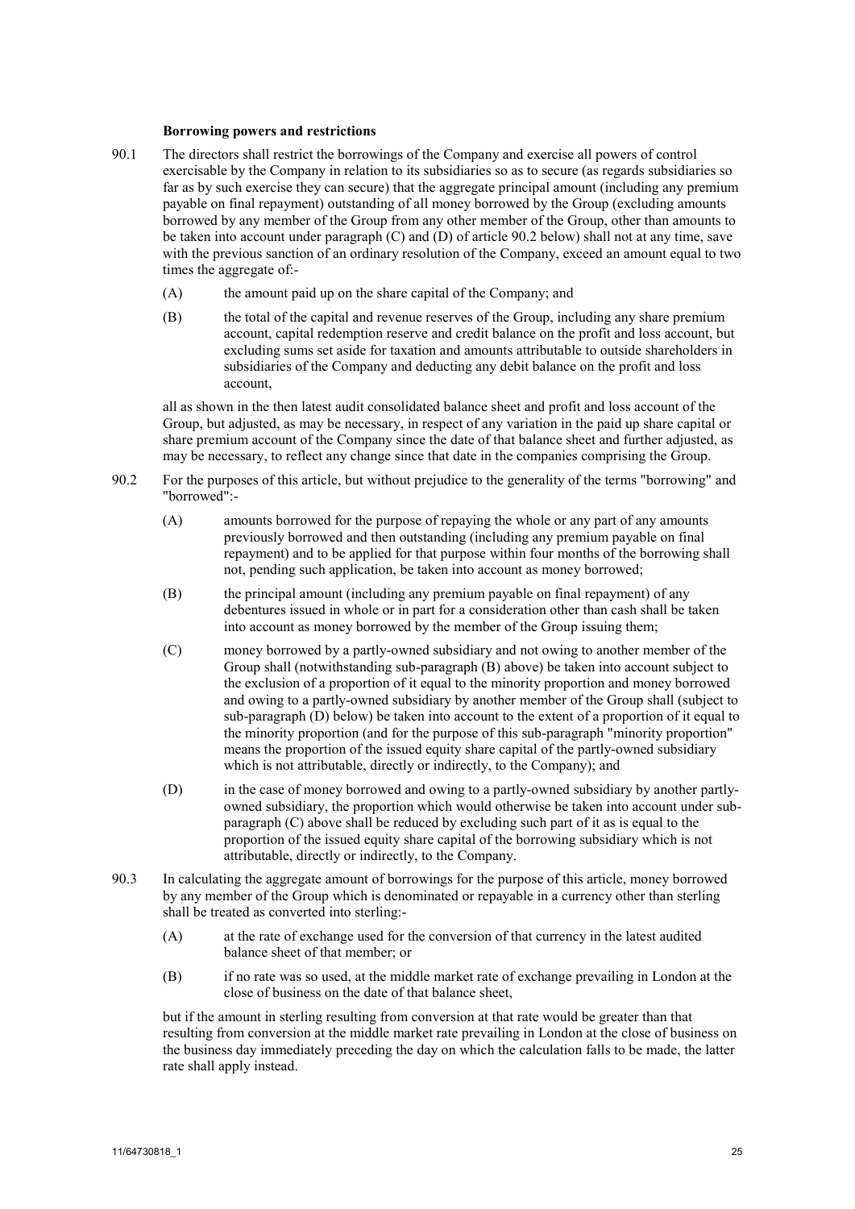### Borrowing powers and restrictions

90.1 The directors shall restrict the borrowings of the Company and exercise all powers of control exercisable by the Company in relation to its subsidiaries so as to secure (as regards subsidiaries so far as by such exercise they can secure) that the aggregate principal amount (including any premium payable on final repayment) outstanding of all money borrowed by the Group (excluding amounts borrowed by any member of the Group from any other member of the Group, other than amounts to be taken into account under paragraph (C) and (D) of article 90.2 below) shall not at any time, save with the previous sanction of an ordinary resolution of the Company, exceed an amount equal to two times the aggregate of:-

(A) the amount paid up on the share capital of the Company; and

(B) the total of the capital and revenue reserves of the Group, including any share premium account, capital redemption reserve and credit balance on the profit and loss account, but excluding sums set aside for taxation and amounts attributable to outside shareholders in subsidiaries of the Company and deducting any debit balance on the profit and loss account,

all as shown in the then latest audit consolidated balance sheet and profit and loss account of the Group, but adjusted, as may be necessary, in respect of any variation in the paid up share capital or share premium account of the Company since the date of that balance sheet and further adjusted, as may be necessary, to reflect any change since that date in the companies comprising the Group.

90.2 For the purposes of this article, but without prejudice to the generality of the terms "borrowing" and "borrowed":-

(A) amounts borrowed for the purpose of repaying the whole or any part of any amounts previously borrowed and then outstanding (including any premium payable on final repayment) and to be applied for that purpose within four months of the borrowing shall not, pending such application, be taken into account as money borrowed;

(B) the principal amount (including any premium payable on final repayment) of any debentures issued in whole or in part for a consideration other than cash shall be taken into account as money borrowed by the member of the Group issuing them;

(C) money borrowed by a partly-owned subsidiary and not owing to another member of the Group shall (notwithstanding sub-paragraph (B) above) be taken into account subject to the exclusion of a proportion of it equal to the minority proportion and money borrowed and owing to a partly-owned subsidiary by another member of the Group shall (subject to sub-paragraph (D) below) be taken into account to the extent of a proportion of it equal to the minority proportion (and for the purpose of this sub-paragraph "minority proportion" means the proportion of the issued equity share capital of the partly-owned subsidiary which is not attributable, directly or indirectly, to the Company); and

(D) in the case of money borrowed and owing to a partly-owned subsidiary by another partly-owned subsidiary, the proportion which would otherwise be taken into account under sub-paragraph (C) above shall be reduced by excluding such part of it as is equal to the proportion of the issued equity share capital of the borrowing subsidiary which is not attributable, directly or indirectly, to the Company.

90.3 In calculating the aggregate amount of borrowings for the purpose of this article, money borrowed by any member of the Group which is denominated or repayable in a currency other than sterling shall be treated as converted into sterling:-

(A) at the rate of exchange used for the conversion of that currency in the latest audited balance sheet of that member; or

(B) if no rate was so used, at the middle market rate of exchange prevailing in London at the close of business on the date of that balance sheet,

but if the amount in sterling resulting from conversion at that rate would be greater than that resulting from conversion at the middle market rate prevailing in London at the close of business on the business day immediately preceding the day on which the calculation falls to be made, the latter rate shall apply instead.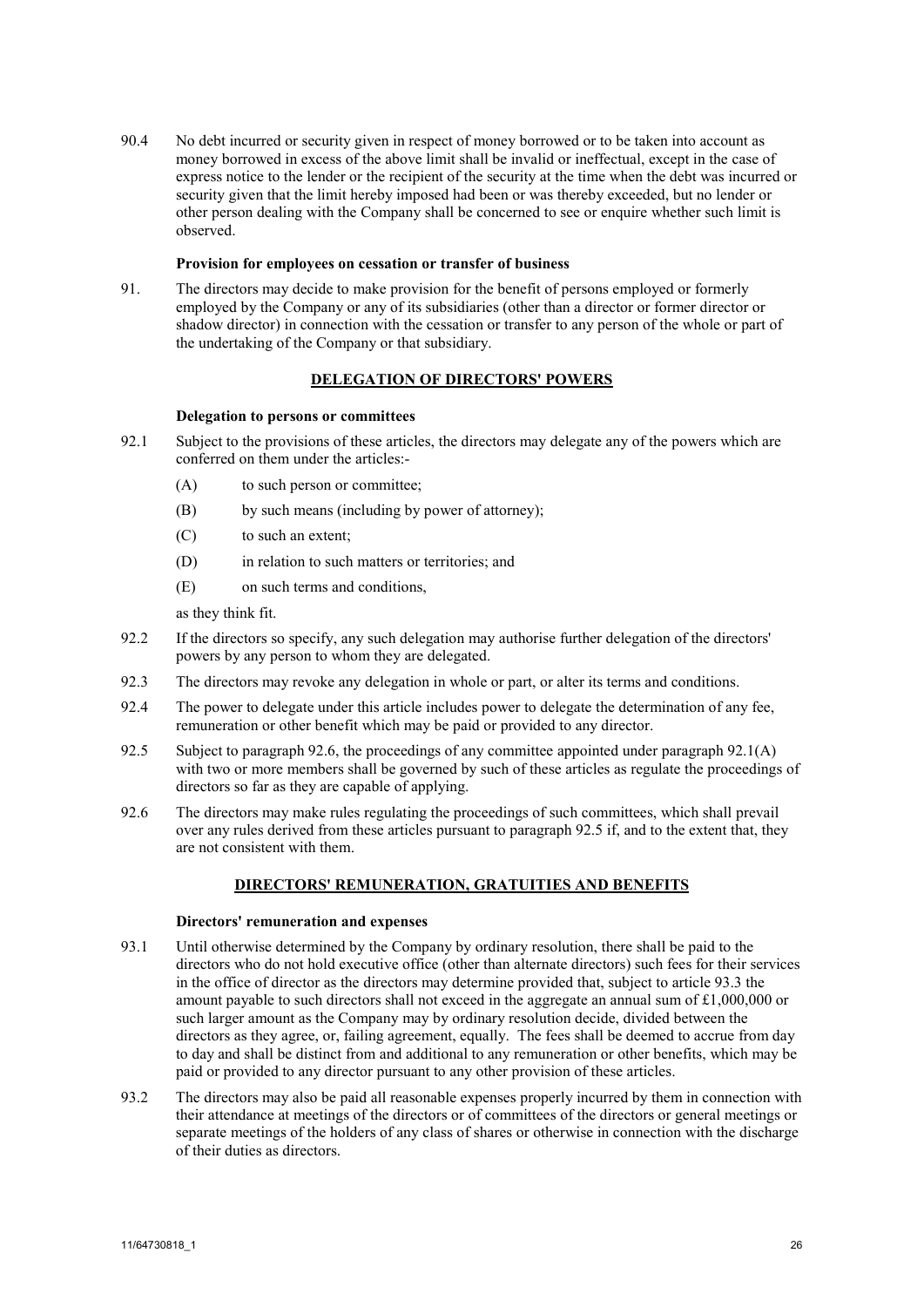90.4 No debt incurred or security given in respect of money borrowed or to be taken into account as money borrowed in excess of the above limit shall be invalid or ineffectual, except in the case of express notice to the lender or the recipient of the security at the time when the debt was incurred or security given that the limit hereby imposed had been or was thereby exceeded, but no lender or other person dealing with the Company shall be concerned to see or enquire whether such limit is observed.

**Provision for employees on cessation or transfer of business**

91. The directors may decide to make provision for the benefit of persons employed or formerly employed by the Company or any of its subsidiaries (other than a director or former director or shadow director) in connection with the cessation or transfer to any person of the whole or part of the undertaking of the Company or that subsidiary.

## DELEGATION OF DIRECTORS' POWERS

**Delegation to persons or committees**

92.1 Subject to the provisions of these articles, the directors may delegate any of the powers which are conferred on them under the articles:-

(A) to such person or committee;

(B) by such means (including by power of attorney);

(C) to such an extent;

(D) in relation to such matters or territories; and

(E) on such terms and conditions,

as they think fit.

92.2 If the directors so specify, any such delegation may authorise further delegation of the directors' powers by any person to whom they are delegated.

92.3 The directors may revoke any delegation in whole or part, or alter its terms and conditions.

92.4 The power to delegate under this article includes power to delegate the determination of any fee, remuneration or other benefit which may be paid or provided to any director.

92.5 Subject to paragraph 92.6, the proceedings of any committee appointed under paragraph 92.1(A) with two or more members shall be governed by such of these articles as regulate the proceedings of directors so far as they are capable of applying.

92.6 The directors may make rules regulating the proceedings of such committees, which shall prevail over any rules derived from these articles pursuant to paragraph 92.5 if, and to the extent that, they are not consistent with them.

## DIRECTORS' REMUNERATION, GRATUITIES AND BENEFITS

**Directors' remuneration and expenses**

93.1 Until otherwise determined by the Company by ordinary resolution, there shall be paid to the directors who do not hold executive office (other than alternate directors) such fees for their services in the office of director as the directors may determine provided that, subject to article 93.3 the amount payable to such directors shall not exceed in the aggregate an annual sum of £1,000,000 or such larger amount as the Company may by ordinary resolution decide, divided between the directors as they agree, or, failing agreement, equally. The fees shall be deemed to accrue from day to day and shall be distinct from and additional to any remuneration or other benefits, which may be paid or provided to any director pursuant to any other provision of these articles.

93.2 The directors may also be paid all reasonable expenses properly incurred by them in connection with their attendance at meetings of the directors or of committees of the directors or general meetings or separate meetings of the holders of any class of shares or otherwise in connection with the discharge of their duties as directors.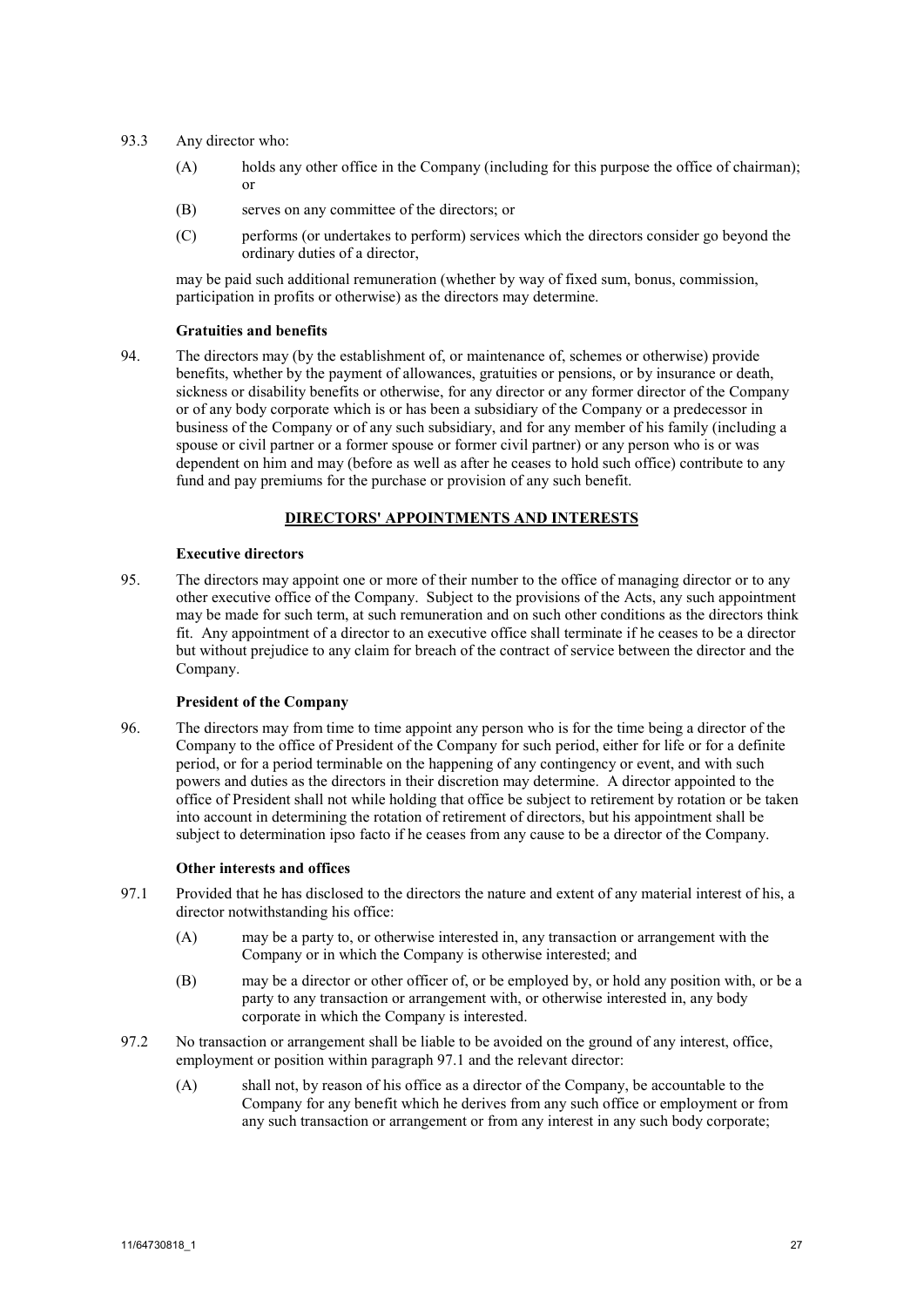93.3 Any director who:

(A) holds any other office in the Company (including for this purpose the office of chairman); or

(B) serves on any committee of the directors; or

(C) performs (or undertakes to perform) services which the directors consider go beyond the ordinary duties of a director,

may be paid such additional remuneration (whether by way of fixed sum, bonus, commission, participation in profits or otherwise) as the directors may determine.

**Gratuities and benefits**

94. The directors may (by the establishment of, or maintenance of, schemes or otherwise) provide benefits, whether by the payment of allowances, gratuities or pensions, or by insurance or death, sickness or disability benefits or otherwise, for any director or any former director of the Company or of any body corporate which is or has been a subsidiary of the Company or a predecessor in business of the Company or of any such subsidiary, and for any member of his family (including a spouse or civil partner or a former spouse or former civil partner) or any person who is or was dependent on him and may (before as well as after he ceases to hold such office) contribute to any fund and pay premiums for the purchase or provision of any such benefit.

## DIRECTORS' APPOINTMENTS AND INTERESTS

**Executive directors**

95. The directors may appoint one or more of their number to the office of managing director or to any other executive office of the Company. Subject to the provisions of the Acts, any such appointment may be made for such term, at such remuneration and on such other conditions as the directors think fit. Any appointment of a director to an executive office shall terminate if he ceases to be a director but without prejudice to any claim for breach of the contract of service between the director and the Company.

**President of the Company**

96. The directors may from time to time appoint any person who is for the time being a director of the Company to the office of President of the Company for such period, either for life or for a definite period, or for a period terminable on the happening of any contingency or event, and with such powers and duties as the directors in their discretion may determine. A director appointed to the office of President shall not while holding that office be subject to retirement by rotation or be taken into account in determining the rotation of retirement of directors, but his appointment shall be subject to determination ipso facto if he ceases from any cause to be a director of the Company.

**Other interests and offices**

97.1 Provided that he has disclosed to the directors the nature and extent of any material interest of his, a director notwithstanding his office:

(A) may be a party to, or otherwise interested in, any transaction or arrangement with the Company or in which the Company is otherwise interested; and

(B) may be a director or other officer of, or be employed by, or hold any position with, or be a party to any transaction or arrangement with, or otherwise interested in, any body corporate in which the Company is interested.

97.2 No transaction or arrangement shall be liable to be avoided on the ground of any interest, office, employment or position within paragraph 97.1 and the relevant director:

(A) shall not, by reason of his office as a director of the Company, be accountable to the Company for any benefit which he derives from any such office or employment or from any such transaction or arrangement or from any interest in any such body corporate;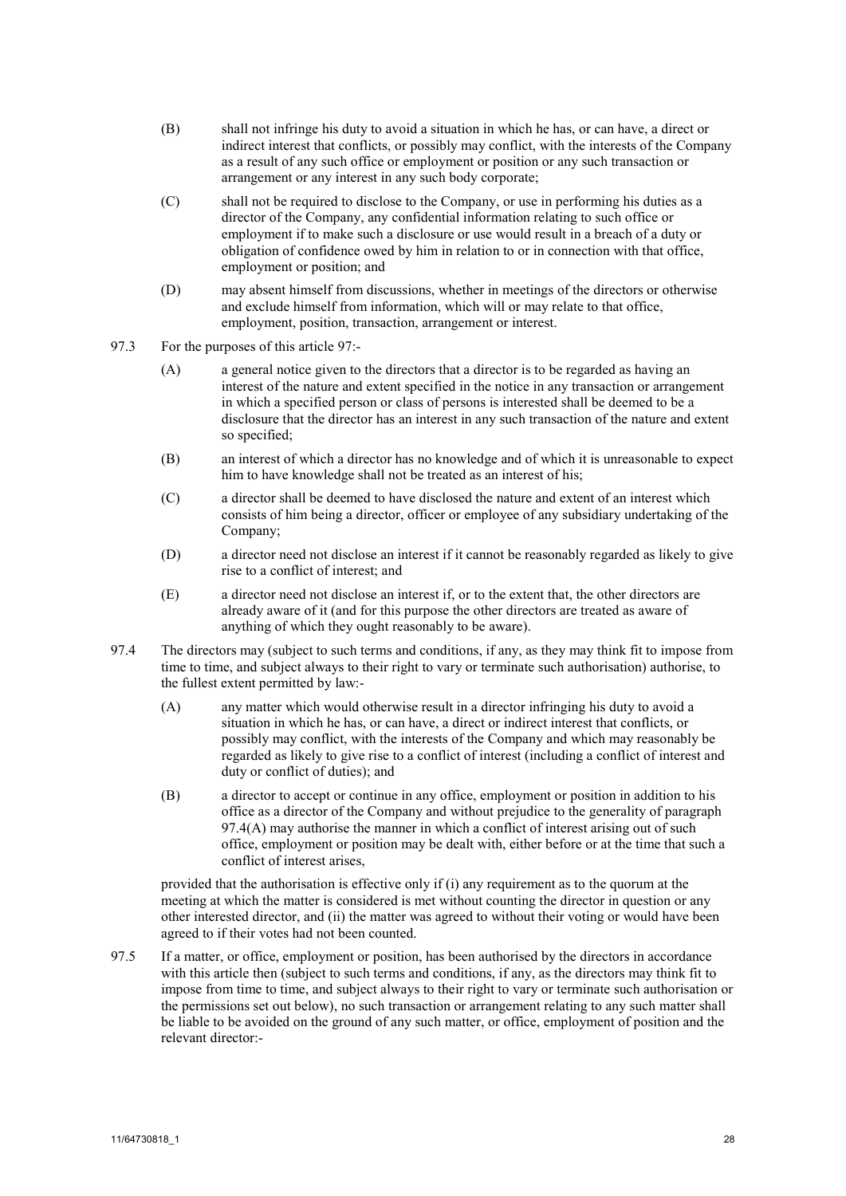(B) shall not infringe his duty to avoid a situation in which he has, or can have, a direct or indirect interest that conflicts, or possibly may conflict, with the interests of the Company as a result of any such office or employment or position or any such transaction or arrangement or any interest in any such body corporate;

(C) shall not be required to disclose to the Company, or use in performing his duties as a director of the Company, any confidential information relating to such office or employment if to make such a disclosure or use would result in a breach of a duty or obligation of confidence owed by him in relation to or in connection with that office, employment or position; and

(D) may absent himself from discussions, whether in meetings of the directors or otherwise and exclude himself from information, which will or may relate to that office, employment, position, transaction, arrangement or interest.

97.3 For the purposes of this article 97:-

(A) a general notice given to the directors that a director is to be regarded as having an interest of the nature and extent specified in the notice in any transaction or arrangement in which a specified person or class of persons is interested shall be deemed to be a disclosure that the director has an interest in any such transaction of the nature and extent so specified;

(B) an interest of which a director has no knowledge and of which it is unreasonable to expect him to have knowledge shall not be treated as an interest of his;

(C) a director shall be deemed to have disclosed the nature and extent of an interest which consists of him being a director, officer or employee of any subsidiary undertaking of the Company;

(D) a director need not disclose an interest if it cannot be reasonably regarded as likely to give rise to a conflict of interest; and

(E) a director need not disclose an interest if, or to the extent that, the other directors are already aware of it (and for this purpose the other directors are treated as aware of anything of which they ought reasonably to be aware).

97.4 The directors may (subject to such terms and conditions, if any, as they may think fit to impose from time to time, and subject always to their right to vary or terminate such authorisation) authorise, to the fullest extent permitted by law:-

(A) any matter which would otherwise result in a director infringing his duty to avoid a situation in which he has, or can have, a direct or indirect interest that conflicts, or possibly may conflict, with the interests of the Company and which may reasonably be regarded as likely to give rise to a conflict of interest (including a conflict of interest and duty or conflict of duties); and

(B) a director to accept or continue in any office, employment or position in addition to his office as a director of the Company and without prejudice to the generality of paragraph 97.4(A) may authorise the manner in which a conflict of interest arising out of such office, employment or position may be dealt with, either before or at the time that such a conflict of interest arises,

provided that the authorisation is effective only if (i) any requirement as to the quorum at the meeting at which the matter is considered is met without counting the director in question or any other interested director, and (ii) the matter was agreed to without their voting or would have been agreed to if their votes had not been counted.

97.5 If a matter, or office, employment or position, has been authorised by the directors in accordance with this article then (subject to such terms and conditions, if any, as the directors may think fit to impose from time to time, and subject always to their right to vary or terminate such authorisation or the permissions set out below), no such transaction or arrangement relating to any such matter shall be liable to be avoided on the ground of any such matter, or office, employment of position and the relevant director:-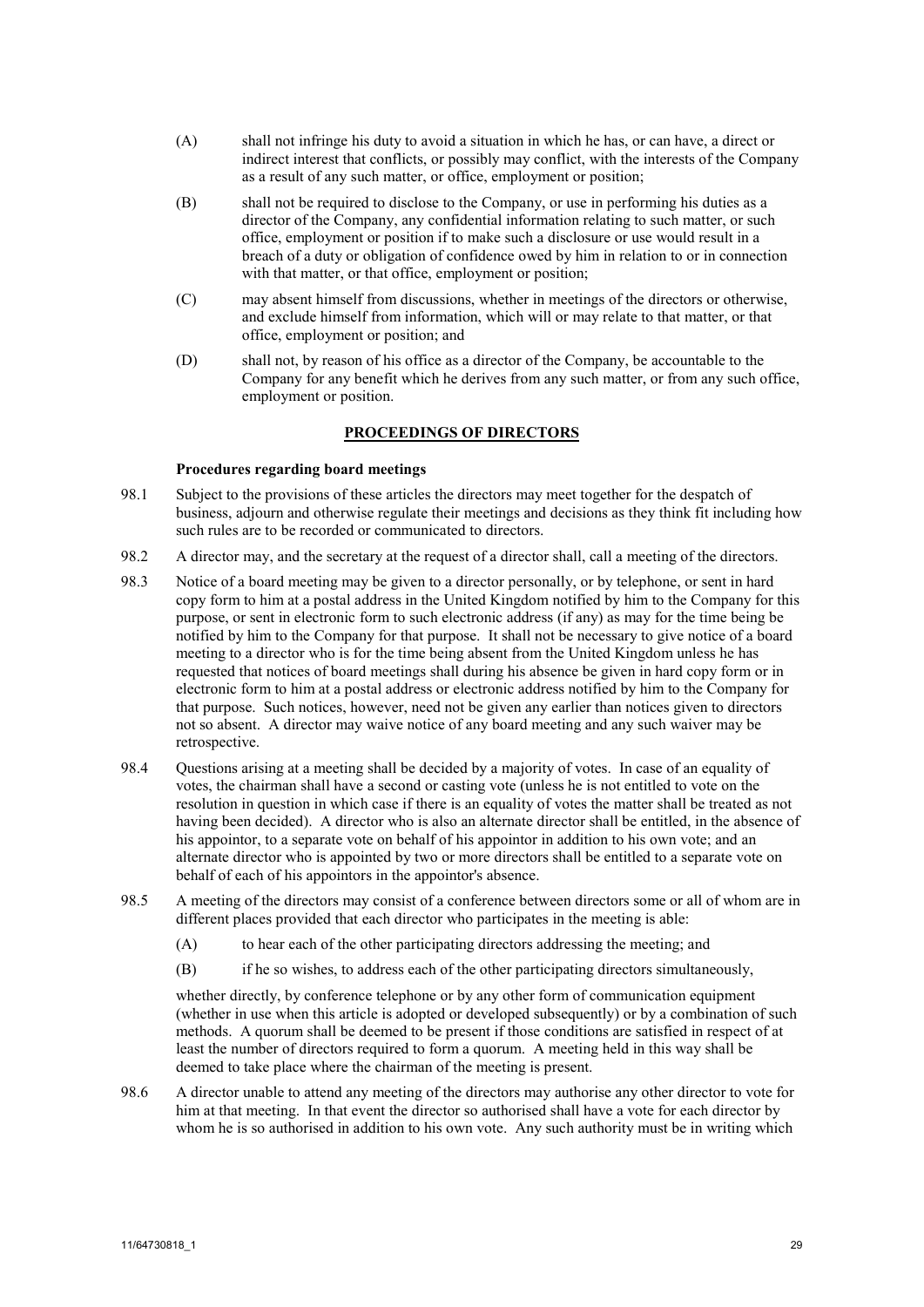(A) shall not infringe his duty to avoid a situation in which he has, or can have, a direct or indirect interest that conflicts, or possibly may conflict, with the interests of the Company as a result of any such matter, or office, employment or position;

(B) shall not be required to disclose to the Company, or use in performing his duties as a director of the Company, any confidential information relating to such matter, or such office, employment or position if to make such a disclosure or use would result in a breach of a duty or obligation of confidence owed by him in relation to or in connection with that matter, or that office, employment or position;

(C) may absent himself from discussions, whether in meetings of the directors or otherwise, and exclude himself from information, which will or may relate to that matter, or that office, employment or position; and

(D) shall not, by reason of his office as a director of the Company, be accountable to the Company for any benefit which he derives from any such matter, or from any such office, employment or position.

## PROCEEDINGS OF DIRECTORS

**Procedures regarding board meetings**

98.1 Subject to the provisions of these articles the directors may meet together for the despatch of business, adjourn and otherwise regulate their meetings and decisions as they think fit including how such rules are to be recorded or communicated to directors.

98.2 A director may, and the secretary at the request of a director shall, call a meeting of the directors.

98.3 Notice of a board meeting may be given to a director personally, or by telephone, or sent in hard copy form to him at a postal address in the United Kingdom notified by him to the Company for this purpose, or sent in electronic form to such electronic address (if any) as may for the time being be notified by him to the Company for that purpose. It shall not be necessary to give notice of a board meeting to a director who is for the time being absent from the United Kingdom unless he has requested that notices of board meetings shall during his absence be given in hard copy form or in electronic form to him at a postal address or electronic address notified by him to the Company for that purpose. Such notices, however, need not be given any earlier than notices given to directors not so absent. A director may waive notice of any board meeting and any such waiver may be retrospective.

98.4 Questions arising at a meeting shall be decided by a majority of votes. In case of an equality of votes, the chairman shall have a second or casting vote (unless he is not entitled to vote on the resolution in question in which case if there is an equality of votes the matter shall be treated as not having been decided). A director who is also an alternate director shall be entitled, in the absence of his appointor, to a separate vote on behalf of his appointor in addition to his own vote; and an alternate director who is appointed by two or more directors shall be entitled to a separate vote on behalf of each of his appointors in the appointor's absence.

98.5 A meeting of the directors may consist of a conference between directors some or all of whom are in different places provided that each director who participates in the meeting is able:

(A) to hear each of the other participating directors addressing the meeting; and

(B) if he so wishes, to address each of the other participating directors simultaneously,

whether directly, by conference telephone or by any other form of communication equipment (whether in use when this article is adopted or developed subsequently) or by a combination of such methods. A quorum shall be deemed to be present if those conditions are satisfied in respect of at least the number of directors required to form a quorum. A meeting held in this way shall be deemed to take place where the chairman of the meeting is present.

98.6 A director unable to attend any meeting of the directors may authorise any other director to vote for him at that meeting. In that event the director so authorised shall have a vote for each director by whom he is so authorised in addition to his own vote. Any such authority must be in writing which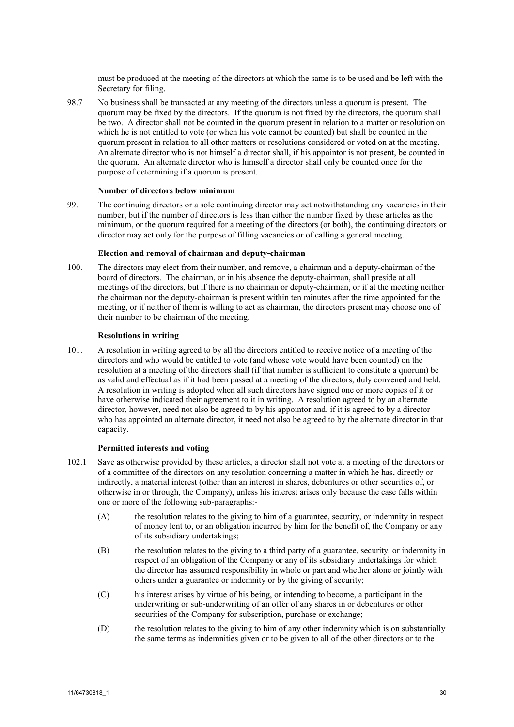must be produced at the meeting of the directors at which the same is to be used and be left with the Secretary for filing.

98.7 No business shall be transacted at any meeting of the directors unless a quorum is present. The quorum may be fixed by the directors. If the quorum is not fixed by the directors, the quorum shall be two. A director shall not be counted in the quorum present in relation to a matter or resolution on which he is not entitled to vote (or when his vote cannot be counted) but shall be counted in the quorum present in relation to all other matters or resolutions considered or voted on at the meeting. An alternate director who is not himself a director shall, if his appointor is not present, be counted in the quorum. An alternate director who is himself a director shall only be counted once for the purpose of determining if a quorum is present.

**Number of directors below minimum**

99. The continuing directors or a sole continuing director may act notwithstanding any vacancies in their number, but if the number of directors is less than either the number fixed by these articles as the minimum, or the quorum required for a meeting of the directors (or both), the continuing directors or director may act only for the purpose of filling vacancies or of calling a general meeting.

**Election and removal of chairman and deputy-chairman**

100. The directors may elect from their number, and remove, a chairman and a deputy-chairman of the board of directors. The chairman, or in his absence the deputy-chairman, shall preside at all meetings of the directors, but if there is no chairman or deputy-chairman, or if at the meeting neither the chairman nor the deputy-chairman is present within ten minutes after the time appointed for the meeting, or if neither of them is willing to act as chairman, the directors present may choose one of their number to be chairman of the meeting.

**Resolutions in writing**

101. A resolution in writing agreed to by all the directors entitled to receive notice of a meeting of the directors and who would be entitled to vote (and whose vote would have been counted) on the resolution at a meeting of the directors shall (if that number is sufficient to constitute a quorum) be as valid and effectual as if it had been passed at a meeting of the directors, duly convened and held. A resolution in writing is adopted when all such directors have signed one or more copies of it or have otherwise indicated their agreement to it in writing. A resolution agreed to by an alternate director, however, need not also be agreed to by his appointor and, if it is agreed to by a director who has appointed an alternate director, it need not also be agreed to by the alternate director in that capacity.

**Permitted interests and voting**

102.1 Save as otherwise provided by these articles, a director shall not vote at a meeting of the directors or of a committee of the directors on any resolution concerning a matter in which he has, directly or indirectly, a material interest (other than an interest in shares, debentures or other securities of, or otherwise in or through, the Company), unless his interest arises only because the case falls within one or more of the following sub-paragraphs:-

(A) the resolution relates to the giving to him of a guarantee, security, or indemnity in respect of money lent to, or an obligation incurred by him for the benefit of, the Company or any of its subsidiary undertakings;

(B) the resolution relates to the giving to a third party of a guarantee, security, or indemnity in respect of an obligation of the Company or any of its subsidiary undertakings for which the director has assumed responsibility in whole or part and whether alone or jointly with others under a guarantee or indemnity or by the giving of security;

(C) his interest arises by virtue of his being, or intending to become, a participant in the underwriting or sub-underwriting of an offer of any shares in or debentures or other securities of the Company for subscription, purchase or exchange;

(D) the resolution relates to the giving to him of any other indemnity which is on substantially the same terms as indemnities given or to be given to all of the other directors or to the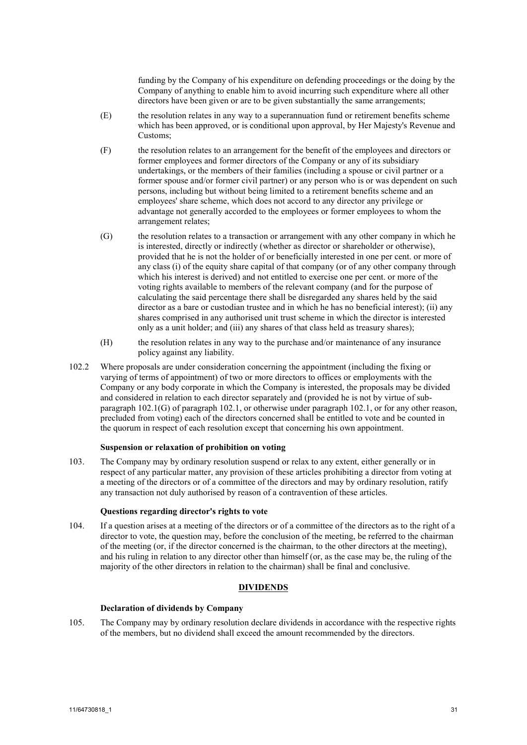funding by the Company of his expenditure on defending proceedings or the doing by the Company of anything to enable him to avoid incurring such expenditure where all other directors have been given or are to be given substantially the same arrangements;

(E) the resolution relates in any way to a superannuation fund or retirement benefits scheme which has been approved, or is conditional upon approval, by Her Majesty's Revenue and Customs;

(F) the resolution relates to an arrangement for the benefit of the employees and directors or former employees and former directors of the Company or any of its subsidiary undertakings, or the members of their families (including a spouse or civil partner or a former spouse and/or former civil partner) or any person who is or was dependent on such persons, including but without being limited to a retirement benefits scheme and an employees' share scheme, which does not accord to any director any privilege or advantage not generally accorded to the employees or former employees to whom the arrangement relates;

(G) the resolution relates to a transaction or arrangement with any other company in which he is interested, directly or indirectly (whether as director or shareholder or otherwise), provided that he is not the holder of or beneficially interested in one per cent. or more of any class (i) of the equity share capital of that company (or of any other company through which his interest is derived) and not entitled to exercise one per cent. or more of the voting rights available to members of the relevant company (and for the purpose of calculating the said percentage there shall be disregarded any shares held by the said director as a bare or custodian trustee and in which he has no beneficial interest); (ii) any shares comprised in any authorised unit trust scheme in which the director is interested only as a unit holder; and (iii) any shares of that class held as treasury shares);

(H) the resolution relates in any way to the purchase and/or maintenance of any insurance policy against any liability.

102.2 Where proposals are under consideration concerning the appointment (including the fixing or varying of terms of appointment) of two or more directors to offices or employments with the Company or any body corporate in which the Company is interested, the proposals may be divided and considered in relation to each director separately and (provided he is not by virtue of sub-paragraph 102.1(G) of paragraph 102.1, or otherwise under paragraph 102.1, or for any other reason, precluded from voting) each of the directors concerned shall be entitled to vote and be counted in the quorum in respect of each resolution except that concerning his own appointment.

**Suspension or relaxation of prohibition on voting**

103. The Company may by ordinary resolution suspend or relax to any extent, either generally or in respect of any particular matter, any provision of these articles prohibiting a director from voting at a meeting of the directors or of a committee of the directors and may by ordinary resolution, ratify any transaction not duly authorised by reason of a contravention of these articles.

**Questions regarding director's rights to vote**

104. If a question arises at a meeting of the directors or of a committee of the directors as to the right of a director to vote, the question may, before the conclusion of the meeting, be referred to the chairman of the meeting (or, if the director concerned is the chairman, to the other directors at the meeting), and his ruling in relation to any director other than himself (or, as the case may be, the ruling of the majority of the other directors in relation to the chairman) shall be final and conclusive.

## DIVIDENDS

**Declaration of dividends by Company**

105. The Company may by ordinary resolution declare dividends in accordance with the respective rights of the members, but no dividend shall exceed the amount recommended by the directors.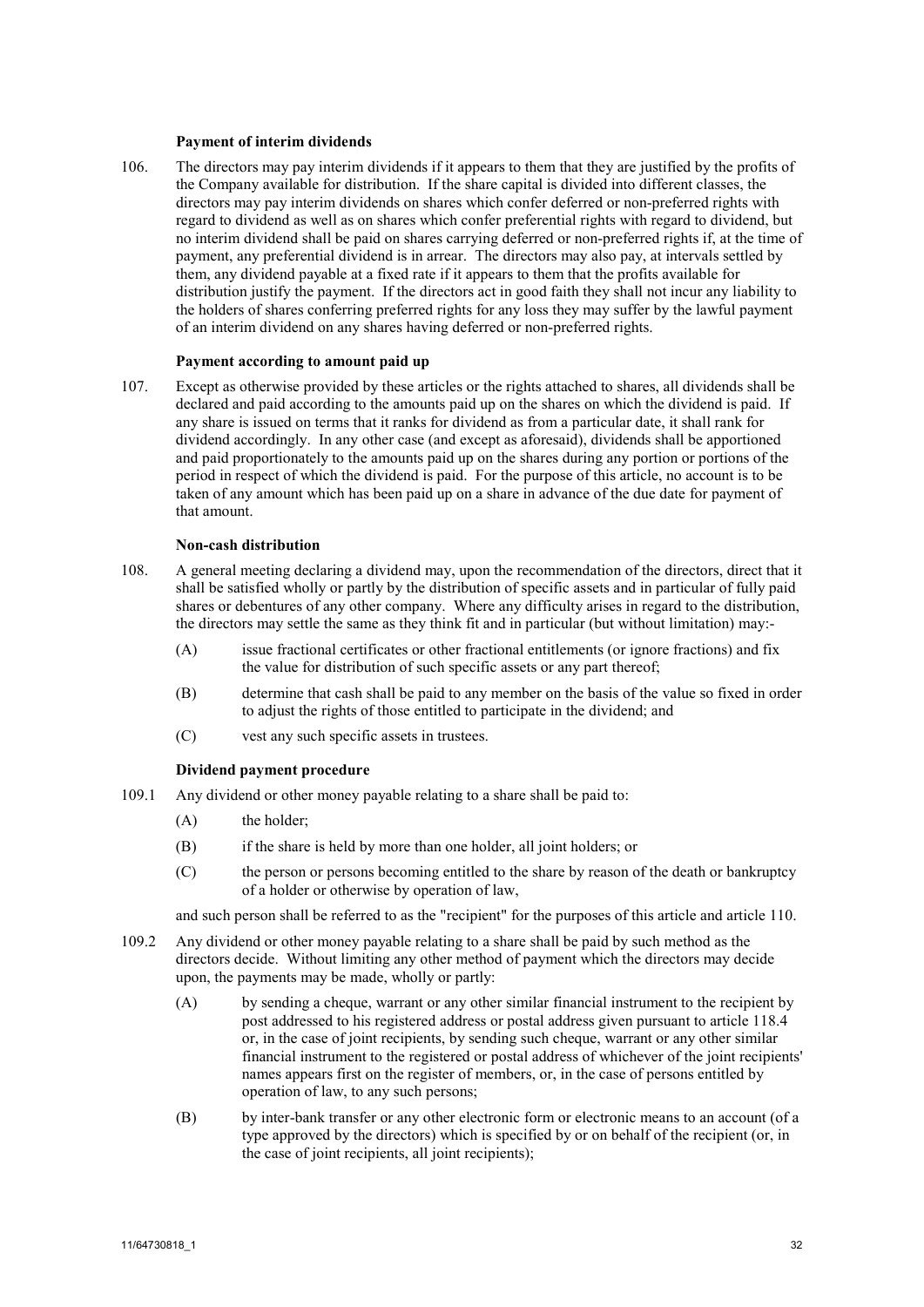**Payment of interim dividends**

106. The directors may pay interim dividends if it appears to them that they are justified by the profits of the Company available for distribution. If the share capital is divided into different classes, the directors may pay interim dividends on shares which confer deferred or non-preferred rights with regard to dividend as well as on shares which confer preferential rights with regard to dividend, but no interim dividend shall be paid on shares carrying deferred or non-preferred rights if, at the time of payment, any preferential dividend is in arrear. The directors may also pay, at intervals settled by them, any dividend payable at a fixed rate if it appears to them that the profits available for distribution justify the payment. If the directors act in good faith they shall not incur any liability to the holders of shares conferring preferred rights for any loss they may suffer by the lawful payment of an interim dividend on any shares having deferred or non-preferred rights.

**Payment according to amount paid up**

107. Except as otherwise provided by these articles or the rights attached to shares, all dividends shall be declared and paid according to the amounts paid up on the shares on which the dividend is paid. If any share is issued on terms that it ranks for dividend as from a particular date, it shall rank for dividend accordingly. In any other case (and except as aforesaid), dividends shall be apportioned and paid proportionately to the amounts paid up on the shares during any portion or portions of the period in respect of which the dividend is paid. For the purpose of this article, no account is to be taken of any amount which has been paid up on a share in advance of the due date for payment of that amount.

**Non-cash distribution**

108. A general meeting declaring a dividend may, upon the recommendation of the directors, direct that it shall be satisfied wholly or partly by the distribution of specific assets and in particular of fully paid shares or debentures of any other company. Where any difficulty arises in regard to the distribution, the directors may settle the same as they think fit and in particular (but without limitation) may:-

(A) issue fractional certificates or other fractional entitlements (or ignore fractions) and fix the value for distribution of such specific assets or any part thereof;

(B) determine that cash shall be paid to any member on the basis of the value so fixed in order to adjust the rights of those entitled to participate in the dividend; and

(C) vest any such specific assets in trustees.

**Dividend payment procedure**

109.1 Any dividend or other money payable relating to a share shall be paid to:

(A) the holder;

(B) if the share is held by more than one holder, all joint holders; or

(C) the person or persons becoming entitled to the share by reason of the death or bankruptcy of a holder or otherwise by operation of law,

and such person shall be referred to as the "recipient" for the purposes of this article and article 110.

109.2 Any dividend or other money payable relating to a share shall be paid by such method as the directors decide. Without limiting any other method of payment which the directors may decide upon, the payments may be made, wholly or partly:

(A) by sending a cheque, warrant or any other similar financial instrument to the recipient by post addressed to his registered address or postal address given pursuant to article 118.4 or, in the case of joint recipients, by sending such cheque, warrant or any other similar financial instrument to the registered or postal address of whichever of the joint recipients' names appears first on the register of members, or, in the case of persons entitled by operation of law, to any such persons;

(B) by inter-bank transfer or any other electronic form or electronic means to an account (of a type approved by the directors) which is specified by or on behalf of the recipient (or, in the case of joint recipients, all joint recipients);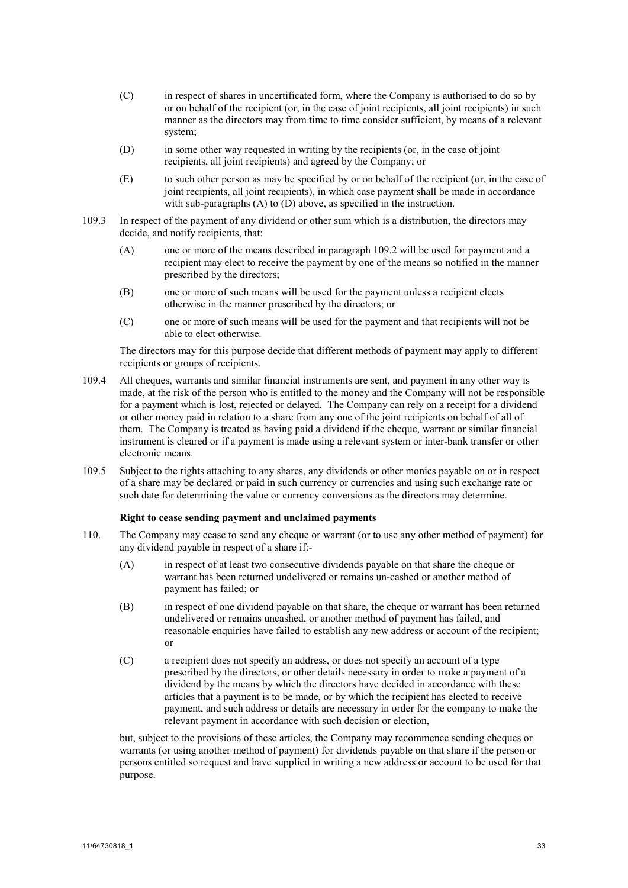(C) in respect of shares in uncertificated form, where the Company is authorised to do so by or on behalf of the recipient (or, in the case of joint recipients, all joint recipients) in such manner as the directors may from time to time consider sufficient, by means of a relevant system;

(D) in some other way requested in writing by the recipients (or, in the case of joint recipients, all joint recipients) and agreed by the Company; or

(E) to such other person as may be specified by or on behalf of the recipient (or, in the case of joint recipients, all joint recipients), in which case payment shall be made in accordance with sub-paragraphs (A) to (D) above, as specified in the instruction.

109.3 In respect of the payment of any dividend or other sum which is a distribution, the directors may decide, and notify recipients, that:

(A) one or more of the means described in paragraph 109.2 will be used for payment and a recipient may elect to receive the payment by one of the means so notified in the manner prescribed by the directors;

(B) one or more of such means will be used for the payment unless a recipient elects otherwise in the manner prescribed by the directors; or

(C) one or more of such means will be used for the payment and that recipients will not be able to elect otherwise.

The directors may for this purpose decide that different methods of payment may apply to different recipients or groups of recipients.

109.4 All cheques, warrants and similar financial instruments are sent, and payment in any other way is made, at the risk of the person who is entitled to the money and the Company will not be responsible for a payment which is lost, rejected or delayed. The Company can rely on a receipt for a dividend or other money paid in relation to a share from any one of the joint recipients on behalf of all of them. The Company is treated as having paid a dividend if the cheque, warrant or similar financial instrument is cleared or if a payment is made using a relevant system or inter-bank transfer or other electronic means.

109.5 Subject to the rights attaching to any shares, any dividends or other monies payable on or in respect of a share may be declared or paid in such currency or currencies and using such exchange rate or such date for determining the value or currency conversions as the directors may determine.

**Right to cease sending payment and unclaimed payments**

110. The Company may cease to send any cheque or warrant (or to use any other method of payment) for any dividend payable in respect of a share if:-

(A) in respect of at least two consecutive dividends payable on that share the cheque or warrant has been returned undelivered or remains un-cashed or another method of payment has failed; or

(B) in respect of one dividend payable on that share, the cheque or warrant has been returned undelivered or remains uncashed, or another method of payment has failed, and reasonable enquiries have failed to establish any new address or account of the recipient; or

(C) a recipient does not specify an address, or does not specify an account of a type prescribed by the directors, or other details necessary in order to make a payment of a dividend by the means by which the directors have decided in accordance with these articles that a payment is to be made, or by which the recipient has elected to receive payment, and such address or details are necessary in order for the company to make the relevant payment in accordance with such decision or election,

but, subject to the provisions of these articles, the Company may recommence sending cheques or warrants (or using another method of payment) for dividends payable on that share if the person or persons entitled so request and have supplied in writing a new address or account to be used for that purpose.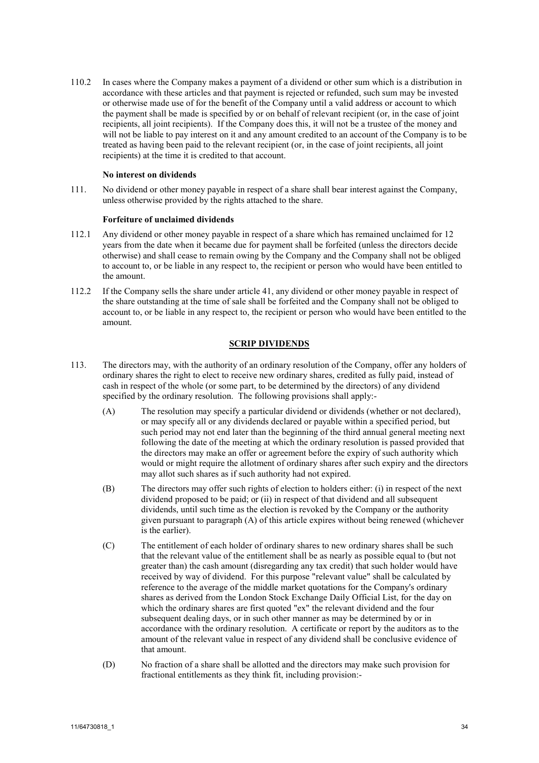110.2 In cases where the Company makes a payment of a dividend or other sum which is a distribution in accordance with these articles and that payment is rejected or refunded, such sum may be invested or otherwise made use of for the benefit of the Company until a valid address or account to which the payment shall be made is specified by or on behalf of relevant recipient (or, in the case of joint recipients, all joint recipients). If the Company does this, it will not be a trustee of the money and will not be liable to pay interest on it and any amount credited to an account of the Company is to be treated as having been paid to the relevant recipient (or, in the case of joint recipients, all joint recipients) at the time it is credited to that account.

**No interest on dividends**

111. No dividend or other money payable in respect of a share shall bear interest against the Company, unless otherwise provided by the rights attached to the share.

**Forfeiture of unclaimed dividends**

112.1 Any dividend or other money payable in respect of a share which has remained unclaimed for 12 years from the date when it became due for payment shall be forfeited (unless the directors decide otherwise) and shall cease to remain owing by the Company and the Company shall not be obliged to account to, or be liable in any respect to, the recipient or person who would have been entitled to the amount.

112.2 If the Company sells the share under article 41, any dividend or other money payable in respect of the share outstanding at the time of sale shall be forfeited and the Company shall not be obliged to account to, or be liable in any respect to, the recipient or person who would have been entitled to the amount.

## SCRIP DIVIDENDS

113. The directors may, with the authority of an ordinary resolution of the Company, offer any holders of ordinary shares the right to elect to receive new ordinary shares, credited as fully paid, instead of cash in respect of the whole (or some part, to be determined by the directors) of any dividend specified by the ordinary resolution. The following provisions shall apply:-

(A) The resolution may specify a particular dividend or dividends (whether or not declared), or may specify all or any dividends declared or payable within a specified period, but such period may not end later than the beginning of the third annual general meeting next following the date of the meeting at which the ordinary resolution is passed provided that the directors may make an offer or agreement before the expiry of such authority which would or might require the allotment of ordinary shares after such expiry and the directors may allot such shares as if such authority had not expired.

(B) The directors may offer such rights of election to holders either: (i) in respect of the next dividend proposed to be paid; or (ii) in respect of that dividend and all subsequent dividends, until such time as the election is revoked by the Company or the authority given pursuant to paragraph (A) of this article expires without being renewed (whichever is the earlier).

(C) The entitlement of each holder of ordinary shares to new ordinary shares shall be such that the relevant value of the entitlement shall be as nearly as possible equal to (but not greater than) the cash amount (disregarding any tax credit) that such holder would have received by way of dividend. For this purpose "relevant value" shall be calculated by reference to the average of the middle market quotations for the Company's ordinary shares as derived from the London Stock Exchange Daily Official List, for the day on which the ordinary shares are first quoted "ex" the relevant dividend and the four subsequent dealing days, or in such other manner as may be determined by or in accordance with the ordinary resolution. A certificate or report by the auditors as to the amount of the relevant value in respect of any dividend shall be conclusive evidence of that amount.

(D) No fraction of a share shall be allotted and the directors may make such provision for fractional entitlements as they think fit, including provision:-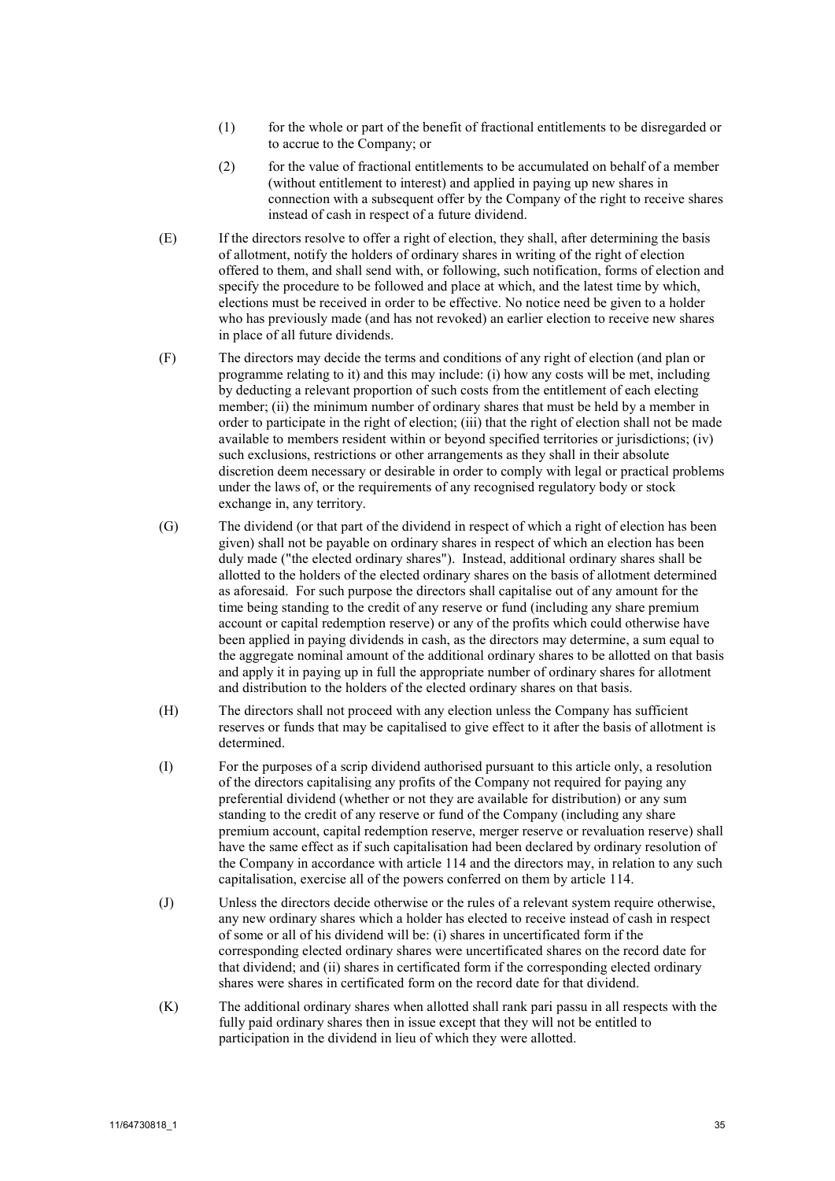(1) for the whole or part of the benefit of fractional entitlements to be disregarded or to accrue to the Company; or

(2) for the value of fractional entitlements to be accumulated on behalf of a member (without entitlement to interest) and applied in paying up new shares in connection with a subsequent offer by the Company of the right to receive shares instead of cash in respect of a future dividend.

(E) If the directors resolve to offer a right of election, they shall, after determining the basis of allotment, notify the holders of ordinary shares in writing of the right of election offered to them, and shall send with, or following, such notification, forms of election and specify the procedure to be followed and place at which, and the latest time by which, elections must be received in order to be effective. No notice need be given to a holder who has previously made (and has not revoked) an earlier election to receive new shares in place of all future dividends.

(F) The directors may decide the terms and conditions of any right of election (and plan or programme relating to it) and this may include: (i) how any costs will be met, including by deducting a relevant proportion of such costs from the entitlement of each electing member; (ii) the minimum number of ordinary shares that must be held by a member in order to participate in the right of election; (iii) that the right of election shall not be made available to members resident within or beyond specified territories or jurisdictions; (iv) such exclusions, restrictions or other arrangements as they shall in their absolute discretion deem necessary or desirable in order to comply with legal or practical problems under the laws of, or the requirements of any recognised regulatory body or stock exchange in, any territory.

(G) The dividend (or that part of the dividend in respect of which a right of election has been given) shall not be payable on ordinary shares in respect of which an election has been duly made ("the elected ordinary shares"). Instead, additional ordinary shares shall be allotted to the holders of the elected ordinary shares on the basis of allotment determined as aforesaid. For such purpose the directors shall capitalise out of any amount for the time being standing to the credit of any reserve or fund (including any share premium account or capital redemption reserve) or any of the profits which could otherwise have been applied in paying dividends in cash, as the directors may determine, a sum equal to the aggregate nominal amount of the additional ordinary shares to be allotted on that basis and apply it in paying up in full the appropriate number of ordinary shares for allotment and distribution to the holders of the elected ordinary shares on that basis.

(H) The directors shall not proceed with any election unless the Company has sufficient reserves or funds that may be capitalised to give effect to it after the basis of allotment is determined.

(I) For the purposes of a scrip dividend authorised pursuant to this article only, a resolution of the directors capitalising any profits of the Company not required for paying any preferential dividend (whether or not they are available for distribution) or any sum standing to the credit of any reserve or fund of the Company (including any share premium account, capital redemption reserve, merger reserve or revaluation reserve) shall have the same effect as if such capitalisation had been declared by ordinary resolution of the Company in accordance with article 114 and the directors may, in relation to any such capitalisation, exercise all of the powers conferred on them by article 114.

(J) Unless the directors decide otherwise or the rules of a relevant system require otherwise, any new ordinary shares which a holder has elected to receive instead of cash in respect of some or all of his dividend will be: (i) shares in uncertificated form if the corresponding elected ordinary shares were uncertificated shares on the record date for that dividend; and (ii) shares in certificated form if the corresponding elected ordinary shares were shares in certificated form on the record date for that dividend.

(K) The additional ordinary shares when allotted shall rank pari passu in all respects with the fully paid ordinary shares then in issue except that they will not be entitled to participation in the dividend in lieu of which they were allotted.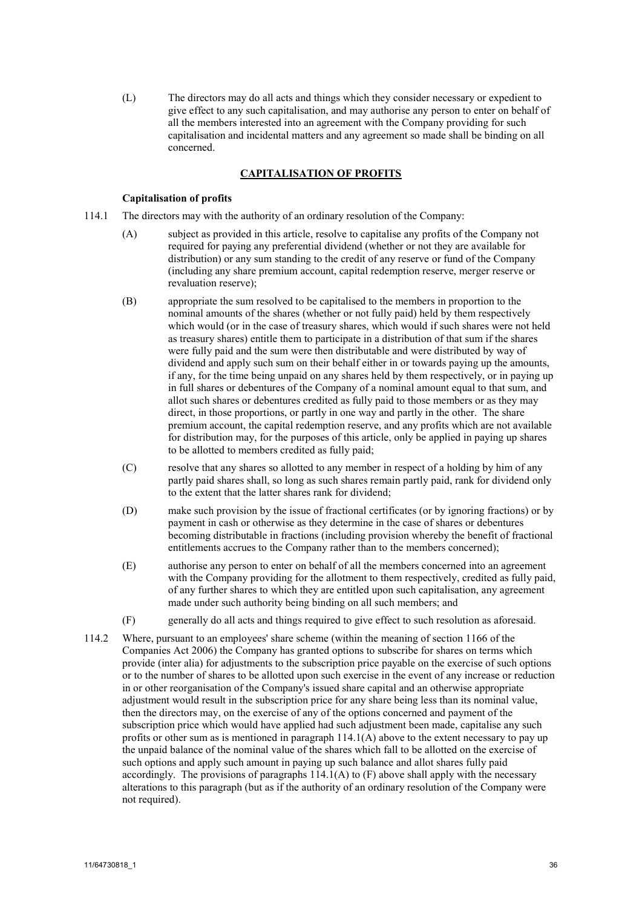(L) The directors may do all acts and things which they consider necessary or expedient to give effect to any such capitalisation, and may authorise any person to enter on behalf of all the members interested into an agreement with the Company providing for such capitalisation and incidental matters and any agreement so made shall be binding on all concerned.

## CAPITALISATION OF PROFITS

**Capitalisation of profits**

114.1 The directors may with the authority of an ordinary resolution of the Company:

(A) subject as provided in this article, resolve to capitalise any profits of the Company not required for paying any preferential dividend (whether or not they are available for distribution) or any sum standing to the credit of any reserve or fund of the Company (including any share premium account, capital redemption reserve, merger reserve or revaluation reserve);

(B) appropriate the sum resolved to be capitalised to the members in proportion to the nominal amounts of the shares (whether or not fully paid) held by them respectively which would (or in the case of treasury shares, which would if such shares were not held as treasury shares) entitle them to participate in a distribution of that sum if the shares were fully paid and the sum were then distributable and were distributed by way of dividend and apply such sum on their behalf either in or towards paying up the amounts, if any, for the time being unpaid on any shares held by them respectively, or in paying up in full shares or debentures of the Company of a nominal amount equal to that sum, and allot such shares or debentures credited as fully paid to those members or as they may direct, in those proportions, or partly in one way and partly in the other. The share premium account, the capital redemption reserve, and any profits which are not available for distribution may, for the purposes of this article, only be applied in paying up shares to be allotted to members credited as fully paid;

(C) resolve that any shares so allotted to any member in respect of a holding by him of any partly paid shares shall, so long as such shares remain partly paid, rank for dividend only to the extent that the latter shares rank for dividend;

(D) make such provision by the issue of fractional certificates (or by ignoring fractions) or by payment in cash or otherwise as they determine in the case of shares or debentures becoming distributable in fractions (including provision whereby the benefit of fractional entitlements accrues to the Company rather than to the members concerned);

(E) authorise any person to enter on behalf of all the members concerned into an agreement with the Company providing for the allotment to them respectively, credited as fully paid, of any further shares to which they are entitled upon such capitalisation, any agreement made under such authority being binding on all such members; and

(F) generally do all acts and things required to give effect to such resolution as aforesaid.

114.2 Where, pursuant to an employees' share scheme (within the meaning of section 1166 of the Companies Act 2006) the Company has granted options to subscribe for shares on terms which provide (inter alia) for adjustments to the subscription price payable on the exercise of such options or to the number of shares to be allotted upon such exercise in the event of any increase or reduction in or other reorganisation of the Company's issued share capital and an otherwise appropriate adjustment would result in the subscription price for any share being less than its nominal value, then the directors may, on the exercise of any of the options concerned and payment of the subscription price which would have applied had such adjustment been made, capitalise any such profits or other sum as is mentioned in paragraph 114.1(A) above to the extent necessary to pay up the unpaid balance of the nominal value of the shares which fall to be allotted on the exercise of such options and apply such amount in paying up such balance and allot shares fully paid accordingly. The provisions of paragraphs 114.1(A) to (F) above shall apply with the necessary alterations to this paragraph (but as if the authority of an ordinary resolution of the Company were not required).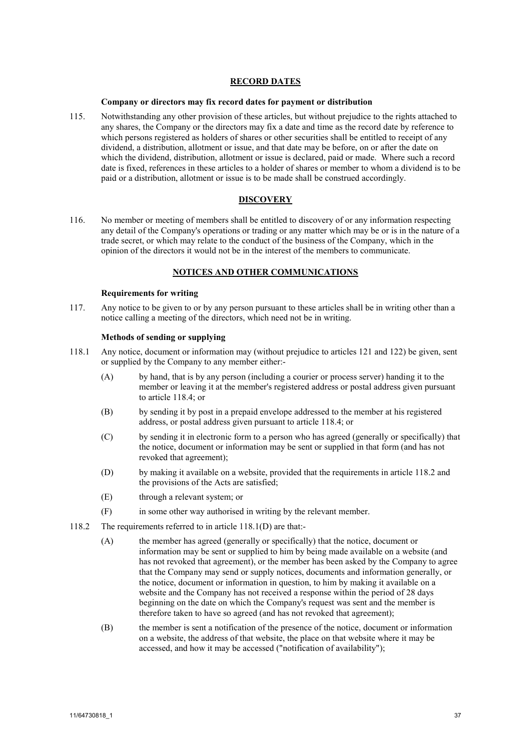## RECORD DATES

### Company or directors may fix record dates for payment or distribution

115. Notwithstanding any other provision of these articles, but without prejudice to the rights attached to any shares, the Company or the directors may fix a date and time as the record date by reference to which persons registered as holders of shares or other securities shall be entitled to receipt of any dividend, a distribution, allotment or issue, and that date may be before, on or after the date on which the dividend, distribution, allotment or issue is declared, paid or made. Where such a record date is fixed, references in these articles to a holder of shares or member to whom a dividend is to be paid or a distribution, allotment or issue is to be made shall be construed accordingly.

## DISCOVERY

116. No member or meeting of members shall be entitled to discovery of or any information respecting any detail of the Company's operations or trading or any matter which may be or is in the nature of a trade secret, or which may relate to the conduct of the business of the Company, which in the opinion of the directors it would not be in the interest of the members to communicate.

## NOTICES AND OTHER COMMUNICATIONS

### Requirements for writing

117. Any notice to be given to or by any person pursuant to these articles shall be in writing other than a notice calling a meeting of the directors, which need not be in writing.

### Methods of sending or supplying

118.1 Any notice, document or information may (without prejudice to articles 121 and 122) be given, sent or supplied by the Company to any member either:-

(A) by hand, that is by any person (including a courier or process server) handing it to the member or leaving it at the member's registered address or postal address given pursuant to article 118.4; or

(B) by sending it by post in a prepaid envelope addressed to the member at his registered address, or postal address given pursuant to article 118.4; or

(C) by sending it in electronic form to a person who has agreed (generally or specifically) that the notice, document or information may be sent or supplied in that form (and has not revoked that agreement);

(D) by making it available on a website, provided that the requirements in article 118.2 and the provisions of the Acts are satisfied;

(E) through a relevant system; or

(F) in some other way authorised in writing by the relevant member.

118.2 The requirements referred to in article 118.1(D) are that:-

(A) the member has agreed (generally or specifically) that the notice, document or information may be sent or supplied to him by being made available on a website (and has not revoked that agreement), or the member has been asked by the Company to agree that the Company may send or supply notices, documents and information generally, or the notice, document or information in question, to him by making it available on a website and the Company has not received a response within the period of 28 days beginning on the date on which the Company's request was sent and the member is therefore taken to have so agreed (and has not revoked that agreement);

(B) the member is sent a notification of the presence of the notice, document or information on a website, the address of that website, the place on that website where it may be accessed, and how it may be accessed ("notification of availability");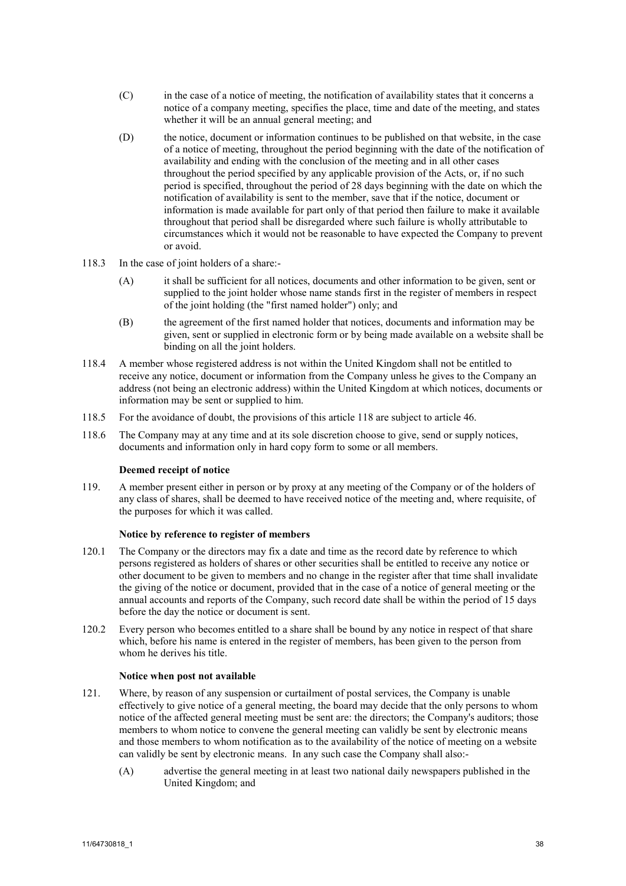(C) in the case of a notice of meeting, the notification of availability states that it concerns a notice of a company meeting, specifies the place, time and date of the meeting, and states whether it will be an annual general meeting; and

(D) the notice, document or information continues to be published on that website, in the case of a notice of meeting, throughout the period beginning with the date of the notification of availability and ending with the conclusion of the meeting and in all other cases throughout the period specified by any applicable provision of the Acts, or, if no such period is specified, throughout the period of 28 days beginning with the date on which the notification of availability is sent to the member, save that if the notice, document or information is made available for part only of that period then failure to make it available throughout that period shall be disregarded where such failure is wholly attributable to circumstances which it would not be reasonable to have expected the Company to prevent or avoid.

118.3 In the case of joint holders of a share:-

(A) it shall be sufficient for all notices, documents and other information to be given, sent or supplied to the joint holder whose name stands first in the register of members in respect of the joint holding (the "first named holder") only; and

(B) the agreement of the first named holder that notices, documents and information may be given, sent or supplied in electronic form or by being made available on a website shall be binding on all the joint holders.

118.4 A member whose registered address is not within the United Kingdom shall not be entitled to receive any notice, document or information from the Company unless he gives to the Company an address (not being an electronic address) within the United Kingdom at which notices, documents or information may be sent or supplied to him.

118.5 For the avoidance of doubt, the provisions of this article 118 are subject to article 46.

118.6 The Company may at any time and at its sole discretion choose to give, send or supply notices, documents and information only in hard copy form to some or all members.

**Deemed receipt of notice**

119. A member present either in person or by proxy at any meeting of the Company or of the holders of any class of shares, shall be deemed to have received notice of the meeting and, where requisite, of the purposes for which it was called.

**Notice by reference to register of members**

120.1 The Company or the directors may fix a date and time as the record date by reference to which persons registered as holders of shares or other securities shall be entitled to receive any notice or other document to be given to members and no change in the register after that time shall invalidate the giving of the notice or document, provided that in the case of a notice of general meeting or the annual accounts and reports of the Company, such record date shall be within the period of 15 days before the day the notice or document is sent.

120.2 Every person who becomes entitled to a share shall be bound by any notice in respect of that share which, before his name is entered in the register of members, has been given to the person from whom he derives his title.

**Notice when post not available**

121. Where, by reason of any suspension or curtailment of postal services, the Company is unable effectively to give notice of a general meeting, the board may decide that the only persons to whom notice of the affected general meeting must be sent are: the directors; the Company's auditors; those members to whom notice to convene the general meeting can validly be sent by electronic means and those members to whom notification as to the availability of the notice of meeting on a website can validly be sent by electronic means. In any such case the Company shall also:-

(A) advertise the general meeting in at least two national daily newspapers published in the United Kingdom; and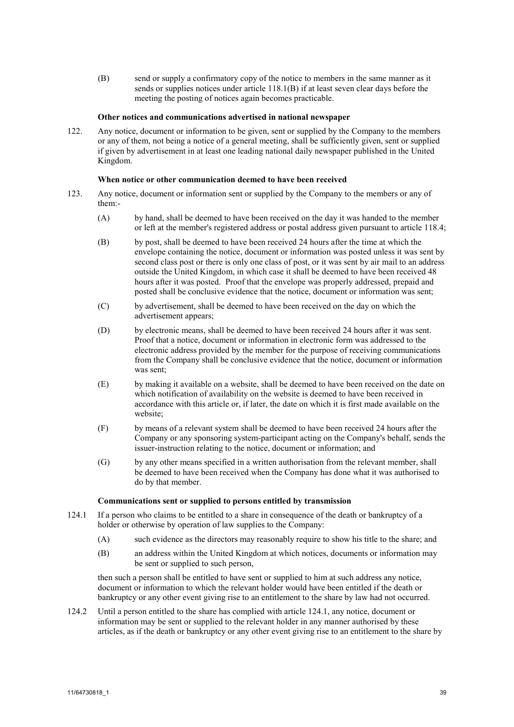(B) send or supply a confirmatory copy of the notice to members in the same manner as it sends or supplies notices under article 118.1(B) if at least seven clear days before the meeting the posting of notices again becomes practicable.

**Other notices and communications advertised in national newspaper**

122. Any notice, document or information to be given, sent or supplied by the Company to the members or any of them, not being a notice of a general meeting, shall be sufficiently given, sent or supplied if given by advertisement in at least one leading national daily newspaper published in the United Kingdom.

**When notice or other communication deemed to have been received**

123. Any notice, document or information sent or supplied by the Company to the members or any of them:-

(A) by hand, shall be deemed to have been received on the day it was handed to the member or left at the member's registered address or postal address given pursuant to article 118.4;

(B) by post, shall be deemed to have been received 24 hours after the time at which the envelope containing the notice, document or information was posted unless it was sent by second class post or there is only one class of post, or it was sent by air mail to an address outside the United Kingdom, in which case it shall be deemed to have been received 48 hours after it was posted. Proof that the envelope was properly addressed, prepaid and posted shall be conclusive evidence that the notice, document or information was sent;

(C) by advertisement, shall be deemed to have been received on the day on which the advertisement appears;

(D) by electronic means, shall be deemed to have been received 24 hours after it was sent. Proof that a notice, document or information in electronic form was addressed to the electronic address provided by the member for the purpose of receiving communications from the Company shall be conclusive evidence that the notice, document or information was sent;

(E) by making it available on a website, shall be deemed to have been received on the date on which notification of availability on the website is deemed to have been received in accordance with this article or, if later, the date on which it is first made available on the website;

(F) by means of a relevant system shall be deemed to have been received 24 hours after the Company or any sponsoring system-participant acting on the Company's behalf, sends the issuer-instruction relating to the notice, document or information; and

(G) by any other means specified in a written authorisation from the relevant member, shall be deemed to have been received when the Company has done what it was authorised to do by that member.

**Communications sent or supplied to persons entitled by transmission**

124.1 If a person who claims to be entitled to a share in consequence of the death or bankruptcy of a holder or otherwise by operation of law supplies to the Company:

(A) such evidence as the directors may reasonably require to show his title to the share; and

(B) an address within the United Kingdom at which notices, documents or information may be sent or supplied to such person,

then such a person shall be entitled to have sent or supplied to him at such address any notice, document or information to which the relevant holder would have been entitled if the death or bankruptcy or any other event giving rise to an entitlement to the share by law had not occurred.

124.2 Until a person entitled to the share has complied with article 124.1, any notice, document or information may be sent or supplied to the relevant holder in any manner authorised by these articles, as if the death or bankruptcy or any other event giving rise to an entitlement to the share by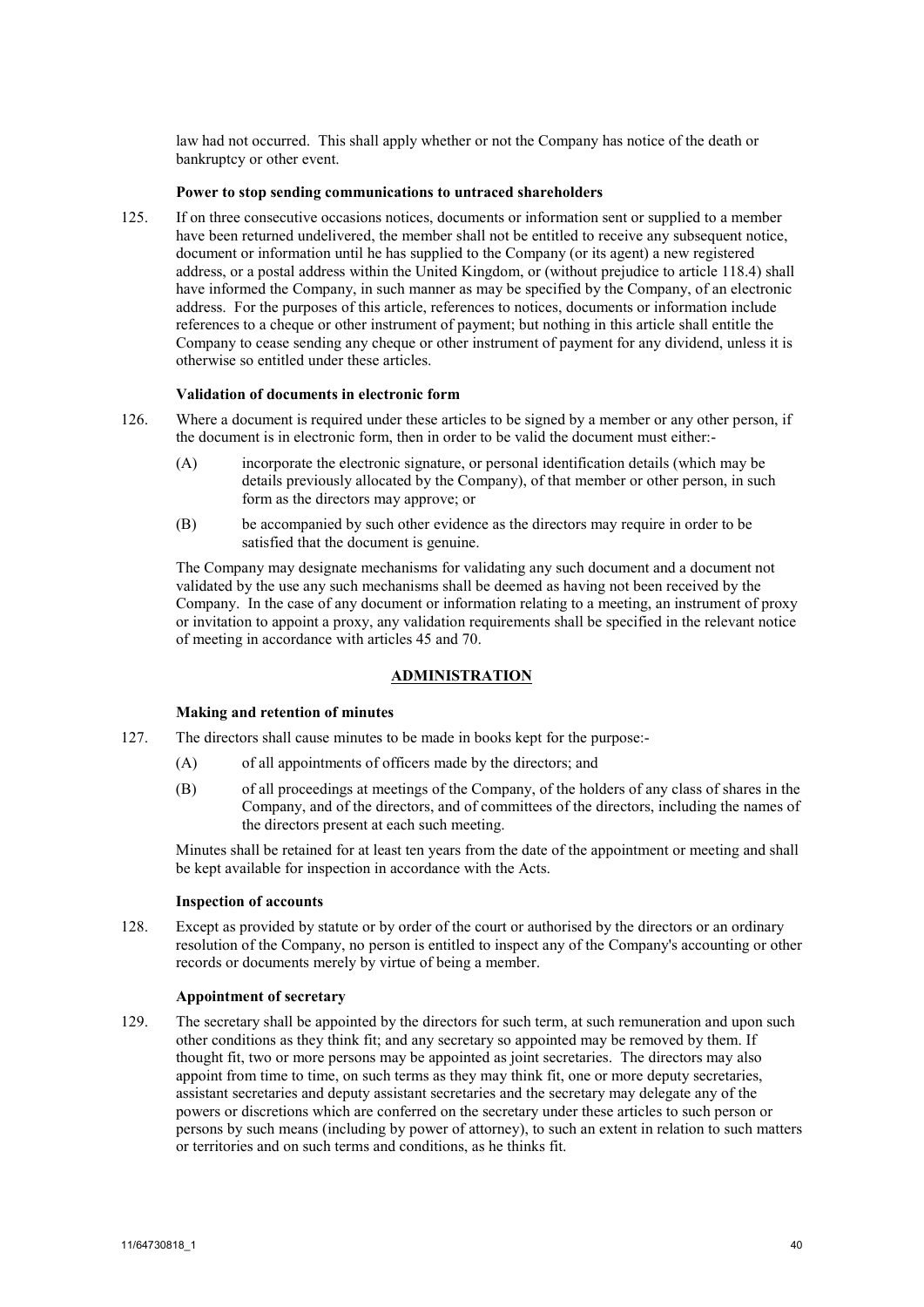law had not occurred. This shall apply whether or not the Company has notice of the death or bankruptcy or other event.

**Power to stop sending communications to untraced shareholders**

125. If on three consecutive occasions notices, documents or information sent or supplied to a member have been returned undelivered, the member shall not be entitled to receive any subsequent notice, document or information until he has supplied to the Company (or its agent) a new registered address, or a postal address within the United Kingdom, or (without prejudice to article 118.4) shall have informed the Company, in such manner as may be specified by the Company, of an electronic address. For the purposes of this article, references to notices, documents or information include references to a cheque or other instrument of payment; but nothing in this article shall entitle the Company to cease sending any cheque or other instrument of payment for any dividend, unless it is otherwise so entitled under these articles.

**Validation of documents in electronic form**

126. Where a document is required under these articles to be signed by a member or any other person, if the document is in electronic form, then in order to be valid the document must either:-

(A) incorporate the electronic signature, or personal identification details (which may be details previously allocated by the Company), of that member or other person, in such form as the directors may approve; or

(B) be accompanied by such other evidence as the directors may require in order to be satisfied that the document is genuine.

The Company may designate mechanisms for validating any such document and a document not validated by the use any such mechanisms shall be deemed as having not been received by the Company. In the case of any document or information relating to a meeting, an instrument of proxy or invitation to appoint a proxy, any validation requirements shall be specified in the relevant notice of meeting in accordance with articles 45 and 70.

## ADMINISTRATION

**Making and retention of minutes**

127. The directors shall cause minutes to be made in books kept for the purpose:-

(A) of all appointments of officers made by the directors; and

(B) of all proceedings at meetings of the Company, of the holders of any class of shares in the Company, and of the directors, and of committees of the directors, including the names of the directors present at each such meeting.

Minutes shall be retained for at least ten years from the date of the appointment or meeting and shall be kept available for inspection in accordance with the Acts.

**Inspection of accounts**

128. Except as provided by statute or by order of the court or authorised by the directors or an ordinary resolution of the Company, no person is entitled to inspect any of the Company's accounting or other records or documents merely by virtue of being a member.

**Appointment of secretary**

129. The secretary shall be appointed by the directors for such term, at such remuneration and upon such other conditions as they think fit; and any secretary so appointed may be removed by them. If thought fit, two or more persons may be appointed as joint secretaries. The directors may also appoint from time to time, on such terms as they may think fit, one or more deputy secretaries, assistant secretaries and deputy assistant secretaries and the secretary may delegate any of the powers or discretions which are conferred on the secretary under these articles to such person or persons by such means (including by power of attorney), to such an extent in relation to such matters or territories and on such terms and conditions, as he thinks fit.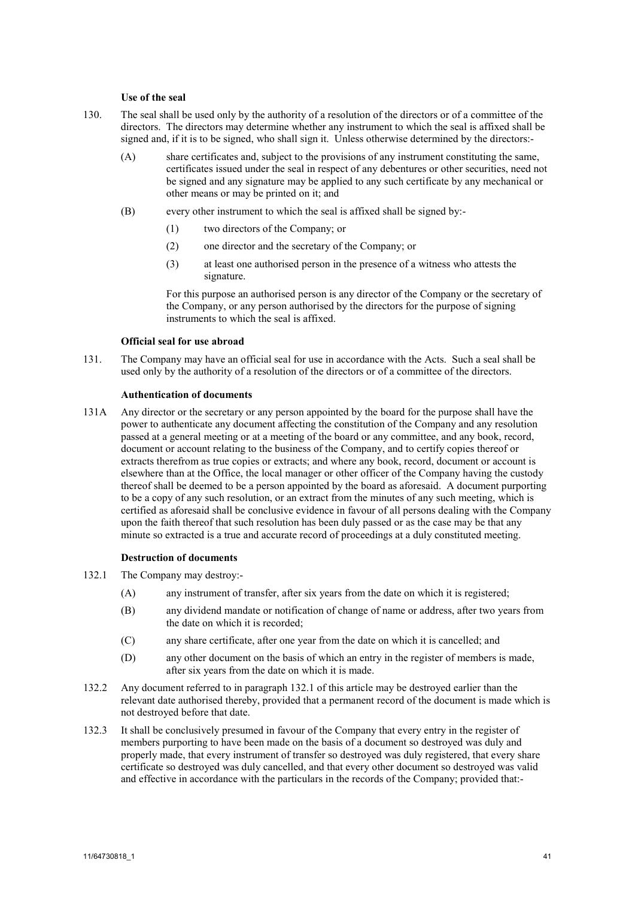### Use of the seal

130. The seal shall be used only by the authority of a resolution of the directors or of a committee of the directors. The directors may determine whether any instrument to which the seal is affixed shall be signed and, if it is to be signed, who shall sign it. Unless otherwise determined by the directors:-

   (A) share certificates and, subject to the provisions of any instrument constituting the same, certificates issued under the seal in respect of any debentures or other securities, need not be signed and any signature may be applied to any such certificate by any mechanical or other means or may be printed on it; and

   (B) every other instrument to which the seal is affixed shall be signed by:-

      (1) two directors of the Company; or

      (2) one director and the secretary of the Company; or

      (3) at least one authorised person in the presence of a witness who attests the signature.

   For this purpose an authorised person is any director of the Company or the secretary of the Company, or any person authorised by the directors for the purpose of signing instruments to which the seal is affixed.

### Official seal for use abroad

131. The Company may have an official seal for use in accordance with the Acts. Such a seal shall be used only by the authority of a resolution of the directors or of a committee of the directors.

### Authentication of documents

131A Any director or the secretary or any person appointed by the board for the purpose shall have the power to authenticate any document affecting the constitution of the Company and any resolution passed at a general meeting or at a meeting of the board or any committee, and any book, record, document or account relating to the business of the Company, and to certify copies thereof or extracts therefrom as true copies or extracts; and where any book, record, document or account is elsewhere than at the Office, the local manager or other officer of the Company having the custody thereof shall be deemed to be a person appointed by the board as aforesaid. A document purporting to be a copy of any such resolution, or an extract from the minutes of any such meeting, which is certified as aforesaid shall be conclusive evidence in favour of all persons dealing with the Company upon the faith thereof that such resolution has been duly passed or as the case may be that any minute so extracted is a true and accurate record of proceedings at a duly constituted meeting.

### Destruction of documents

132.1 The Company may destroy:-

   (A) any instrument of transfer, after six years from the date on which it is registered;

   (B) any dividend mandate or notification of change of name or address, after two years from the date on which it is recorded;

   (C) any share certificate, after one year from the date on which it is cancelled; and

   (D) any other document on the basis of which an entry in the register of members is made, after six years from the date on which it is made.

132.2 Any document referred to in paragraph 132.1 of this article may be destroyed earlier than the relevant date authorised thereby, provided that a permanent record of the document is made which is not destroyed before that date.

132.3 It shall be conclusively presumed in favour of the Company that every entry in the register of members purporting to have been made on the basis of a document so destroyed was duly and properly made, that every instrument of transfer so destroyed was duly registered, that every share certificate so destroyed was duly cancelled, and that every other document so destroyed was valid and effective in accordance with the particulars in the records of the Company; provided that:-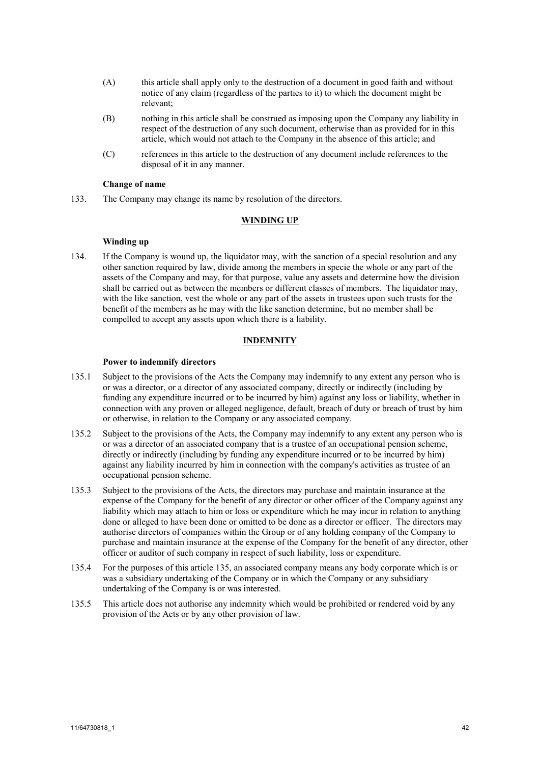(A) this article shall apply only to the destruction of a document in good faith and without notice of any claim (regardless of the parties to it) to which the document might be relevant;

(B) nothing in this article shall be construed as imposing upon the Company any liability in respect of the destruction of any such document, otherwise than as provided for in this article, which would not attach to the Company in the absence of this article; and

(C) references in this article to the destruction of any document include references to the disposal of it in any manner.

**Change of name**

133. The Company may change its name by resolution of the directors.

## WINDING UP

**Winding up**

134. If the Company is wound up, the liquidator may, with the sanction of a special resolution and any other sanction required by law, divide among the members in specie the whole or any part of the assets of the Company and may, for that purpose, value any assets and determine how the division shall be carried out as between the members or different classes of members. The liquidator may, with the like sanction, vest the whole or any part of the assets in trustees upon such trusts for the benefit of the members as he may with the like sanction determine, but no member shall be compelled to accept any assets upon which there is a liability.

## INDEMNITY

**Power to indemnify directors**

135.1 Subject to the provisions of the Acts the Company may indemnify to any extent any person who is or was a director, or a director of any associated company, directly or indirectly (including by funding any expenditure incurred or to be incurred by him) against any loss or liability, whether in connection with any proven or alleged negligence, default, breach of duty or breach of trust by him or otherwise, in relation to the Company or any associated company.

135.2 Subject to the provisions of the Acts, the Company may indemnify to any extent any person who is or was a director of an associated company that is a trustee of an occupational pension scheme, directly or indirectly (including by funding any expenditure incurred or to be incurred by him) against any liability incurred by him in connection with the company's activities as trustee of an occupational pension scheme.

135.3 Subject to the provisions of the Acts, the directors may purchase and maintain insurance at the expense of the Company for the benefit of any director or other officer of the Company against any liability which may attach to him or loss or expenditure which he may incur in relation to anything done or alleged to have been done or omitted to be done as a director or officer. The directors may authorise directors of companies within the Group or of any holding company of the Company to purchase and maintain insurance at the expense of the Company for the benefit of any director, other officer or auditor of such company in respect of such liability, loss or expenditure.

135.4 For the purposes of this article 135, an associated company means any body corporate which is or was a subsidiary undertaking of the Company or in which the Company or any subsidiary undertaking of the Company is or was interested.

135.5 This article does not authorise any indemnity which would be prohibited or rendered void by any provision of the Acts or by any other provision of law.